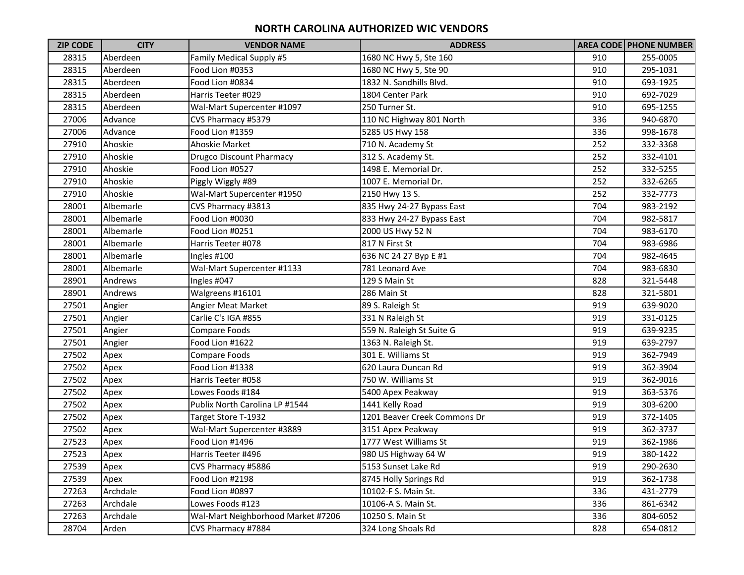# NORTH CAROLINA AUTHORIZED WIC VENDORS

| ZIP CODE | CITY | VENDOR NAME | ADDRESS | AREA CODE | PHONE NUMBER |
|---|---|---|---|---|---|
| 28315 | Aberdeen | Family Medical Supply #5 | 1680 NC Hwy 5, Ste 160 | 910 | 255-0005 |
| 28315 | Aberdeen | Food Lion #0353 | 1680 NC Hwy 5, Ste 90 | 910 | 295-1031 |
| 28315 | Aberdeen | Food Lion #0834 | 1832 N. Sandhills Blvd. | 910 | 693-1925 |
| 28315 | Aberdeen | Harris Teeter #029 | 1804 Center Park | 910 | 692-7029 |
| 28315 | Aberdeen | Wal-Mart Supercenter #1097 | 250 Turner St. | 910 | 695-1255 |
| 27006 | Advance | CVS Pharmacy #5379 | 110 NC Highway 801 North | 336 | 940-6870 |
| 27006 | Advance | Food Lion #1359 | 5285 US Hwy 158 | 336 | 998-1678 |
| 27910 | Ahoskie | Ahoskie Market | 710 N. Academy St | 252 | 332-3368 |
| 27910 | Ahoskie | Drugco Discount Pharmacy | 312 S. Academy St. | 252 | 332-4101 |
| 27910 | Ahoskie | Food Lion #0527 | 1498 E. Memorial Dr. | 252 | 332-5255 |
| 27910 | Ahoskie | Piggly Wiggly #89 | 1007 E. Memorial Dr. | 252 | 332-6265 |
| 27910 | Ahoskie | Wal-Mart Supercenter #1950 | 2150 Hwy 13 S. | 252 | 332-7773 |
| 28001 | Albemarle | CVS Pharmacy #3813 | 835 Hwy 24-27 Bypass East | 704 | 983-2192 |
| 28001 | Albemarle | Food Lion #0030 | 833 Hwy 24-27 Bypass East | 704 | 982-5817 |
| 28001 | Albemarle | Food Lion #0251 | 2000 US Hwy 52 N | 704 | 983-6170 |
| 28001 | Albemarle | Harris Teeter #078 | 817 N First St | 704 | 983-6986 |
| 28001 | Albemarle | Ingles #100 | 636 NC 24 27 Byp E #1 | 704 | 982-4645 |
| 28001 | Albemarle | Wal-Mart Supercenter #1133 | 781 Leonard Ave | 704 | 983-6830 |
| 28901 | Andrews | Ingles #047 | 129 S Main St | 828 | 321-5448 |
| 28901 | Andrews | Walgreens #16101 | 286 Main St | 828 | 321-5801 |
| 27501 | Angier | Angier Meat Market | 89 S. Raleigh St | 919 | 639-9020 |
| 27501 | Angier | Carlie C's IGA #855 | 331 N Raleigh St | 919 | 331-0125 |
| 27501 | Angier | Compare Foods | 559 N. Raleigh St Suite G | 919 | 639-9235 |
| 27501 | Angier | Food Lion #1622 | 1363 N. Raleigh St. | 919 | 639-2797 |
| 27502 | Apex | Compare Foods | 301 E. Williams St | 919 | 362-7949 |
| 27502 | Apex | Food Lion #1338 | 620 Laura Duncan Rd | 919 | 362-3904 |
| 27502 | Apex | Harris Teeter #058 | 750 W. Williams St | 919 | 362-9016 |
| 27502 | Apex | Lowes Foods #184 | 5400 Apex Peakway | 919 | 363-5376 |
| 27502 | Apex | Publix North Carolina LP #1544 | 1441 Kelly Road | 919 | 303-6200 |
| 27502 | Apex | Target Store T-1932 | 1201 Beaver Creek Commons Dr | 919 | 372-1405 |
| 27502 | Apex | Wal-Mart Supercenter #3889 | 3151 Apex Peakway | 919 | 362-3737 |
| 27523 | Apex | Food Lion #1496 | 1777 West Williams St | 919 | 362-1986 |
| 27523 | Apex | Harris Teeter #496 | 980 US Highway 64 W | 919 | 380-1422 |
| 27539 | Apex | CVS Pharmacy #5886 | 5153 Sunset Lake Rd | 919 | 290-2630 |
| 27539 | Apex | Food Lion #2198 | 8745 Holly Springs Rd | 919 | 362-1738 |
| 27263 | Archdale | Food Lion #0897 | 10102-F S. Main St. | 336 | 431-2779 |
| 27263 | Archdale | Lowes Foods #123 | 10106-A S. Main St. | 336 | 861-6342 |
| 27263 | Archdale | Wal-Mart Neighborhood Market #7206 | 10250 S. Main St | 336 | 804-6052 |
| 28704 | Arden | CVS Pharmacy #7884 | 324 Long Shoals Rd | 828 | 654-0812 |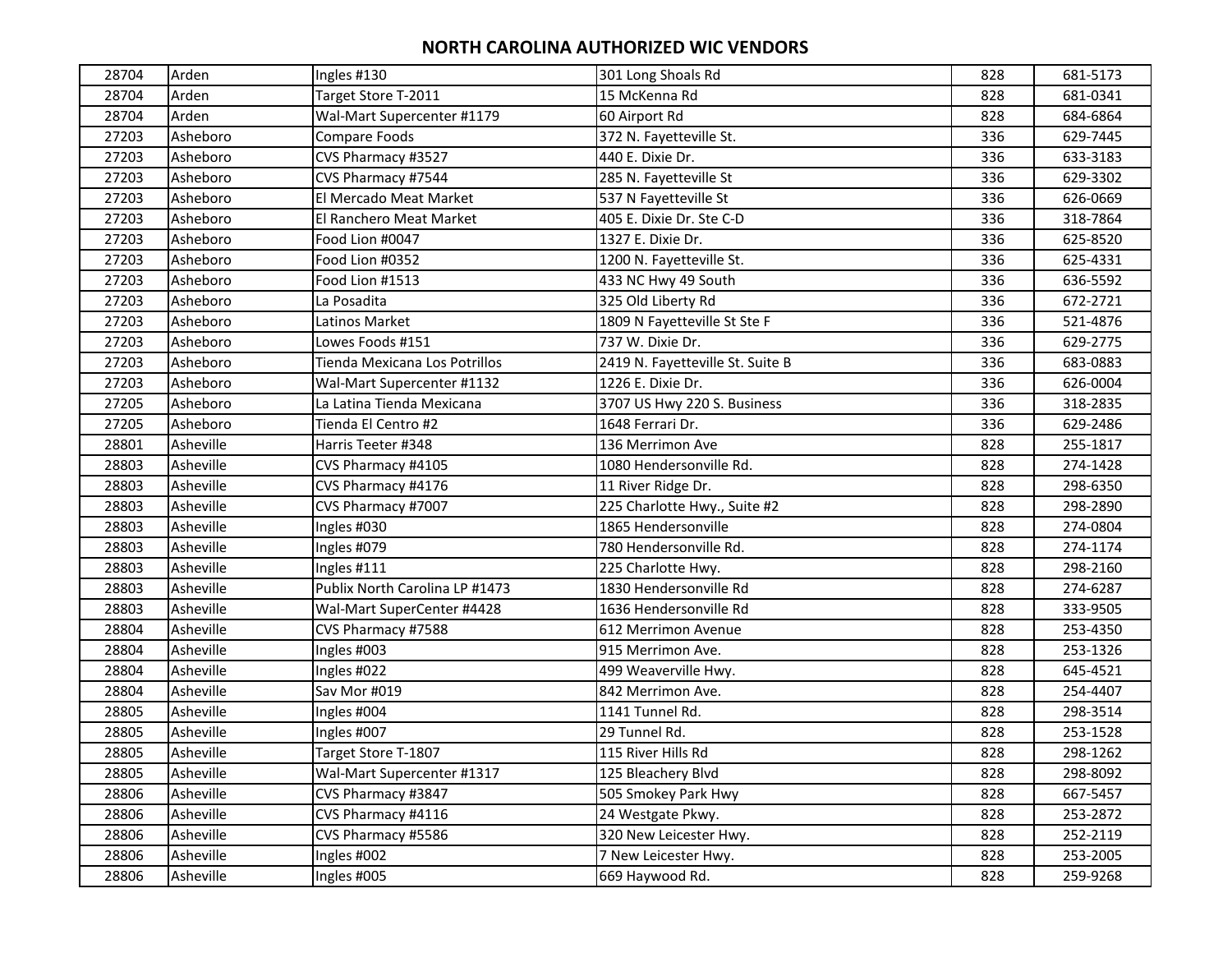# NORTH CAROLINA AUTHORIZED WIC VENDORS

| | | | | | |
|---|---|---|---|---|---|
| 28704 | Arden | Ingles #130 | 301 Long Shoals Rd | 828 | 681-5173 |
| 28704 | Arden | Target Store T-2011 | 15 McKenna Rd | 828 | 681-0341 |
| 28704 | Arden | Wal-Mart Supercenter #1179 | 60 Airport Rd | 828 | 684-6864 |
| 27203 | Asheboro | Compare Foods | 372 N. Fayetteville St. | 336 | 629-7445 |
| 27203 | Asheboro | CVS Pharmacy #3527 | 440 E. Dixie Dr. | 336 | 633-3183 |
| 27203 | Asheboro | CVS Pharmacy #7544 | 285 N. Fayetteville St | 336 | 629-3302 |
| 27203 | Asheboro | El Mercado Meat Market | 537 N Fayetteville St | 336 | 626-0669 |
| 27203 | Asheboro | El Ranchero Meat Market | 405 E. Dixie Dr. Ste C-D | 336 | 318-7864 |
| 27203 | Asheboro | Food Lion #0047 | 1327 E. Dixie Dr. | 336 | 625-8520 |
| 27203 | Asheboro | Food Lion #0352 | 1200 N. Fayetteville St. | 336 | 625-4331 |
| 27203 | Asheboro | Food Lion #1513 | 433 NC Hwy 49 South | 336 | 636-5592 |
| 27203 | Asheboro | La Posadita | 325 Old Liberty Rd | 336 | 672-2721 |
| 27203 | Asheboro | Latinos Market | 1809 N Fayetteville St Ste F | 336 | 521-4876 |
| 27203 | Asheboro | Lowes Foods #151 | 737 W. Dixie Dr. | 336 | 629-2775 |
| 27203 | Asheboro | Tienda Mexicana Los Potrillos | 2419 N. Fayetteville St. Suite B | 336 | 683-0883 |
| 27203 | Asheboro | Wal-Mart Supercenter #1132 | 1226 E. Dixie Dr. | 336 | 626-0004 |
| 27205 | Asheboro | La Latina Tienda Mexicana | 3707 US Hwy 220 S. Business | 336 | 318-2835 |
| 27205 | Asheboro | Tienda El Centro #2 | 1648 Ferrari Dr. | 336 | 629-2486 |
| 28801 | Asheville | Harris Teeter #348 | 136 Merrimon Ave | 828 | 255-1817 |
| 28803 | Asheville | CVS Pharmacy #4105 | 1080 Hendersonville Rd. | 828 | 274-1428 |
| 28803 | Asheville | CVS Pharmacy #4176 | 11 River Ridge Dr. | 828 | 298-6350 |
| 28803 | Asheville | CVS Pharmacy #7007 | 225 Charlotte Hwy., Suite #2 | 828 | 298-2890 |
| 28803 | Asheville | Ingles #030 | 1865 Hendersonville | 828 | 274-0804 |
| 28803 | Asheville | Ingles #079 | 780 Hendersonville Rd. | 828 | 274-1174 |
| 28803 | Asheville | Ingles #111 | 225 Charlotte Hwy. | 828 | 298-2160 |
| 28803 | Asheville | Publix North Carolina LP #1473 | 1830 Hendersonville Rd | 828 | 274-6287 |
| 28803 | Asheville | Wal-Mart SuperCenter #4428 | 1636 Hendersonville Rd | 828 | 333-9505 |
| 28804 | Asheville | CVS Pharmacy #7588 | 612 Merrimon Avenue | 828 | 253-4350 |
| 28804 | Asheville | Ingles #003 | 915 Merrimon Ave. | 828 | 253-1326 |
| 28804 | Asheville | Ingles #022 | 499 Weaverville Hwy. | 828 | 645-4521 |
| 28804 | Asheville | Sav Mor #019 | 842 Merrimon Ave. | 828 | 254-4407 |
| 28805 | Asheville | Ingles #004 | 1141 Tunnel Rd. | 828 | 298-3514 |
| 28805 | Asheville | Ingles #007 | 29 Tunnel Rd. | 828 | 253-1528 |
| 28805 | Asheville | Target Store T-1807 | 115 River Hills Rd | 828 | 298-1262 |
| 28805 | Asheville | Wal-Mart Supercenter #1317 | 125 Bleachery Blvd | 828 | 298-8092 |
| 28806 | Asheville | CVS Pharmacy #3847 | 505 Smokey Park Hwy | 828 | 667-5457 |
| 28806 | Asheville | CVS Pharmacy #4116 | 24 Westgate Pkwy. | 828 | 253-2872 |
| 28806 | Asheville | CVS Pharmacy #5586 | 320 New Leicester Hwy. | 828 | 252-2119 |
| 28806 | Asheville | Ingles #002 | 7 New Leicester Hwy. | 828 | 253-2005 |
| 28806 | Asheville | Ingles #005 | 669 Haywood Rd. | 828 | 259-9268 |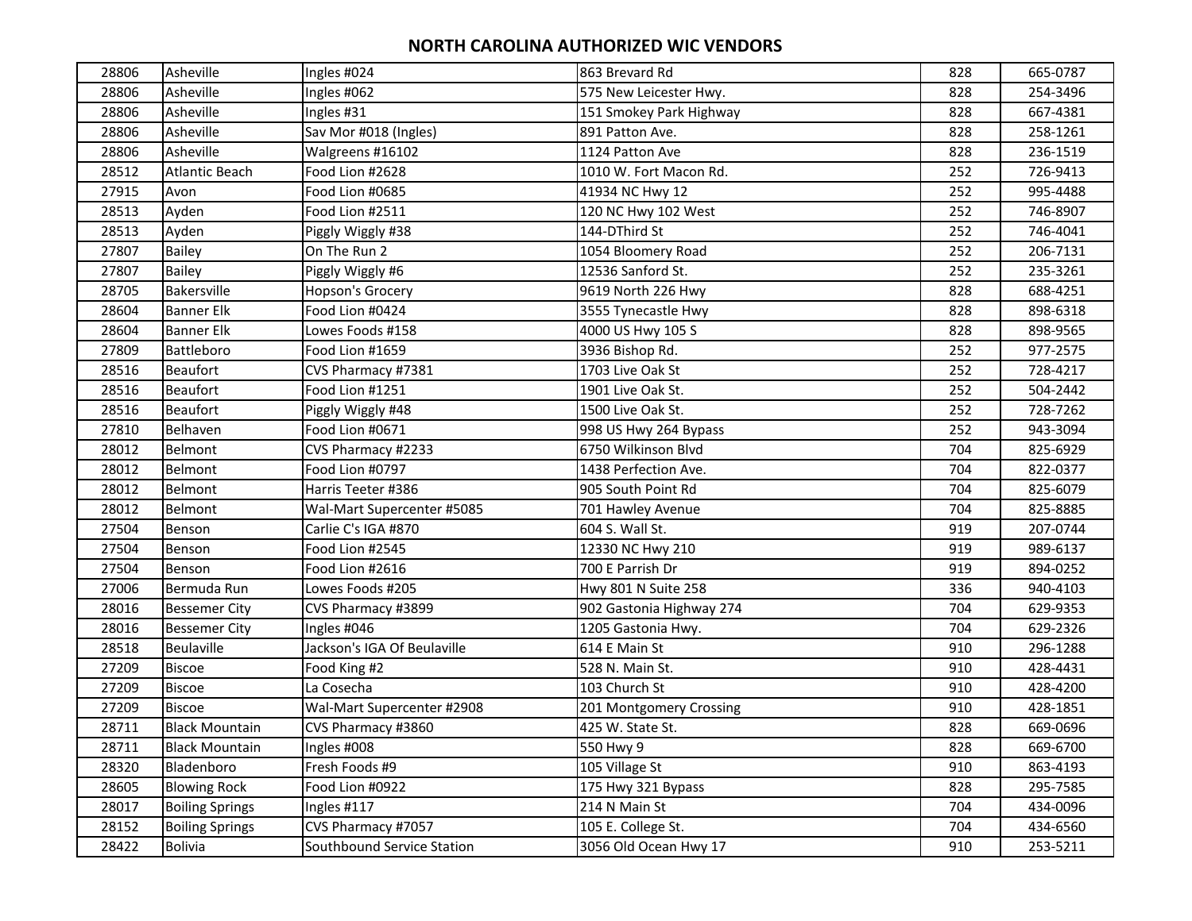# NORTH CAROLINA AUTHORIZED WIC VENDORS

| | | | | | |
|---|---|---|---|---|---|
| 28806 | Asheville | Ingles #024 | 863 Brevard Rd | 828 | 665-0787 |
| 28806 | Asheville | Ingles #062 | 575 New Leicester Hwy. | 828 | 254-3496 |
| 28806 | Asheville | Ingles #31 | 151 Smokey Park Highway | 828 | 667-4381 |
| 28806 | Asheville | Sav Mor #018 (Ingles) | 891 Patton Ave. | 828 | 258-1261 |
| 28806 | Asheville | Walgreens #16102 | 1124 Patton Ave | 828 | 236-1519 |
| 28512 | Atlantic Beach | Food Lion #2628 | 1010 W. Fort Macon Rd. | 252 | 726-9413 |
| 27915 | Avon | Food Lion #0685 | 41934 NC Hwy 12 | 252 | 995-4488 |
| 28513 | Ayden | Food Lion #2511 | 120 NC Hwy 102 West | 252 | 746-8907 |
| 28513 | Ayden | Piggly Wiggly #38 | 144-DThird St | 252 | 746-4041 |
| 27807 | Bailey | On The Run 2 | 1054 Bloomery Road | 252 | 206-7131 |
| 27807 | Bailey | Piggly Wiggly #6 | 12536 Sanford St. | 252 | 235-3261 |
| 28705 | Bakersville | Hopson's Grocery | 9619 North 226 Hwy | 828 | 688-4251 |
| 28604 | Banner Elk | Food Lion #0424 | 3555 Tynecastle Hwy | 828 | 898-6318 |
| 28604 | Banner Elk | Lowes Foods #158 | 4000 US Hwy 105 S | 828 | 898-9565 |
| 27809 | Battleboro | Food Lion #1659 | 3936 Bishop Rd. | 252 | 977-2575 |
| 28516 | Beaufort | CVS Pharmacy #7381 | 1703 Live Oak St | 252 | 728-4217 |
| 28516 | Beaufort | Food Lion #1251 | 1901 Live Oak St. | 252 | 504-2442 |
| 28516 | Beaufort | Piggly Wiggly #48 | 1500 Live Oak St. | 252 | 728-7262 |
| 27810 | Belhaven | Food Lion #0671 | 998 US Hwy 264 Bypass | 252 | 943-3094 |
| 28012 | Belmont | CVS Pharmacy #2233 | 6750 Wilkinson Blvd | 704 | 825-6929 |
| 28012 | Belmont | Food Lion #0797 | 1438 Perfection Ave. | 704 | 822-0377 |
| 28012 | Belmont | Harris Teeter #386 | 905 South Point Rd | 704 | 825-6079 |
| 28012 | Belmont | Wal-Mart Supercenter #5085 | 701 Hawley Avenue | 704 | 825-8885 |
| 27504 | Benson | Carlie C's IGA #870 | 604 S. Wall St. | 919 | 207-0744 |
| 27504 | Benson | Food Lion #2545 | 12330 NC Hwy 210 | 919 | 989-6137 |
| 27504 | Benson | Food Lion #2616 | 700 E Parrish Dr | 919 | 894-0252 |
| 27006 | Bermuda Run | Lowes Foods #205 | Hwy 801 N Suite 258 | 336 | 940-4103 |
| 28016 | Bessemer City | CVS Pharmacy #3899 | 902 Gastonia Highway 274 | 704 | 629-9353 |
| 28016 | Bessemer City | Ingles #046 | 1205 Gastonia Hwy. | 704 | 629-2326 |
| 28518 | Beulaville | Jackson's IGA Of Beulaville | 614 E Main St | 910 | 296-1288 |
| 27209 | Biscoe | Food King #2 | 528 N. Main St. | 910 | 428-4431 |
| 27209 | Biscoe | La Cosecha | 103 Church St | 910 | 428-4200 |
| 27209 | Biscoe | Wal-Mart Supercenter #2908 | 201 Montgomery Crossing | 910 | 428-1851 |
| 28711 | Black Mountain | CVS Pharmacy #3860 | 425 W. State St. | 828 | 669-0696 |
| 28711 | Black Mountain | Ingles #008 | 550 Hwy 9 | 828 | 669-6700 |
| 28320 | Bladenboro | Fresh Foods #9 | 105 Village St | 910 | 863-4193 |
| 28605 | Blowing Rock | Food Lion #0922 | 175 Hwy 321 Bypass | 828 | 295-7585 |
| 28017 | Boiling Springs | Ingles #117 | 214 N Main St | 704 | 434-0096 |
| 28152 | Boiling Springs | CVS Pharmacy #7057 | 105 E. College St. | 704 | 434-6560 |
| 28422 | Bolivia | Southbound Service Station | 3056 Old Ocean Hwy 17 | 910 | 253-5211 |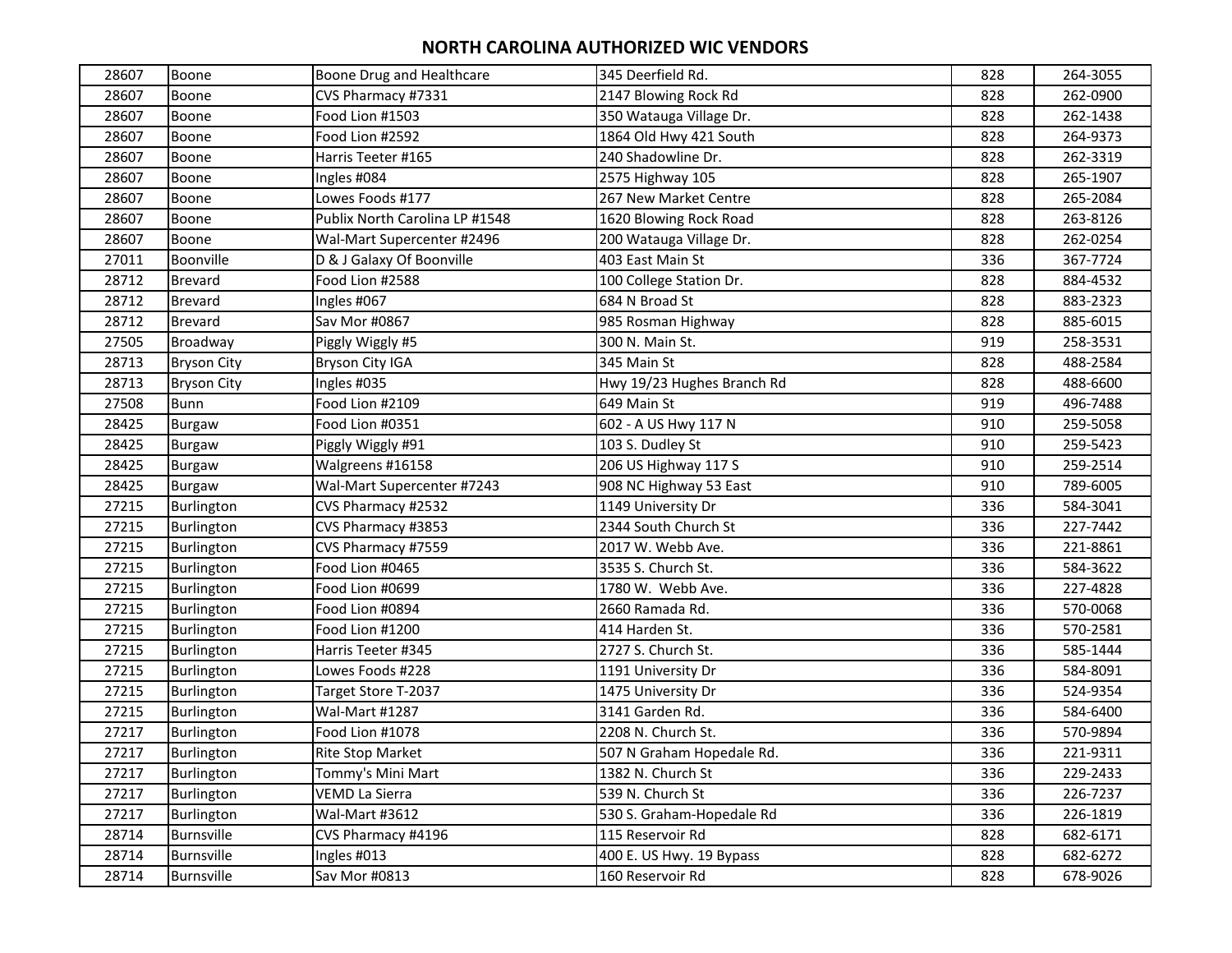# NORTH CAROLINA AUTHORIZED WIC VENDORS

| | | | | | |
|---|---|---|---|---|---|
| 28607 | Boone | Boone Drug and Healthcare | 345 Deerfield Rd. | 828 | 264-3055 |
| 28607 | Boone | CVS Pharmacy #7331 | 2147 Blowing Rock Rd | 828 | 262-0900 |
| 28607 | Boone | Food Lion #1503 | 350 Watauga Village Dr. | 828 | 262-1438 |
| 28607 | Boone | Food Lion #2592 | 1864 Old Hwy 421 South | 828 | 264-9373 |
| 28607 | Boone | Harris Teeter #165 | 240 Shadowline Dr. | 828 | 262-3319 |
| 28607 | Boone | Ingles #084 | 2575 Highway 105 | 828 | 265-1907 |
| 28607 | Boone | Lowes Foods #177 | 267 New Market Centre | 828 | 265-2084 |
| 28607 | Boone | Publix North Carolina LP #1548 | 1620 Blowing Rock Road | 828 | 263-8126 |
| 28607 | Boone | Wal-Mart Supercenter #2496 | 200 Watauga Village Dr. | 828 | 262-0254 |
| 27011 | Boonville | D & J Galaxy Of Boonville | 403 East Main St | 336 | 367-7724 |
| 28712 | Brevard | Food Lion #2588 | 100 College Station Dr. | 828 | 884-4532 |
| 28712 | Brevard | Ingles #067 | 684 N Broad St | 828 | 883-2323 |
| 28712 | Brevard | Sav Mor #0867 | 985 Rosman Highway | 828 | 885-6015 |
| 27505 | Broadway | Piggly Wiggly #5 | 300 N. Main St. | 919 | 258-3531 |
| 28713 | Bryson City | Bryson City IGA | 345 Main St | 828 | 488-2584 |
| 28713 | Bryson City | Ingles #035 | Hwy 19/23 Hughes Branch Rd | 828 | 488-6600 |
| 27508 | Bunn | Food Lion #2109 | 649 Main St | 919 | 496-7488 |
| 28425 | Burgaw | Food Lion #0351 | 602 - A US Hwy 117 N | 910 | 259-5058 |
| 28425 | Burgaw | Piggly Wiggly #91 | 103 S. Dudley St | 910 | 259-5423 |
| 28425 | Burgaw | Walgreens #16158 | 206 US Highway 117 S | 910 | 259-2514 |
| 28425 | Burgaw | Wal-Mart Supercenter #7243 | 908 NC Highway 53 East | 910 | 789-6005 |
| 27215 | Burlington | CVS Pharmacy #2532 | 1149 University Dr | 336 | 584-3041 |
| 27215 | Burlington | CVS Pharmacy #3853 | 2344 South Church St | 336 | 227-7442 |
| 27215 | Burlington | CVS Pharmacy #7559 | 2017 W. Webb Ave. | 336 | 221-8861 |
| 27215 | Burlington | Food Lion #0465 | 3535 S. Church St. | 336 | 584-3622 |
| 27215 | Burlington | Food Lion #0699 | 1780 W. Webb Ave. | 336 | 227-4828 |
| 27215 | Burlington | Food Lion #0894 | 2660 Ramada Rd. | 336 | 570-0068 |
| 27215 | Burlington | Food Lion #1200 | 414 Harden St. | 336 | 570-2581 |
| 27215 | Burlington | Harris Teeter #345 | 2727 S. Church St. | 336 | 585-1444 |
| 27215 | Burlington | Lowes Foods #228 | 1191 University Dr | 336 | 584-8091 |
| 27215 | Burlington | Target Store T-2037 | 1475 University Dr | 336 | 524-9354 |
| 27215 | Burlington | Wal-Mart #1287 | 3141 Garden Rd. | 336 | 584-6400 |
| 27217 | Burlington | Food Lion #1078 | 2208 N. Church St. | 336 | 570-9894 |
| 27217 | Burlington | Rite Stop Market | 507 N Graham Hopedale Rd. | 336 | 221-9311 |
| 27217 | Burlington | Tommy's Mini Mart | 1382 N. Church St | 336 | 229-2433 |
| 27217 | Burlington | VEMD La Sierra | 539 N. Church St | 336 | 226-7237 |
| 27217 | Burlington | Wal-Mart #3612 | 530 S. Graham-Hopedale Rd | 336 | 226-1819 |
| 28714 | Burnsville | CVS Pharmacy #4196 | 115 Reservoir Rd | 828 | 682-6171 |
| 28714 | Burnsville | Ingles #013 | 400 E. US Hwy. 19 Bypass | 828 | 682-6272 |
| 28714 | Burnsville | Sav Mor #0813 | 160 Reservoir Rd | 828 | 678-9026 |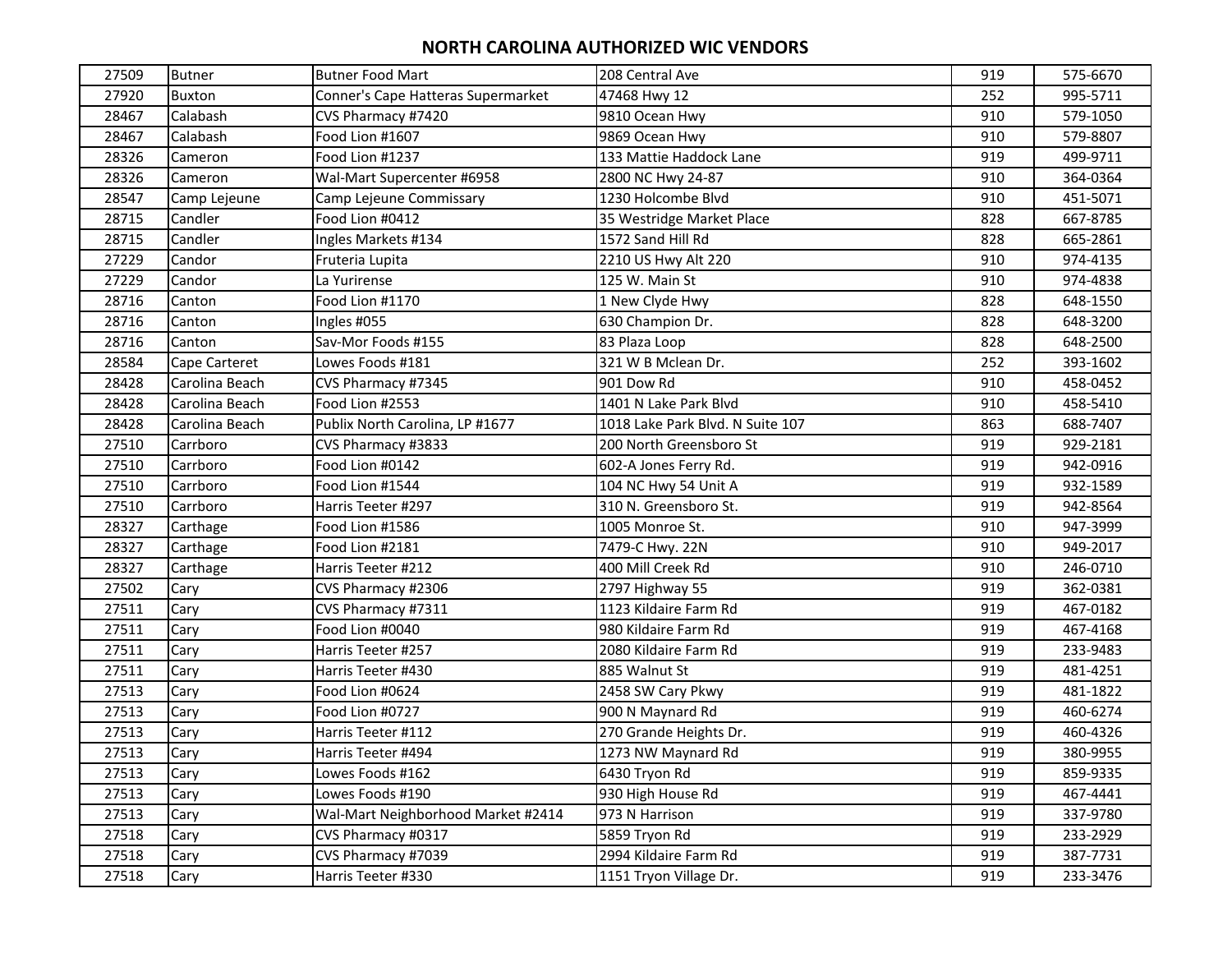## NORTH CAROLINA AUTHORIZED WIC VENDORS

| | | | | | |
|---|---|---|---|---|---|
| 27509 | Butner | Butner Food Mart | 208 Central Ave | 919 | 575-6670 |
| 27920 | Buxton | Conner's Cape Hatteras Supermarket | 47468 Hwy 12 | 252 | 995-5711 |
| 28467 | Calabash | CVS Pharmacy #7420 | 9810 Ocean Hwy | 910 | 579-1050 |
| 28467 | Calabash | Food Lion #1607 | 9869 Ocean Hwy | 910 | 579-8807 |
| 28326 | Cameron | Food Lion #1237 | 133 Mattie Haddock Lane | 919 | 499-9711 |
| 28326 | Cameron | Wal-Mart Supercenter #6958 | 2800 NC Hwy 24-87 | 910 | 364-0364 |
| 28547 | Camp Lejeune | Camp Lejeune Commissary | 1230 Holcombe Blvd | 910 | 451-5071 |
| 28715 | Candler | Food Lion #0412 | 35 Westridge Market Place | 828 | 667-8785 |
| 28715 | Candler | Ingles Markets #134 | 1572 Sand Hill Rd | 828 | 665-2861 |
| 27229 | Candor | Fruteria Lupita | 2210 US Hwy Alt 220 | 910 | 974-4135 |
| 27229 | Candor | La Yurirense | 125 W. Main St | 910 | 974-4838 |
| 28716 | Canton | Food Lion #1170 | 1 New Clyde Hwy | 828 | 648-1550 |
| 28716 | Canton | Ingles #055 | 630 Champion Dr. | 828 | 648-3200 |
| 28716 | Canton | Sav-Mor Foods #155 | 83 Plaza Loop | 828 | 648-2500 |
| 28584 | Cape Carteret | Lowes Foods #181 | 321 W B Mclean Dr. | 252 | 393-1602 |
| 28428 | Carolina Beach | CVS Pharmacy #7345 | 901 Dow Rd | 910 | 458-0452 |
| 28428 | Carolina Beach | Food Lion #2553 | 1401 N Lake Park Blvd | 910 | 458-5410 |
| 28428 | Carolina Beach | Publix North Carolina, LP #1677 | 1018 Lake Park Blvd. N Suite 107 | 863 | 688-7407 |
| 27510 | Carrboro | CVS Pharmacy #3833 | 200 North Greensboro St | 919 | 929-2181 |
| 27510 | Carrboro | Food Lion #0142 | 602-A Jones Ferry Rd. | 919 | 942-0916 |
| 27510 | Carrboro | Food Lion #1544 | 104 NC Hwy 54 Unit A | 919 | 932-1589 |
| 27510 | Carrboro | Harris Teeter #297 | 310 N. Greensboro St. | 919 | 942-8564 |
| 28327 | Carthage | Food Lion #1586 | 1005 Monroe St. | 910 | 947-3999 |
| 28327 | Carthage | Food Lion #2181 | 7479-C Hwy. 22N | 910 | 949-2017 |
| 28327 | Carthage | Harris Teeter #212 | 400 Mill Creek Rd | 910 | 246-0710 |
| 27502 | Cary | CVS Pharmacy #2306 | 2797 Highway 55 | 919 | 362-0381 |
| 27511 | Cary | CVS Pharmacy #7311 | 1123 Kildaire Farm Rd | 919 | 467-0182 |
| 27511 | Cary | Food Lion #0040 | 980 Kildaire Farm Rd | 919 | 467-4168 |
| 27511 | Cary | Harris Teeter #257 | 2080 Kildaire Farm Rd | 919 | 233-9483 |
| 27511 | Cary | Harris Teeter #430 | 885 Walnut St | 919 | 481-4251 |
| 27513 | Cary | Food Lion #0624 | 2458 SW Cary Pkwy | 919 | 481-1822 |
| 27513 | Cary | Food Lion #0727 | 900 N Maynard Rd | 919 | 460-6274 |
| 27513 | Cary | Harris Teeter #112 | 270 Grande Heights Dr. | 919 | 460-4326 |
| 27513 | Cary | Harris Teeter #494 | 1273 NW Maynard Rd | 919 | 380-9955 |
| 27513 | Cary | Lowes Foods #162 | 6430 Tryon Rd | 919 | 859-9335 |
| 27513 | Cary | Lowes Foods #190 | 930 High House Rd | 919 | 467-4441 |
| 27513 | Cary | Wal-Mart Neighborhood Market #2414 | 973 N Harrison | 919 | 337-9780 |
| 27518 | Cary | CVS Pharmacy #0317 | 5859 Tryon Rd | 919 | 233-2929 |
| 27518 | Cary | CVS Pharmacy #7039 | 2994 Kildaire Farm Rd | 919 | 387-7731 |
| 27518 | Cary | Harris Teeter #330 | 1151 Tryon Village Dr. | 919 | 233-3476 |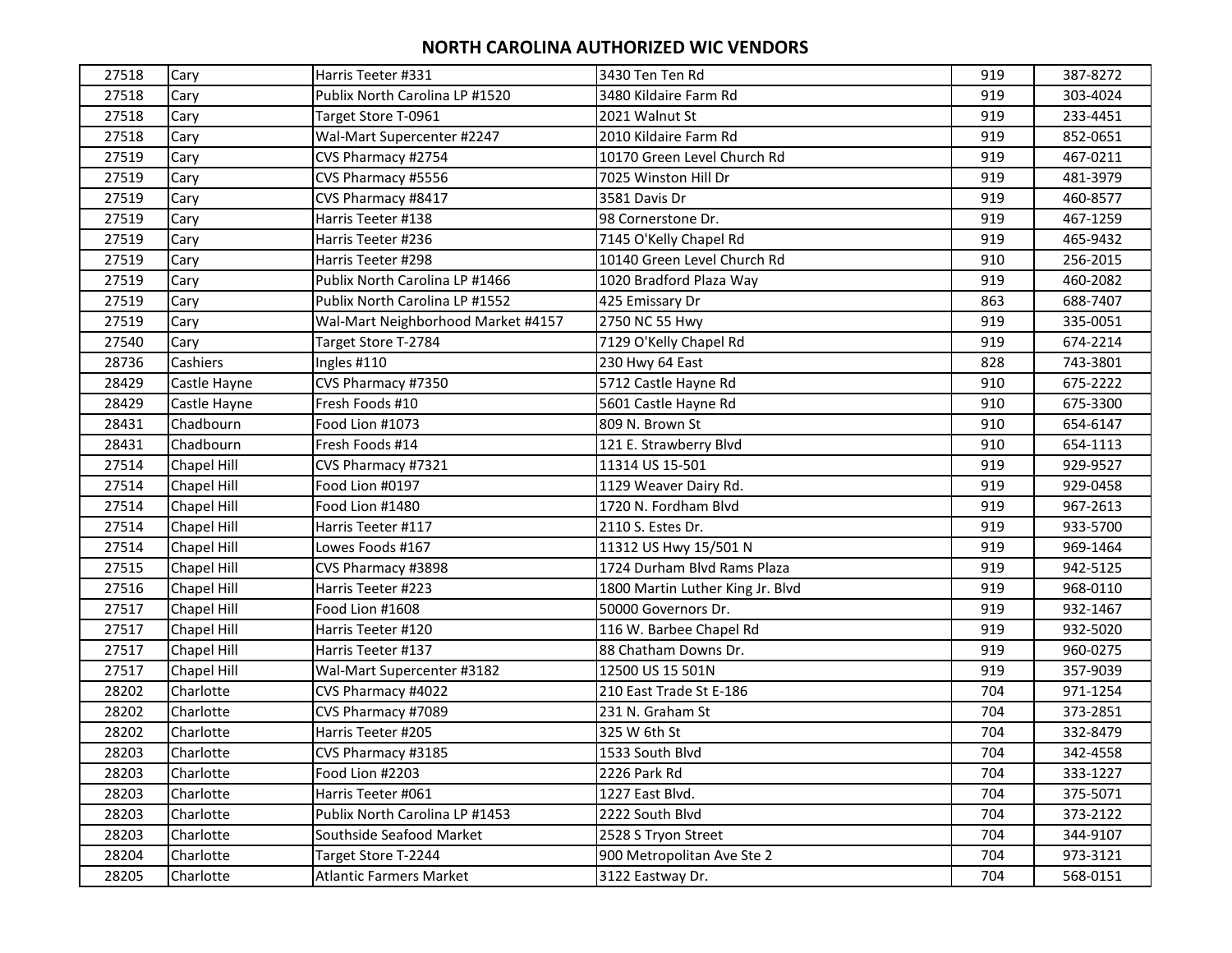# NORTH CAROLINA AUTHORIZED WIC VENDORS

| | | | | | |
|---|---|---|---|---|---|
| 27518 | Cary | Harris Teeter #331 | 3430 Ten Ten Rd | 919 | 387-8272 |
| 27518 | Cary | Publix North Carolina LP #1520 | 3480 Kildaire Farm Rd | 919 | 303-4024 |
| 27518 | Cary | Target Store T-0961 | 2021 Walnut St | 919 | 233-4451 |
| 27518 | Cary | Wal-Mart Supercenter #2247 | 2010 Kildaire Farm Rd | 919 | 852-0651 |
| 27519 | Cary | CVS Pharmacy #2754 | 10170 Green Level Church Rd | 919 | 467-0211 |
| 27519 | Cary | CVS Pharmacy #5556 | 7025 Winston Hill Dr | 919 | 481-3979 |
| 27519 | Cary | CVS Pharmacy #8417 | 3581 Davis Dr | 919 | 460-8577 |
| 27519 | Cary | Harris Teeter #138 | 98 Cornerstone Dr. | 919 | 467-1259 |
| 27519 | Cary | Harris Teeter #236 | 7145 O'Kelly Chapel Rd | 919 | 465-9432 |
| 27519 | Cary | Harris Teeter #298 | 10140 Green Level Church Rd | 910 | 256-2015 |
| 27519 | Cary | Publix North Carolina LP #1466 | 1020 Bradford Plaza Way | 919 | 460-2082 |
| 27519 | Cary | Publix North Carolina LP #1552 | 425 Emissary Dr | 863 | 688-7407 |
| 27519 | Cary | Wal-Mart Neighborhood Market #4157 | 2750 NC 55 Hwy | 919 | 335-0051 |
| 27540 | Cary | Target Store T-2784 | 7129 O'Kelly Chapel Rd | 919 | 674-2214 |
| 28736 | Cashiers | Ingles #110 | 230 Hwy 64 East | 828 | 743-3801 |
| 28429 | Castle Hayne | CVS Pharmacy #7350 | 5712 Castle Hayne Rd | 910 | 675-2222 |
| 28429 | Castle Hayne | Fresh Foods #10 | 5601 Castle Hayne Rd | 910 | 675-3300 |
| 28431 | Chadbourn | Food Lion #1073 | 809 N. Brown St | 910 | 654-6147 |
| 28431 | Chadbourn | Fresh Foods #14 | 121 E. Strawberry Blvd | 910 | 654-1113 |
| 27514 | Chapel Hill | CVS Pharmacy #7321 | 11314 US 15-501 | 919 | 929-9527 |
| 27514 | Chapel Hill | Food Lion #0197 | 1129 Weaver Dairy Rd. | 919 | 929-0458 |
| 27514 | Chapel Hill | Food Lion #1480 | 1720 N. Fordham Blvd | 919 | 967-2613 |
| 27514 | Chapel Hill | Harris Teeter #117 | 2110 S. Estes Dr. | 919 | 933-5700 |
| 27514 | Chapel Hill | Lowes Foods #167 | 11312 US Hwy 15/501 N | 919 | 969-1464 |
| 27515 | Chapel Hill | CVS Pharmacy #3898 | 1724 Durham Blvd Rams Plaza | 919 | 942-5125 |
| 27516 | Chapel Hill | Harris Teeter #223 | 1800 Martin Luther King Jr. Blvd | 919 | 968-0110 |
| 27517 | Chapel Hill | Food Lion #1608 | 50000 Governors Dr. | 919 | 932-1467 |
| 27517 | Chapel Hill | Harris Teeter #120 | 116 W. Barbee Chapel Rd | 919 | 932-5020 |
| 27517 | Chapel Hill | Harris Teeter #137 | 88 Chatham Downs Dr. | 919 | 960-0275 |
| 27517 | Chapel Hill | Wal-Mart Supercenter #3182 | 12500 US 15 501N | 919 | 357-9039 |
| 28202 | Charlotte | CVS Pharmacy #4022 | 210 East Trade St E-186 | 704 | 971-1254 |
| 28202 | Charlotte | CVS Pharmacy #7089 | 231 N. Graham St | 704 | 373-2851 |
| 28202 | Charlotte | Harris Teeter #205 | 325 W 6th St | 704 | 332-8479 |
| 28203 | Charlotte | CVS Pharmacy #3185 | 1533 South Blvd | 704 | 342-4558 |
| 28203 | Charlotte | Food Lion #2203 | 2226 Park Rd | 704 | 333-1227 |
| 28203 | Charlotte | Harris Teeter #061 | 1227 East Blvd. | 704 | 375-5071 |
| 28203 | Charlotte | Publix North Carolina LP #1453 | 2222 South Blvd | 704 | 373-2122 |
| 28203 | Charlotte | Southside Seafood Market | 2528 S Tryon Street | 704 | 344-9107 |
| 28204 | Charlotte | Target Store T-2244 | 900 Metropolitan Ave Ste 2 | 704 | 973-3121 |
| 28205 | Charlotte | Atlantic Farmers Market | 3122 Eastway Dr. | 704 | 568-0151 |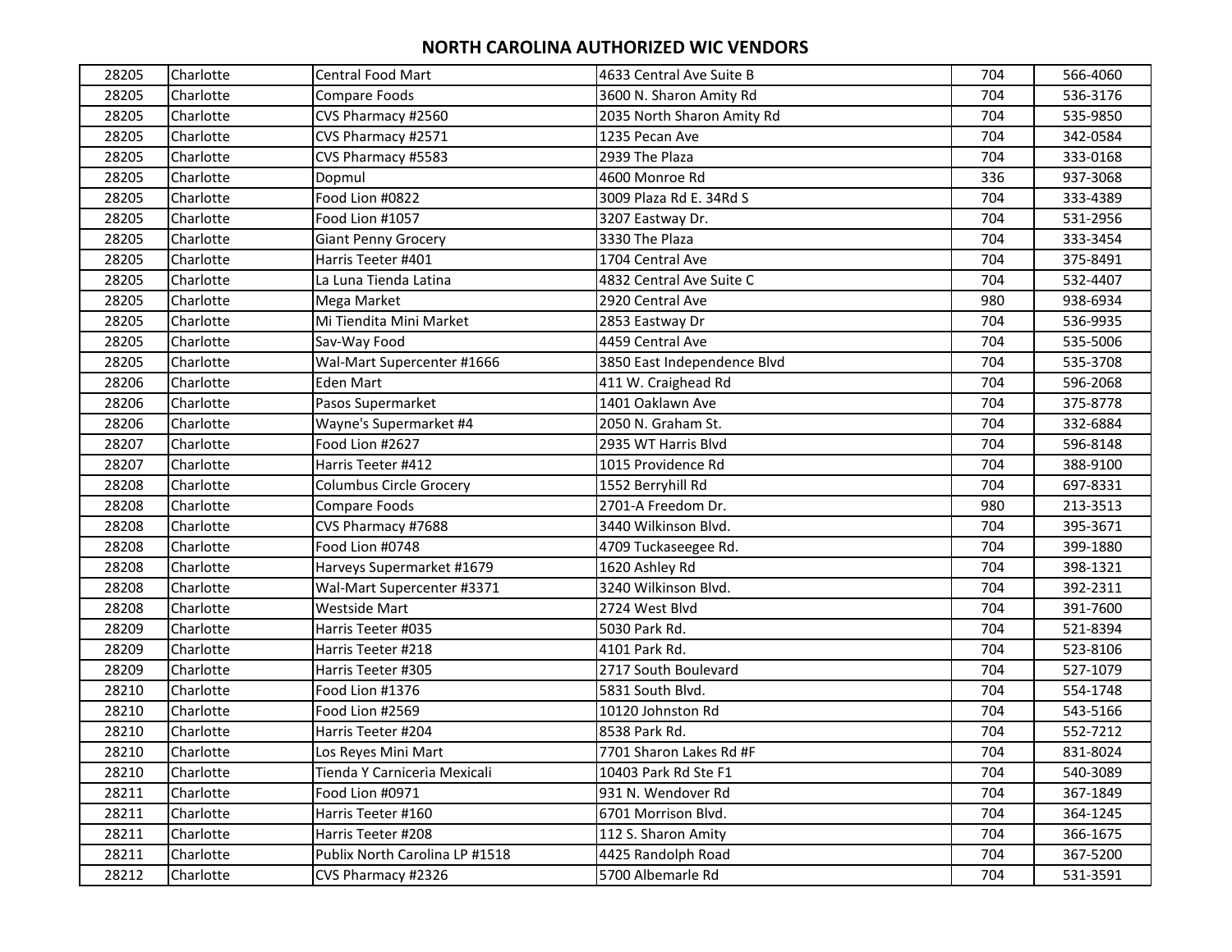# NORTH CAROLINA AUTHORIZED WIC VENDORS

| | | | | | |
|---|---|---|---|---|---|
| 28205 | Charlotte | Central Food Mart | 4633 Central Ave Suite B | 704 | 566-4060 |
| 28205 | Charlotte | Compare Foods | 3600 N. Sharon Amity Rd | 704 | 536-3176 |
| 28205 | Charlotte | CVS Pharmacy #2560 | 2035 North Sharon Amity Rd | 704 | 535-9850 |
| 28205 | Charlotte | CVS Pharmacy #2571 | 1235 Pecan Ave | 704 | 342-0584 |
| 28205 | Charlotte | CVS Pharmacy #5583 | 2939 The Plaza | 704 | 333-0168 |
| 28205 | Charlotte | Dopmul | 4600 Monroe Rd | 336 | 937-3068 |
| 28205 | Charlotte | Food Lion #0822 | 3009 Plaza Rd E. 34Rd S | 704 | 333-4389 |
| 28205 | Charlotte | Food Lion #1057 | 3207 Eastway Dr. | 704 | 531-2956 |
| 28205 | Charlotte | Giant Penny Grocery | 3330 The Plaza | 704 | 333-3454 |
| 28205 | Charlotte | Harris Teeter #401 | 1704 Central Ave | 704 | 375-8491 |
| 28205 | Charlotte | La Luna Tienda Latina | 4832 Central Ave Suite C | 704 | 532-4407 |
| 28205 | Charlotte | Mega Market | 2920 Central Ave | 980 | 938-6934 |
| 28205 | Charlotte | Mi Tiendita Mini Market | 2853 Eastway Dr | 704 | 536-9935 |
| 28205 | Charlotte | Sav-Way Food | 4459 Central Ave | 704 | 535-5006 |
| 28205 | Charlotte | Wal-Mart Supercenter #1666 | 3850 East Independence Blvd | 704 | 535-3708 |
| 28206 | Charlotte | Eden Mart | 411 W. Craighead Rd | 704 | 596-2068 |
| 28206 | Charlotte | Pasos Supermarket | 1401 Oaklawn Ave | 704 | 375-8778 |
| 28206 | Charlotte | Wayne's Supermarket #4 | 2050 N. Graham St. | 704 | 332-6884 |
| 28207 | Charlotte | Food Lion #2627 | 2935 WT Harris Blvd | 704 | 596-8148 |
| 28207 | Charlotte | Harris Teeter #412 | 1015 Providence Rd | 704 | 388-9100 |
| 28208 | Charlotte | Columbus Circle Grocery | 1552 Berryhill Rd | 704 | 697-8331 |
| 28208 | Charlotte | Compare Foods | 2701-A Freedom Dr. | 980 | 213-3513 |
| 28208 | Charlotte | CVS Pharmacy #7688 | 3440 Wilkinson Blvd. | 704 | 395-3671 |
| 28208 | Charlotte | Food Lion #0748 | 4709 Tuckaseegee Rd. | 704 | 399-1880 |
| 28208 | Charlotte | Harveys Supermarket #1679 | 1620 Ashley Rd | 704 | 398-1321 |
| 28208 | Charlotte | Wal-Mart Supercenter #3371 | 3240 Wilkinson Blvd. | 704 | 392-2311 |
| 28208 | Charlotte | Westside Mart | 2724 West Blvd | 704 | 391-7600 |
| 28209 | Charlotte | Harris Teeter #035 | 5030 Park Rd. | 704 | 521-8394 |
| 28209 | Charlotte | Harris Teeter #218 | 4101 Park Rd. | 704 | 523-8106 |
| 28209 | Charlotte | Harris Teeter #305 | 2717 South Boulevard | 704 | 527-1079 |
| 28210 | Charlotte | Food Lion #1376 | 5831 South Blvd. | 704 | 554-1748 |
| 28210 | Charlotte | Food Lion #2569 | 10120 Johnston Rd | 704 | 543-5166 |
| 28210 | Charlotte | Harris Teeter #204 | 8538 Park Rd. | 704 | 552-7212 |
| 28210 | Charlotte | Los Reyes Mini Mart | 7701 Sharon Lakes Rd #F | 704 | 831-8024 |
| 28210 | Charlotte | Tienda Y Carniceria Mexicali | 10403 Park Rd Ste F1 | 704 | 540-3089 |
| 28211 | Charlotte | Food Lion #0971 | 931 N. Wendover Rd | 704 | 367-1849 |
| 28211 | Charlotte | Harris Teeter #160 | 6701 Morrison Blvd. | 704 | 364-1245 |
| 28211 | Charlotte | Harris Teeter #208 | 112 S. Sharon Amity | 704 | 366-1675 |
| 28211 | Charlotte | Publix North Carolina LP #1518 | 4425 Randolph Road | 704 | 367-5200 |
| 28212 | Charlotte | CVS Pharmacy #2326 | 5700 Albemarle Rd | 704 | 531-3591 |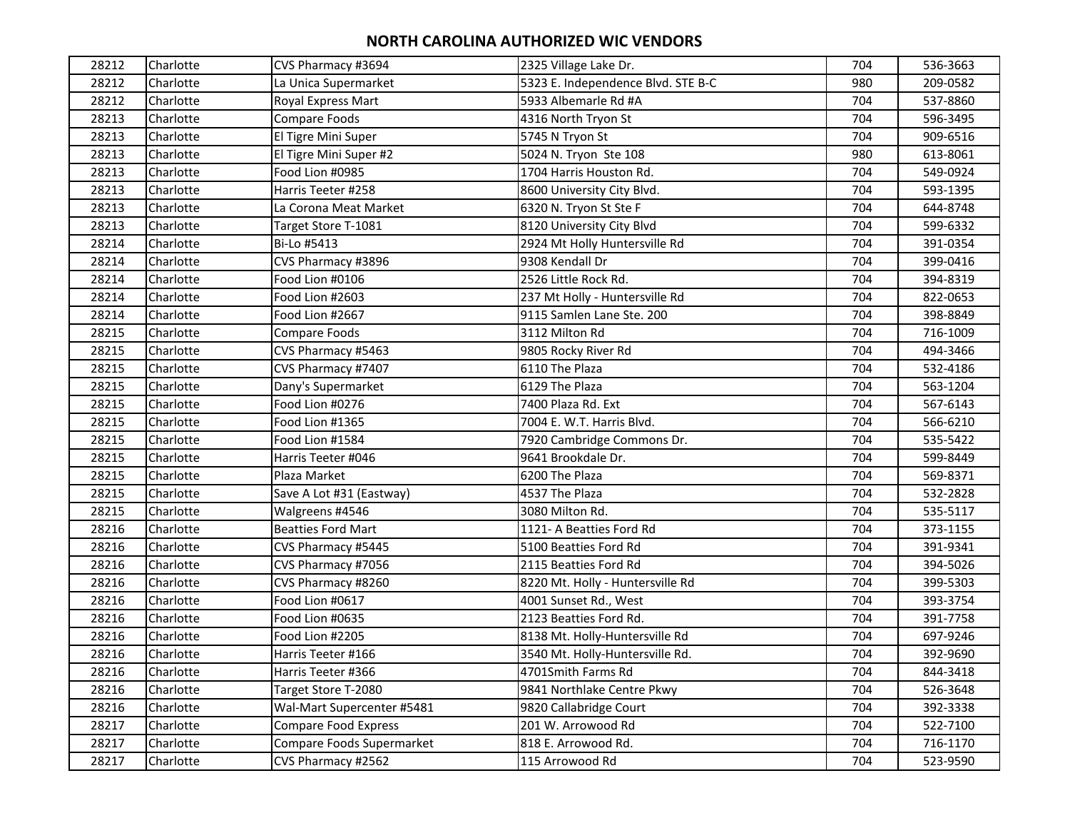# NORTH CAROLINA AUTHORIZED WIC VENDORS

| | | | | | |
|---|---|---|---|---|---|
| 28212 | Charlotte | CVS Pharmacy #3694 | 2325 Village Lake Dr. | 704 | 536-3663 |
| 28212 | Charlotte | La Unica Supermarket | 5323 E. Independence Blvd. STE B-C | 980 | 209-0582 |
| 28212 | Charlotte | Royal Express Mart | 5933 Albemarle Rd #A | 704 | 537-8860 |
| 28213 | Charlotte | Compare Foods | 4316 North Tryon St | 704 | 596-3495 |
| 28213 | Charlotte | El Tigre Mini Super | 5745 N Tryon St | 704 | 909-6516 |
| 28213 | Charlotte | El Tigre Mini Super #2 | 5024 N. Tryon Ste 108 | 980 | 613-8061 |
| 28213 | Charlotte | Food Lion #0985 | 1704 Harris Houston Rd. | 704 | 549-0924 |
| 28213 | Charlotte | Harris Teeter #258 | 8600 University City Blvd. | 704 | 593-1395 |
| 28213 | Charlotte | La Corona Meat Market | 6320 N. Tryon St Ste F | 704 | 644-8748 |
| 28213 | Charlotte | Target Store T-1081 | 8120 University City Blvd | 704 | 599-6332 |
| 28214 | Charlotte | Bi-Lo #5413 | 2924 Mt Holly Huntersville Rd | 704 | 391-0354 |
| 28214 | Charlotte | CVS Pharmacy #3896 | 9308 Kendall Dr | 704 | 399-0416 |
| 28214 | Charlotte | Food Lion #0106 | 2526 Little Rock Rd. | 704 | 394-8319 |
| 28214 | Charlotte | Food Lion #2603 | 237 Mt Holly - Huntersville Rd | 704 | 822-0653 |
| 28214 | Charlotte | Food Lion #2667 | 9115 Samlen Lane Ste. 200 | 704 | 398-8849 |
| 28215 | Charlotte | Compare Foods | 3112 Milton Rd | 704 | 716-1009 |
| 28215 | Charlotte | CVS Pharmacy #5463 | 9805 Rocky River Rd | 704 | 494-3466 |
| 28215 | Charlotte | CVS Pharmacy #7407 | 6110 The Plaza | 704 | 532-4186 |
| 28215 | Charlotte | Dany's Supermarket | 6129 The Plaza | 704 | 563-1204 |
| 28215 | Charlotte | Food Lion #0276 | 7400 Plaza Rd. Ext | 704 | 567-6143 |
| 28215 | Charlotte | Food Lion #1365 | 7004 E. W.T. Harris Blvd. | 704 | 566-6210 |
| 28215 | Charlotte | Food Lion #1584 | 7920 Cambridge Commons Dr. | 704 | 535-5422 |
| 28215 | Charlotte | Harris Teeter #046 | 9641 Brookdale Dr. | 704 | 599-8449 |
| 28215 | Charlotte | Plaza Market | 6200 The Plaza | 704 | 569-8371 |
| 28215 | Charlotte | Save A Lot #31 (Eastway) | 4537 The Plaza | 704 | 532-2828 |
| 28215 | Charlotte | Walgreens #4546 | 3080 Milton Rd. | 704 | 535-5117 |
| 28216 | Charlotte | Beatties Ford Mart | 1121- A Beatties Ford Rd | 704 | 373-1155 |
| 28216 | Charlotte | CVS Pharmacy #5445 | 5100 Beatties Ford Rd | 704 | 391-9341 |
| 28216 | Charlotte | CVS Pharmacy #7056 | 2115 Beatties Ford Rd | 704 | 394-5026 |
| 28216 | Charlotte | CVS Pharmacy #8260 | 8220 Mt. Holly - Huntersville Rd | 704 | 399-5303 |
| 28216 | Charlotte | Food Lion #0617 | 4001 Sunset Rd., West | 704 | 393-3754 |
| 28216 | Charlotte | Food Lion #0635 | 2123 Beatties Ford Rd. | 704 | 391-7758 |
| 28216 | Charlotte | Food Lion #2205 | 8138 Mt. Holly-Huntersville Rd | 704 | 697-9246 |
| 28216 | Charlotte | Harris Teeter #166 | 3540 Mt. Holly-Huntersville Rd. | 704 | 392-9690 |
| 28216 | Charlotte | Harris Teeter #366 | 4701Smith Farms Rd | 704 | 844-3418 |
| 28216 | Charlotte | Target Store T-2080 | 9841 Northlake Centre Pkwy | 704 | 526-3648 |
| 28216 | Charlotte | Wal-Mart Supercenter #5481 | 9820 Callabridge Court | 704 | 392-3338 |
| 28217 | Charlotte | Compare Food Express | 201 W. Arrowood Rd | 704 | 522-7100 |
| 28217 | Charlotte | Compare Foods Supermarket | 818 E. Arrowood Rd. | 704 | 716-1170 |
| 28217 | Charlotte | CVS Pharmacy #2562 | 115 Arrowood Rd | 704 | 523-9590 |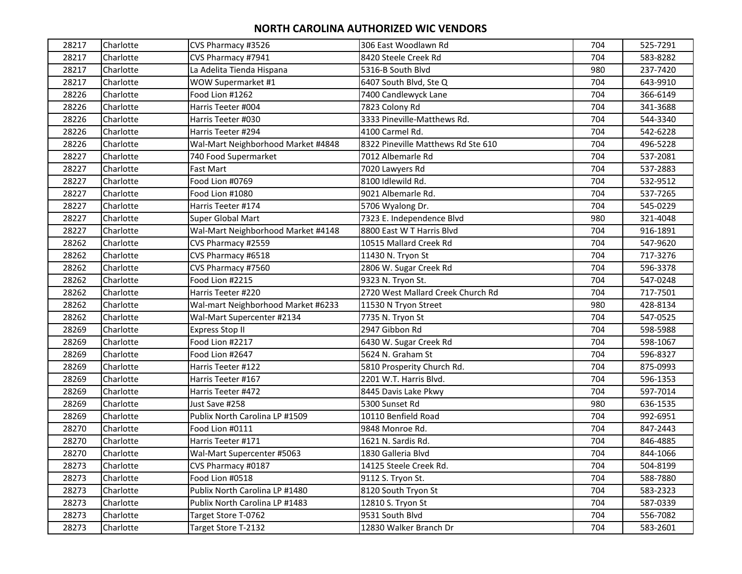# NORTH CAROLINA AUTHORIZED WIC VENDORS

| | | | | | |
|---|---|---|---|---|---|
| 28217 | Charlotte | CVS Pharmacy #3526 | 306 East Woodlawn Rd | 704 | 525-7291 |
| 28217 | Charlotte | CVS Pharmacy #7941 | 8420 Steele Creek Rd | 704 | 583-8282 |
| 28217 | Charlotte | La Adelita Tienda Hispana | 5316-B South Blvd | 980 | 237-7420 |
| 28217 | Charlotte | WOW Supermarket #1 | 6407 South Blvd, Ste Q | 704 | 643-9910 |
| 28226 | Charlotte | Food Lion #1262 | 7400 Candlewyck Lane | 704 | 366-6149 |
| 28226 | Charlotte | Harris Teeter #004 | 7823 Colony Rd | 704 | 341-3688 |
| 28226 | Charlotte | Harris Teeter #030 | 3333 Pineville-Matthews Rd. | 704 | 544-3340 |
| 28226 | Charlotte | Harris Teeter #294 | 4100 Carmel Rd. | 704 | 542-6228 |
| 28226 | Charlotte | Wal-Mart Neighborhood Market #4848 | 8322 Pineville Matthews Rd Ste 610 | 704 | 496-5228 |
| 28227 | Charlotte | 740 Food Supermarket | 7012 Albemarle Rd | 704 | 537-2081 |
| 28227 | Charlotte | Fast Mart | 7020 Lawyers Rd | 704 | 537-2883 |
| 28227 | Charlotte | Food Lion #0769 | 8100 Idlewild Rd. | 704 | 532-9512 |
| 28227 | Charlotte | Food Lion #1080 | 9021 Albemarle Rd. | 704 | 537-7265 |
| 28227 | Charlotte | Harris Teeter #174 | 5706 Wyalong Dr. | 704 | 545-0229 |
| 28227 | Charlotte | Super Global Mart | 7323 E. Independence Blvd | 980 | 321-4048 |
| 28227 | Charlotte | Wal-Mart Neighborhood Market #4148 | 8800 East W T Harris Blvd | 704 | 916-1891 |
| 28262 | Charlotte | CVS Pharmacy #2559 | 10515 Mallard Creek Rd | 704 | 547-9620 |
| 28262 | Charlotte | CVS Pharmacy #6518 | 11430 N. Tryon St | 704 | 717-3276 |
| 28262 | Charlotte | CVS Pharmacy #7560 | 2806 W. Sugar Creek Rd | 704 | 596-3378 |
| 28262 | Charlotte | Food Lion #2215 | 9323 N. Tryon St. | 704 | 547-0248 |
| 28262 | Charlotte | Harris Teeter #220 | 2720 West Mallard Creek Church Rd | 704 | 717-7501 |
| 28262 | Charlotte | Wal-mart Neighborhood Market #6233 | 11530 N Tryon Street | 980 | 428-8134 |
| 28262 | Charlotte | Wal-Mart Supercenter #2134 | 7735 N. Tryon St | 704 | 547-0525 |
| 28269 | Charlotte | Express Stop II | 2947 Gibbon Rd | 704 | 598-5988 |
| 28269 | Charlotte | Food Lion #2217 | 6430 W. Sugar Creek Rd | 704 | 598-1067 |
| 28269 | Charlotte | Food Lion #2647 | 5624 N. Graham St | 704 | 596-8327 |
| 28269 | Charlotte | Harris Teeter #122 | 5810 Prosperity Church Rd. | 704 | 875-0993 |
| 28269 | Charlotte | Harris Teeter #167 | 2201 W.T. Harris Blvd. | 704 | 596-1353 |
| 28269 | Charlotte | Harris Teeter #472 | 8445 Davis Lake Pkwy | 704 | 597-7014 |
| 28269 | Charlotte | Just Save #258 | 5300 Sunset Rd | 980 | 636-1535 |
| 28269 | Charlotte | Publix North Carolina LP #1509 | 10110 Benfield Road | 704 | 992-6951 |
| 28270 | Charlotte | Food Lion #0111 | 9848 Monroe Rd. | 704 | 847-2443 |
| 28270 | Charlotte | Harris Teeter #171 | 1621 N. Sardis Rd. | 704 | 846-4885 |
| 28270 | Charlotte | Wal-Mart Supercenter #5063 | 1830 Galleria Blvd | 704 | 844-1066 |
| 28273 | Charlotte | CVS Pharmacy #0187 | 14125 Steele Creek Rd. | 704 | 504-8199 |
| 28273 | Charlotte | Food Lion #0518 | 9112 S. Tryon St. | 704 | 588-7880 |
| 28273 | Charlotte | Publix North Carolina LP #1480 | 8120 South Tryon St | 704 | 583-2323 |
| 28273 | Charlotte | Publix North Carolina LP #1483 | 12810 S. Tryon St | 704 | 587-0339 |
| 28273 | Charlotte | Target Store T-0762 | 9531 South Blvd | 704 | 556-7082 |
| 28273 | Charlotte | Target Store T-2132 | 12830 Walker Branch Dr | 704 | 583-2601 |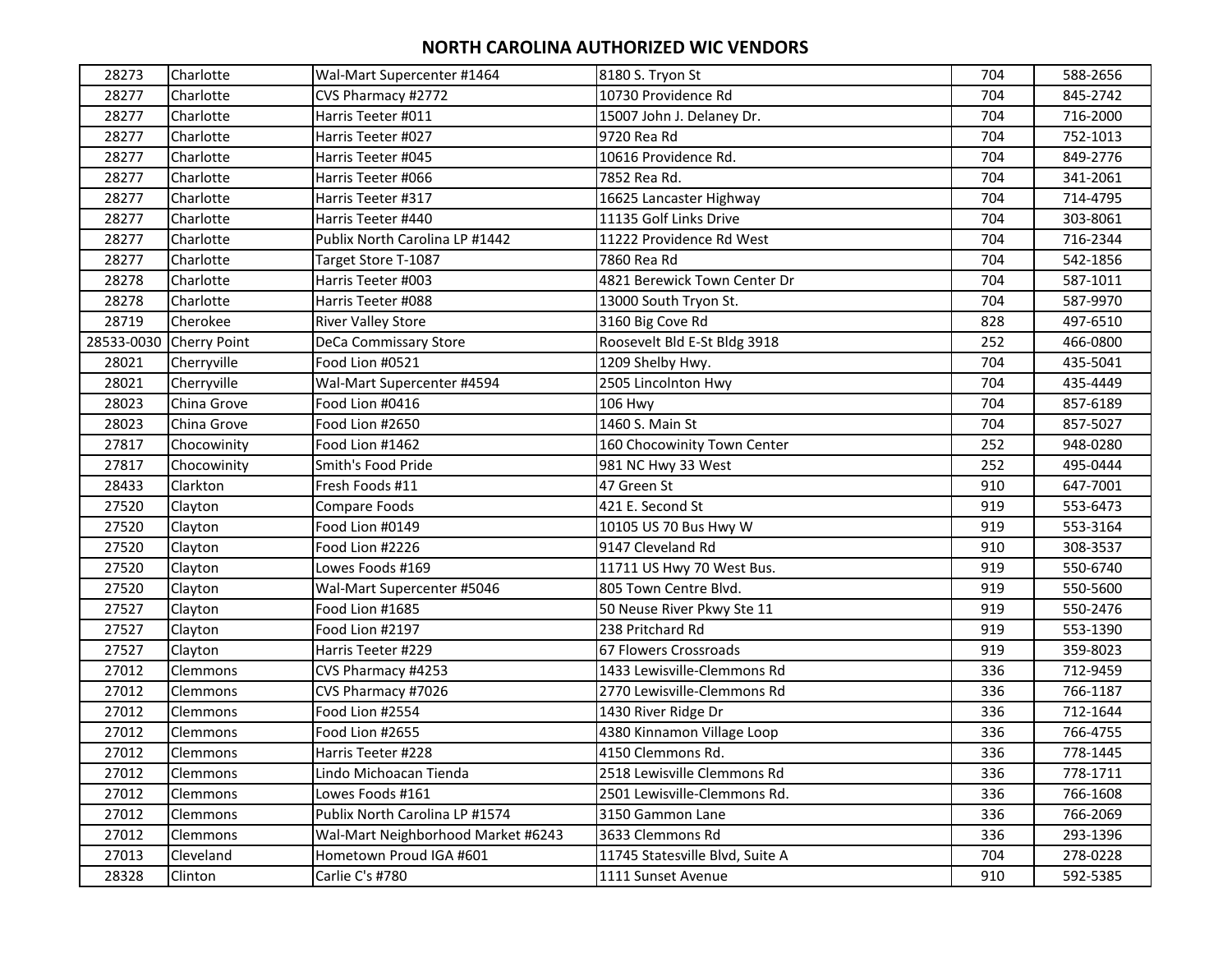# NORTH CAROLINA AUTHORIZED WIC VENDORS

| | | | | | |
|---|---|---|---|---|---|
| 28273 | Charlotte | Wal-Mart Supercenter #1464 | 8180 S. Tryon St | 704 | 588-2656 |
| 28277 | Charlotte | CVS Pharmacy #2772 | 10730 Providence Rd | 704 | 845-2742 |
| 28277 | Charlotte | Harris Teeter #011 | 15007 John J. Delaney Dr. | 704 | 716-2000 |
| 28277 | Charlotte | Harris Teeter #027 | 9720 Rea Rd | 704 | 752-1013 |
| 28277 | Charlotte | Harris Teeter #045 | 10616 Providence Rd. | 704 | 849-2776 |
| 28277 | Charlotte | Harris Teeter #066 | 7852 Rea Rd. | 704 | 341-2061 |
| 28277 | Charlotte | Harris Teeter #317 | 16625 Lancaster Highway | 704 | 714-4795 |
| 28277 | Charlotte | Harris Teeter #440 | 11135 Golf Links Drive | 704 | 303-8061 |
| 28277 | Charlotte | Publix North Carolina LP #1442 | 11222 Providence Rd West | 704 | 716-2344 |
| 28277 | Charlotte | Target Store T-1087 | 7860 Rea Rd | 704 | 542-1856 |
| 28278 | Charlotte | Harris Teeter #003 | 4821 Berewick Town Center Dr | 704 | 587-1011 |
| 28278 | Charlotte | Harris Teeter #088 | 13000 South Tryon St. | 704 | 587-9970 |
| 28719 | Cherokee | River Valley Store | 3160 Big Cove Rd | 828 | 497-6510 |
| 28533-0030 | Cherry Point | DeCa Commissary Store | Roosevelt Bld E-St Bldg 3918 | 252 | 466-0800 |
| 28021 | Cherryville | Food Lion #0521 | 1209 Shelby Hwy. | 704 | 435-5041 |
| 28021 | Cherryville | Wal-Mart Supercenter #4594 | 2505 Lincolnton Hwy | 704 | 435-4449 |
| 28023 | China Grove | Food Lion #0416 | 106 Hwy | 704 | 857-6189 |
| 28023 | China Grove | Food Lion #2650 | 1460 S. Main St | 704 | 857-5027 |
| 27817 | Chocowinity | Food Lion #1462 | 160 Chocowinity Town Center | 252 | 948-0280 |
| 27817 | Chocowinity | Smith's Food Pride | 981 NC Hwy 33 West | 252 | 495-0444 |
| 28433 | Clarkton | Fresh Foods #11 | 47 Green St | 910 | 647-7001 |
| 27520 | Clayton | Compare Foods | 421 E. Second St | 919 | 553-6473 |
| 27520 | Clayton | Food Lion #0149 | 10105 US 70 Bus Hwy W | 919 | 553-3164 |
| 27520 | Clayton | Food Lion #2226 | 9147 Cleveland Rd | 910 | 308-3537 |
| 27520 | Clayton | Lowes Foods #169 | 11711 US Hwy 70 West Bus. | 919 | 550-6740 |
| 27520 | Clayton | Wal-Mart Supercenter #5046 | 805 Town Centre Blvd. | 919 | 550-5600 |
| 27527 | Clayton | Food Lion #1685 | 50 Neuse River Pkwy Ste 11 | 919 | 550-2476 |
| 27527 | Clayton | Food Lion #2197 | 238 Pritchard Rd | 919 | 553-1390 |
| 27527 | Clayton | Harris Teeter #229 | 67 Flowers Crossroads | 919 | 359-8023 |
| 27012 | Clemmons | CVS Pharmacy #4253 | 1433 Lewisville-Clemmons Rd | 336 | 712-9459 |
| 27012 | Clemmons | CVS Pharmacy #7026 | 2770 Lewisville-Clemmons Rd | 336 | 766-1187 |
| 27012 | Clemmons | Food Lion #2554 | 1430 River Ridge Dr | 336 | 712-1644 |
| 27012 | Clemmons | Food Lion #2655 | 4380 Kinnamon Village Loop | 336 | 766-4755 |
| 27012 | Clemmons | Harris Teeter #228 | 4150 Clemmons Rd. | 336 | 778-1445 |
| 27012 | Clemmons | Lindo Michoacan Tienda | 2518 Lewisville Clemmons Rd | 336 | 778-1711 |
| 27012 | Clemmons | Lowes Foods #161 | 2501 Lewisville-Clemmons Rd. | 336 | 766-1608 |
| 27012 | Clemmons | Publix North Carolina LP #1574 | 3150 Gammon Lane | 336 | 766-2069 |
| 27012 | Clemmons | Wal-Mart Neighborhood Market #6243 | 3633 Clemmons Rd | 336 | 293-1396 |
| 27013 | Cleveland | Hometown Proud IGA #601 | 11745 Statesville Blvd, Suite A | 704 | 278-0228 |
| 28328 | Clinton | Carlie C's #780 | 1111 Sunset Avenue | 910 | 592-5385 |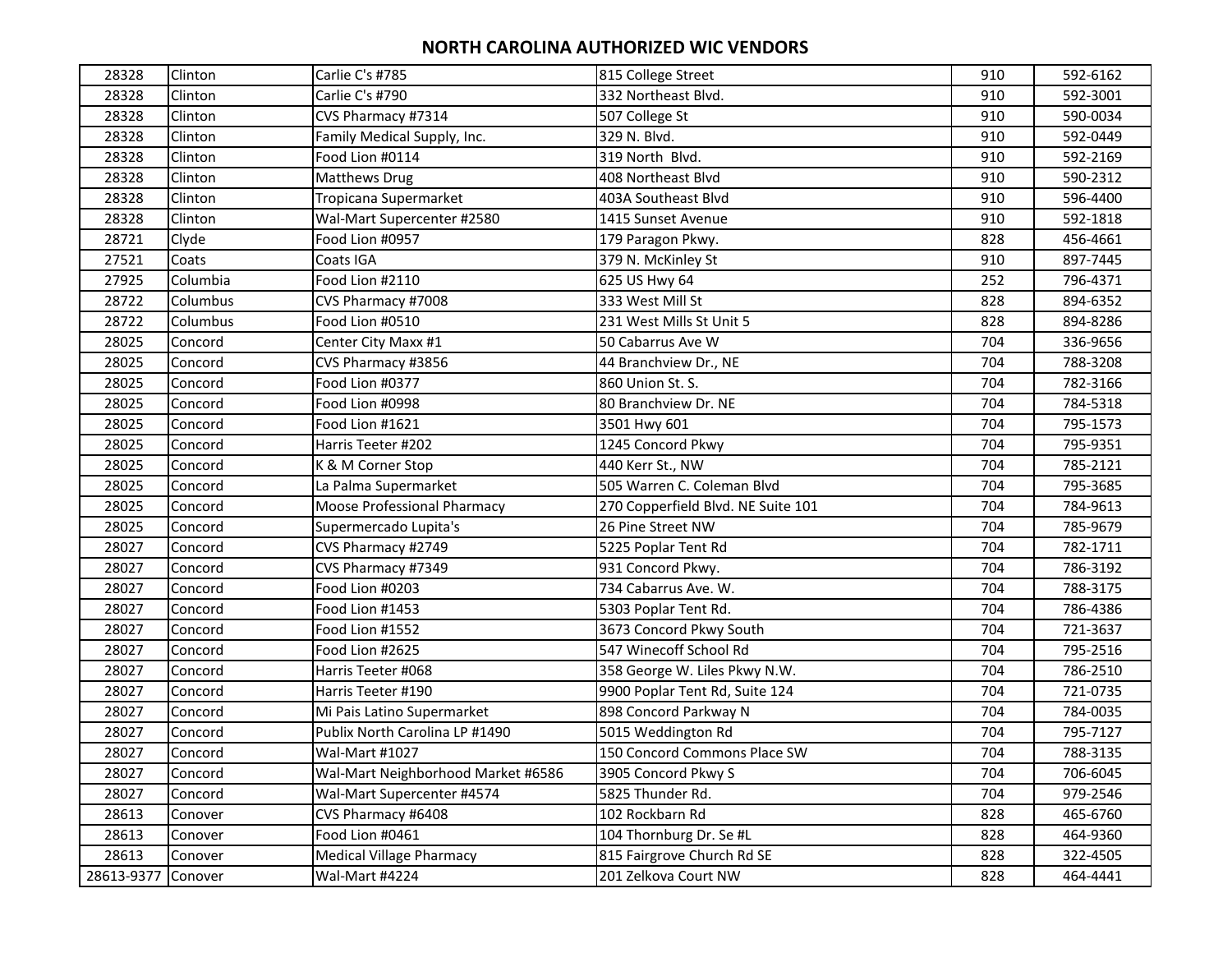# NORTH CAROLINA AUTHORIZED WIC VENDORS

| | | | | | |
|---|---|---|---|---|---|
| 28328 | Clinton | Carlie C's #785 | 815 College Street | 910 | 592-6162 |
| 28328 | Clinton | Carlie C's #790 | 332 Northeast Blvd. | 910 | 592-3001 |
| 28328 | Clinton | CVS Pharmacy #7314 | 507 College St | 910 | 590-0034 |
| 28328 | Clinton | Family Medical Supply, Inc. | 329 N. Blvd. | 910 | 592-0449 |
| 28328 | Clinton | Food Lion #0114 | 319 North Blvd. | 910 | 592-2169 |
| 28328 | Clinton | Matthews Drug | 408 Northeast Blvd | 910 | 590-2312 |
| 28328 | Clinton | Tropicana Supermarket | 403A Southeast Blvd | 910 | 596-4400 |
| 28328 | Clinton | Wal-Mart Supercenter #2580 | 1415 Sunset Avenue | 910 | 592-1818 |
| 28721 | Clyde | Food Lion #0957 | 179 Paragon Pkwy. | 828 | 456-4661 |
| 27521 | Coats | Coats IGA | 379 N. McKinley St | 910 | 897-7445 |
| 27925 | Columbia | Food Lion #2110 | 625 US Hwy 64 | 252 | 796-4371 |
| 28722 | Columbus | CVS Pharmacy #7008 | 333 West Mill St | 828 | 894-6352 |
| 28722 | Columbus | Food Lion #0510 | 231 West Mills St Unit 5 | 828 | 894-8286 |
| 28025 | Concord | Center City Maxx #1 | 50 Cabarrus Ave W | 704 | 336-9656 |
| 28025 | Concord | CVS Pharmacy #3856 | 44 Branchview Dr., NE | 704 | 788-3208 |
| 28025 | Concord | Food Lion #0377 | 860 Union St. S. | 704 | 782-3166 |
| 28025 | Concord | Food Lion #0998 | 80 Branchview Dr. NE | 704 | 784-5318 |
| 28025 | Concord | Food Lion #1621 | 3501 Hwy 601 | 704 | 795-1573 |
| 28025 | Concord | Harris Teeter #202 | 1245 Concord Pkwy | 704 | 795-9351 |
| 28025 | Concord | K & M Corner Stop | 440 Kerr St., NW | 704 | 785-2121 |
| 28025 | Concord | La Palma Supermarket | 505 Warren C. Coleman Blvd | 704 | 795-3685 |
| 28025 | Concord | Moose Professional Pharmacy | 270 Copperfield Blvd. NE Suite 101 | 704 | 784-9613 |
| 28025 | Concord | Supermercado Lupita's | 26 Pine Street NW | 704 | 785-9679 |
| 28027 | Concord | CVS Pharmacy #2749 | 5225 Poplar Tent Rd | 704 | 782-1711 |
| 28027 | Concord | CVS Pharmacy #7349 | 931 Concord Pkwy. | 704 | 786-3192 |
| 28027 | Concord | Food Lion #0203 | 734 Cabarrus Ave. W. | 704 | 788-3175 |
| 28027 | Concord | Food Lion #1453 | 5303 Poplar Tent Rd. | 704 | 786-4386 |
| 28027 | Concord | Food Lion #1552 | 3673 Concord Pkwy South | 704 | 721-3637 |
| 28027 | Concord | Food Lion #2625 | 547 Winecoff School Rd | 704 | 795-2516 |
| 28027 | Concord | Harris Teeter #068 | 358 George W. Liles Pkwy N.W. | 704 | 786-2510 |
| 28027 | Concord | Harris Teeter #190 | 9900 Poplar Tent Rd, Suite 124 | 704 | 721-0735 |
| 28027 | Concord | Mi Pais Latino Supermarket | 898 Concord Parkway N | 704 | 784-0035 |
| 28027 | Concord | Publix North Carolina LP #1490 | 5015 Weddington Rd | 704 | 795-7127 |
| 28027 | Concord | Wal-Mart #1027 | 150 Concord Commons Place SW | 704 | 788-3135 |
| 28027 | Concord | Wal-Mart Neighborhood Market #6586 | 3905 Concord Pkwy S | 704 | 706-6045 |
| 28027 | Concord | Wal-Mart Supercenter #4574 | 5825 Thunder Rd. | 704 | 979-2546 |
| 28613 | Conover | CVS Pharmacy #6408 | 102 Rockbarn Rd | 828 | 465-6760 |
| 28613 | Conover | Food Lion #0461 | 104 Thornburg Dr. Se #L | 828 | 464-9360 |
| 28613 | Conover | Medical Village Pharmacy | 815 Fairgrove Church Rd SE | 828 | 322-4505 |
| 28613-9377 | Conover | Wal-Mart #4224 | 201 Zelkova Court NW | 828 | 464-4441 |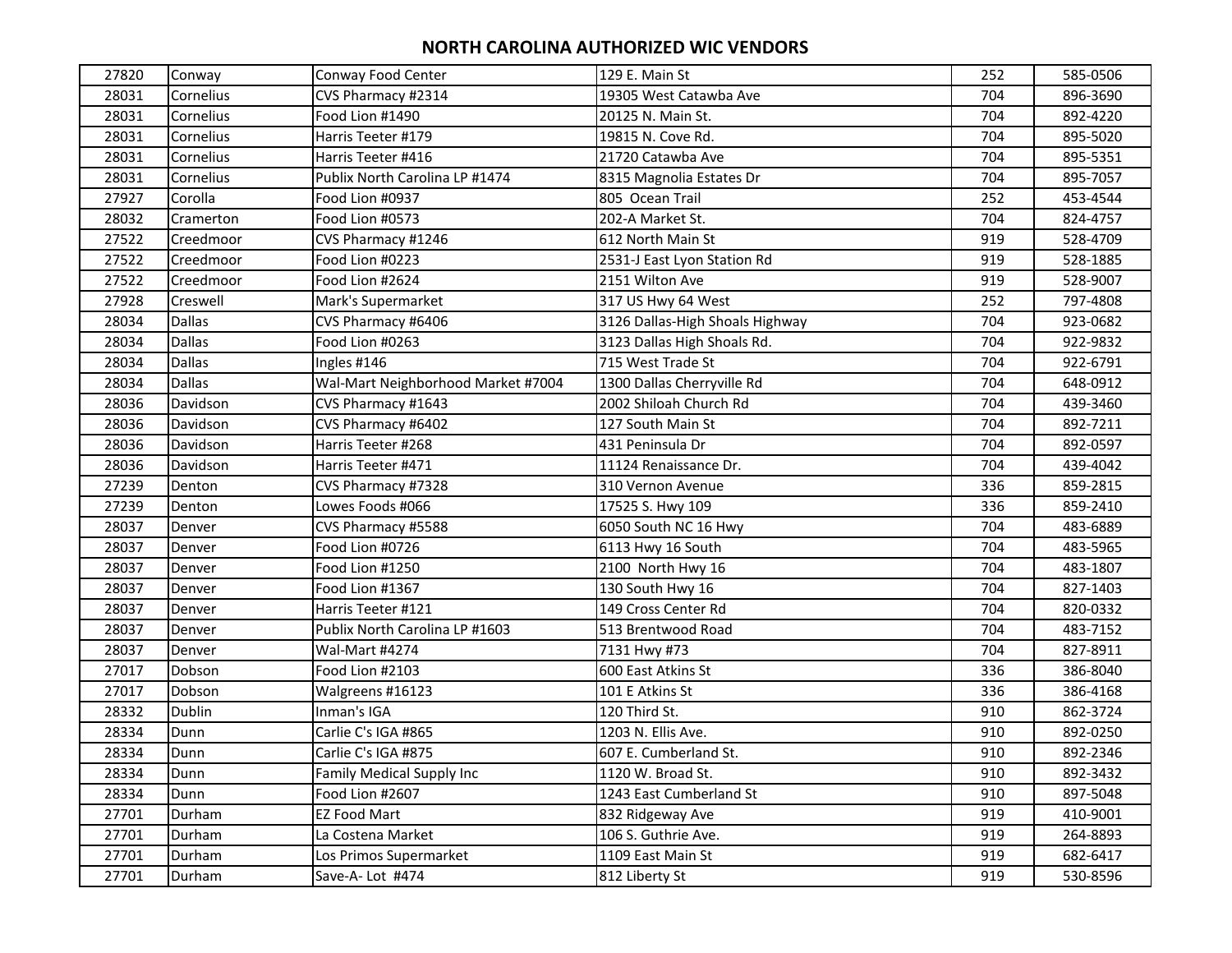# NORTH CAROLINA AUTHORIZED WIC VENDORS

| | | | | | |
|---|---|---|---|---|---|
| 27820 | Conway | Conway Food Center | 129 E. Main St | 252 | 585-0506 |
| 28031 | Cornelius | CVS Pharmacy #2314 | 19305 West Catawba Ave | 704 | 896-3690 |
| 28031 | Cornelius | Food Lion #1490 | 20125 N. Main St. | 704 | 892-4220 |
| 28031 | Cornelius | Harris Teeter #179 | 19815 N. Cove Rd. | 704 | 895-5020 |
| 28031 | Cornelius | Harris Teeter #416 | 21720 Catawba Ave | 704 | 895-5351 |
| 28031 | Cornelius | Publix North Carolina LP #1474 | 8315 Magnolia Estates Dr | 704 | 895-7057 |
| 27927 | Corolla | Food Lion #0937 | 805 Ocean Trail | 252 | 453-4544 |
| 28032 | Cramerton | Food Lion #0573 | 202-A Market St. | 704 | 824-4757 |
| 27522 | Creedmoor | CVS Pharmacy #1246 | 612 North Main St | 919 | 528-4709 |
| 27522 | Creedmoor | Food Lion #0223 | 2531-J East Lyon Station Rd | 919 | 528-1885 |
| 27522 | Creedmoor | Food Lion #2624 | 2151 Wilton Ave | 919 | 528-9007 |
| 27928 | Creswell | Mark's Supermarket | 317 US Hwy 64 West | 252 | 797-4808 |
| 28034 | Dallas | CVS Pharmacy #6406 | 3126 Dallas-High Shoals Highway | 704 | 923-0682 |
| 28034 | Dallas | Food Lion #0263 | 3123 Dallas High Shoals Rd. | 704 | 922-9832 |
| 28034 | Dallas | Ingles #146 | 715 West Trade St | 704 | 922-6791 |
| 28034 | Dallas | Wal-Mart Neighborhood Market #7004 | 1300 Dallas Cherryville Rd | 704 | 648-0912 |
| 28036 | Davidson | CVS Pharmacy #1643 | 2002 Shiloah Church Rd | 704 | 439-3460 |
| 28036 | Davidson | CVS Pharmacy #6402 | 127 South Main St | 704 | 892-7211 |
| 28036 | Davidson | Harris Teeter #268 | 431 Peninsula Dr | 704 | 892-0597 |
| 28036 | Davidson | Harris Teeter #471 | 11124 Renaissance Dr. | 704 | 439-4042 |
| 27239 | Denton | CVS Pharmacy #7328 | 310 Vernon Avenue | 336 | 859-2815 |
| 27239 | Denton | Lowes Foods #066 | 17525 S. Hwy 109 | 336 | 859-2410 |
| 28037 | Denver | CVS Pharmacy #5588 | 6050 South NC 16 Hwy | 704 | 483-6889 |
| 28037 | Denver | Food Lion #0726 | 6113 Hwy 16 South | 704 | 483-5965 |
| 28037 | Denver | Food Lion #1250 | 2100 North Hwy 16 | 704 | 483-1807 |
| 28037 | Denver | Food Lion #1367 | 130 South Hwy 16 | 704 | 827-1403 |
| 28037 | Denver | Harris Teeter #121 | 149 Cross Center Rd | 704 | 820-0332 |
| 28037 | Denver | Publix North Carolina LP #1603 | 513 Brentwood Road | 704 | 483-7152 |
| 28037 | Denver | Wal-Mart #4274 | 7131 Hwy #73 | 704 | 827-8911 |
| 27017 | Dobson | Food Lion #2103 | 600 East Atkins St | 336 | 386-8040 |
| 27017 | Dobson | Walgreens #16123 | 101 E Atkins St | 336 | 386-4168 |
| 28332 | Dublin | Inman's IGA | 120 Third St. | 910 | 862-3724 |
| 28334 | Dunn | Carlie C's IGA #865 | 1203 N. Ellis Ave. | 910 | 892-0250 |
| 28334 | Dunn | Carlie C's IGA #875 | 607 E. Cumberland St. | 910 | 892-2346 |
| 28334 | Dunn | Family Medical Supply Inc | 1120 W. Broad St. | 910 | 892-3432 |
| 28334 | Dunn | Food Lion #2607 | 1243 East Cumberland St | 910 | 897-5048 |
| 27701 | Durham | EZ Food Mart | 832 Ridgeway Ave | 919 | 410-9001 |
| 27701 | Durham | La Costena Market | 106 S. Guthrie Ave. | 919 | 264-8893 |
| 27701 | Durham | Los Primos Supermarket | 1109 East Main St | 919 | 682-6417 |
| 27701 | Durham | Save-A- Lot #474 | 812 Liberty St | 919 | 530-8596 |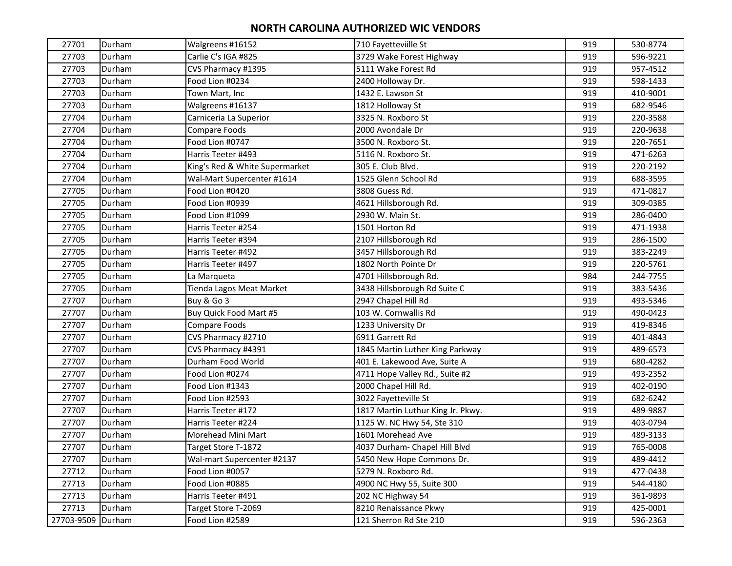# NORTH CAROLINA AUTHORIZED WIC VENDORS

| | | | | | |
|---|---|---|---|---|---|
| 27701 | Durham | Walgreens #16152 | 710 Fayetteviille St | 919 | 530-8774 |
| 27703 | Durham | Carlie C's IGA #825 | 3729 Wake Forest Highway | 919 | 596-9221 |
| 27703 | Durham | CVS Pharmacy #1395 | 5111 Wake Forest Rd | 919 | 957-4512 |
| 27703 | Durham | Food Lion #0234 | 2400 Holloway Dr. | 919 | 598-1433 |
| 27703 | Durham | Town Mart, Inc | 1432 E. Lawson St | 919 | 410-9001 |
| 27703 | Durham | Walgreens #16137 | 1812 Holloway St | 919 | 682-9546 |
| 27704 | Durham | Carniceria La Superior | 3325 N. Roxboro St | 919 | 220-3588 |
| 27704 | Durham | Compare Foods | 2000 Avondale Dr | 919 | 220-9638 |
| 27704 | Durham | Food Lion #0747 | 3500 N. Roxboro St. | 919 | 220-7651 |
| 27704 | Durham | Harris Teeter #493 | 5116 N. Roxboro St. | 919 | 471-6263 |
| 27704 | Durham | King's Red & White Supermarket | 305 E. Club Blvd. | 919 | 220-2192 |
| 27704 | Durham | Wal-Mart Supercenter #1614 | 1525 Glenn School Rd | 919 | 688-3595 |
| 27705 | Durham | Food Lion #0420 | 3808 Guess Rd. | 919 | 471-0817 |
| 27705 | Durham | Food Lion #0939 | 4621 Hillsborough Rd. | 919 | 309-0385 |
| 27705 | Durham | Food Lion #1099 | 2930 W. Main St. | 919 | 286-0400 |
| 27705 | Durham | Harris Teeter #254 | 1501 Horton Rd | 919 | 471-1938 |
| 27705 | Durham | Harris Teeter #394 | 2107 Hillsborough Rd | 919 | 286-1500 |
| 27705 | Durham | Harris Teeter #492 | 3457 Hillsborough Rd | 919 | 383-2249 |
| 27705 | Durham | Harris Teeter #497 | 1802 North Pointe Dr | 919 | 220-5761 |
| 27705 | Durham | La Marqueta | 4701 Hillsborough Rd. | 984 | 244-7755 |
| 27705 | Durham | Tienda Lagos Meat Market | 3438 Hillsborough Rd Suite C | 919 | 383-5436 |
| 27707 | Durham | Buy & Go 3 | 2947 Chapel Hill Rd | 919 | 493-5346 |
| 27707 | Durham | Buy Quick Food Mart #5 | 103 W. Cornwallis Rd | 919 | 490-0423 |
| 27707 | Durham | Compare Foods | 1233 University Dr | 919 | 419-8346 |
| 27707 | Durham | CVS Pharmacy #2710 | 6911 Garrett Rd | 919 | 401-4843 |
| 27707 | Durham | CVS Pharmacy #4391 | 1845 Martin Luther King Parkway | 919 | 489-6573 |
| 27707 | Durham | Durham Food World | 401 E. Lakewood Ave, Suite A | 919 | 680-4282 |
| 27707 | Durham | Food Lion #0274 | 4711 Hope Valley Rd., Suite #2 | 919 | 493-2352 |
| 27707 | Durham | Food Lion #1343 | 2000 Chapel Hill Rd. | 919 | 402-0190 |
| 27707 | Durham | Food Lion #2593 | 3022 Fayetteville St | 919 | 682-6242 |
| 27707 | Durham | Harris Teeter #172 | 1817 Martin Luthur King Jr. Pkwy. | 919 | 489-9887 |
| 27707 | Durham | Harris Teeter #224 | 1125 W. NC Hwy 54, Ste 310 | 919 | 403-0794 |
| 27707 | Durham | Morehead Mini Mart | 1601 Morehead Ave | 919 | 489-3133 |
| 27707 | Durham | Target Store T-1872 | 4037 Durham- Chapel Hill Blvd | 919 | 765-0008 |
| 27707 | Durham | Wal-mart Supercenter #2137 | 5450 New Hope Commons Dr. | 919 | 489-4412 |
| 27712 | Durham | Food Lion #0057 | 5279 N. Roxboro Rd. | 919 | 477-0438 |
| 27713 | Durham | Food Lion #0885 | 4900 NC Hwy 55, Suite 300 | 919 | 544-4180 |
| 27713 | Durham | Harris Teeter #491 | 202 NC Highway 54 | 919 | 361-9893 |
| 27713 | Durham | Target Store T-2069 | 8210 Renaissance Pkwy | 919 | 425-0001 |
| 27703-9509 | Durham | Food Lion #2589 | 121 Sherron Rd Ste 210 | 919 | 596-2363 |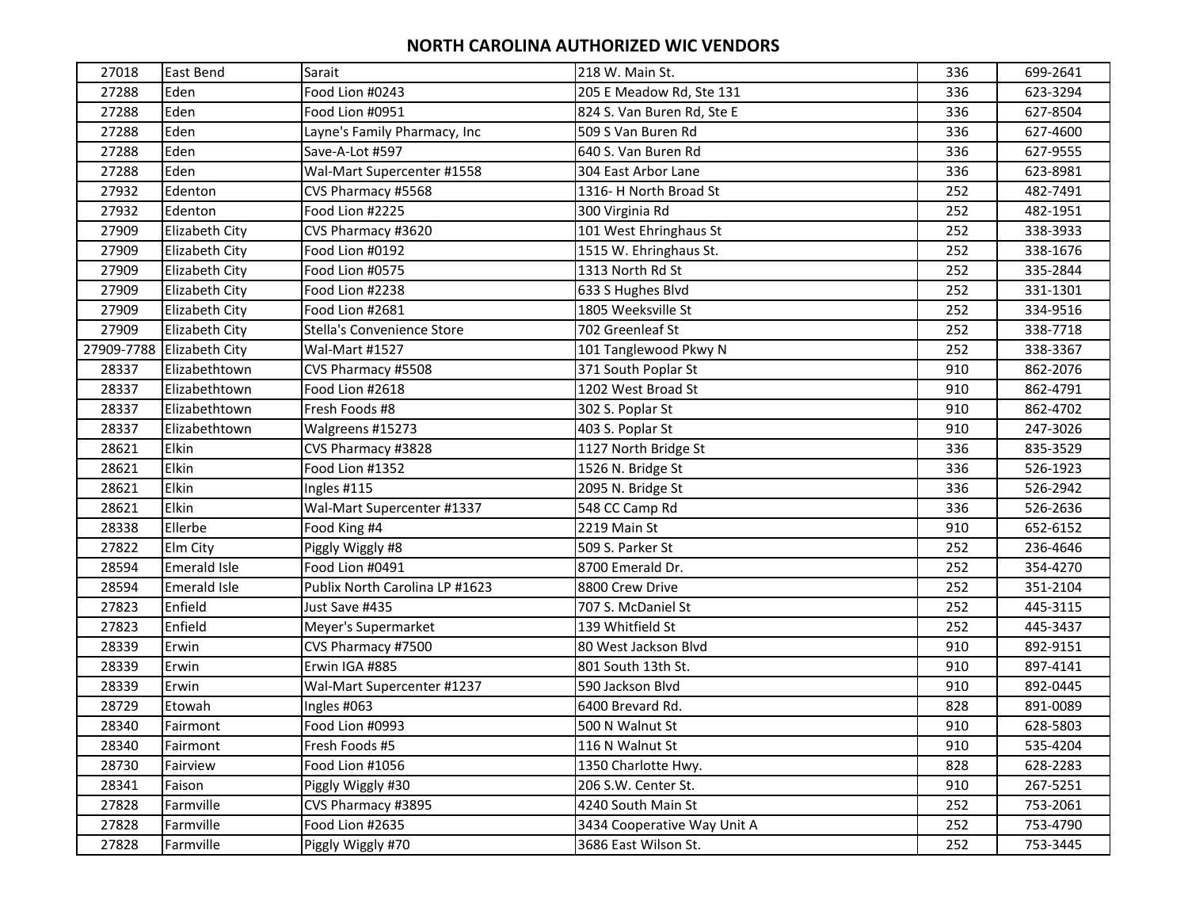# NORTH CAROLINA AUTHORIZED WIC VENDORS

| | | | | | |
|---|---|---|---|---|---|
| 27018 | East Bend | Sarait | 218 W. Main St. | 336 | 699-2641 |
| 27288 | Eden | Food Lion #0243 | 205 E Meadow Rd, Ste 131 | 336 | 623-3294 |
| 27288 | Eden | Food Lion #0951 | 824 S. Van Buren Rd, Ste E | 336 | 627-8504 |
| 27288 | Eden | Layne's Family Pharmacy, Inc | 509 S Van Buren Rd | 336 | 627-4600 |
| 27288 | Eden | Save-A-Lot #597 | 640 S. Van Buren Rd | 336 | 627-9555 |
| 27288 | Eden | Wal-Mart Supercenter #1558 | 304 East Arbor Lane | 336 | 623-8981 |
| 27932 | Edenton | CVS Pharmacy #5568 | 1316- H North Broad St | 252 | 482-7491 |
| 27932 | Edenton | Food Lion #2225 | 300 Virginia Rd | 252 | 482-1951 |
| 27909 | Elizabeth City | CVS Pharmacy #3620 | 101 West Ehringhaus St | 252 | 338-3933 |
| 27909 | Elizabeth City | Food Lion #0192 | 1515 W. Ehringhaus St. | 252 | 338-1676 |
| 27909 | Elizabeth City | Food Lion #0575 | 1313 North Rd St | 252 | 335-2844 |
| 27909 | Elizabeth City | Food Lion #2238 | 633 S Hughes Blvd | 252 | 331-1301 |
| 27909 | Elizabeth City | Food Lion #2681 | 1805 Weeksville St | 252 | 334-9516 |
| 27909 | Elizabeth City | Stella's Convenience Store | 702 Greenleaf St | 252 | 338-7718 |
| 27909-7788 | Elizabeth City | Wal-Mart #1527 | 101 Tanglewood Pkwy N | 252 | 338-3367 |
| 28337 | Elizabethtown | CVS Pharmacy #5508 | 371 South Poplar St | 910 | 862-2076 |
| 28337 | Elizabethtown | Food Lion #2618 | 1202 West Broad St | 910 | 862-4791 |
| 28337 | Elizabethtown | Fresh Foods #8 | 302 S. Poplar St | 910 | 862-4702 |
| 28337 | Elizabethtown | Walgreens #15273 | 403 S. Poplar St | 910 | 247-3026 |
| 28621 | Elkin | CVS Pharmacy #3828 | 1127 North Bridge St | 336 | 835-3529 |
| 28621 | Elkin | Food Lion #1352 | 1526 N. Bridge St | 336 | 526-1923 |
| 28621 | Elkin | Ingles #115 | 2095 N. Bridge St | 336 | 526-2942 |
| 28621 | Elkin | Wal-Mart Supercenter #1337 | 548 CC Camp Rd | 336 | 526-2636 |
| 28338 | Ellerbe | Food King #4 | 2219 Main St | 910 | 652-6152 |
| 27822 | Elm City | Piggly Wiggly #8 | 509 S. Parker St | 252 | 236-4646 |
| 28594 | Emerald Isle | Food Lion #0491 | 8700 Emerald Dr. | 252 | 354-4270 |
| 28594 | Emerald Isle | Publix North Carolina LP #1623 | 8800 Crew Drive | 252 | 351-2104 |
| 27823 | Enfield | Just Save #435 | 707 S. McDaniel St | 252 | 445-3115 |
| 27823 | Enfield | Meyer's Supermarket | 139 Whitfield St | 252 | 445-3437 |
| 28339 | Erwin | CVS Pharmacy #7500 | 80 West Jackson Blvd | 910 | 892-9151 |
| 28339 | Erwin | Erwin IGA #885 | 801 South 13th St. | 910 | 897-4141 |
| 28339 | Erwin | Wal-Mart Supercenter #1237 | 590 Jackson Blvd | 910 | 892-0445 |
| 28729 | Etowah | Ingles #063 | 6400 Brevard Rd. | 828 | 891-0089 |
| 28340 | Fairmont | Food Lion #0993 | 500 N Walnut St | 910 | 628-5803 |
| 28340 | Fairmont | Fresh Foods #5 | 116 N Walnut St | 910 | 535-4204 |
| 28730 | Fairview | Food Lion #1056 | 1350 Charlotte Hwy. | 828 | 628-2283 |
| 28341 | Faison | Piggly Wiggly #30 | 206 S.W. Center St. | 910 | 267-5251 |
| 27828 | Farmville | CVS Pharmacy #3895 | 4240 South Main St | 252 | 753-2061 |
| 27828 | Farmville | Food Lion #2635 | 3434 Cooperative Way Unit A | 252 | 753-4790 |
| 27828 | Farmville | Piggly Wiggly #70 | 3686 East Wilson St. | 252 | 753-3445 |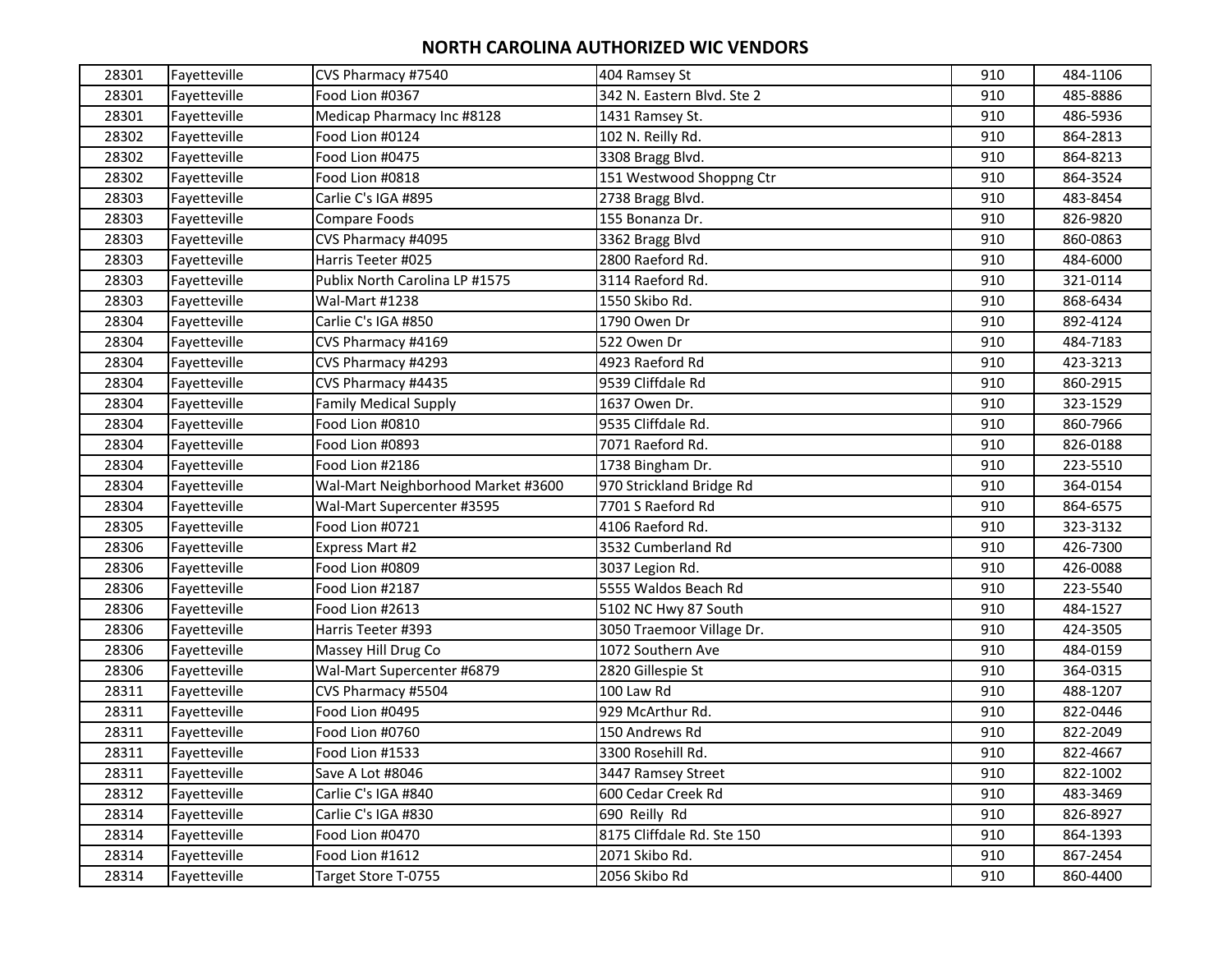# NORTH CAROLINA AUTHORIZED WIC VENDORS

| | | | | | |
|---|---|---|---|---|---|
| 28301 | Fayetteville | CVS Pharmacy #7540 | 404 Ramsey St | 910 | 484-1106 |
| 28301 | Fayetteville | Food Lion #0367 | 342 N. Eastern Blvd. Ste 2 | 910 | 485-8886 |
| 28301 | Fayetteville | Medicap Pharmacy Inc #8128 | 1431 Ramsey St. | 910 | 486-5936 |
| 28302 | Fayetteville | Food Lion #0124 | 102 N. Reilly Rd. | 910 | 864-2813 |
| 28302 | Fayetteville | Food Lion #0475 | 3308 Bragg Blvd. | 910 | 864-8213 |
| 28302 | Fayetteville | Food Lion #0818 | 151 Westwood Shoppng Ctr | 910 | 864-3524 |
| 28303 | Fayetteville | Carlie C's IGA #895 | 2738 Bragg Blvd. | 910 | 483-8454 |
| 28303 | Fayetteville | Compare Foods | 155 Bonanza Dr. | 910 | 826-9820 |
| 28303 | Fayetteville | CVS Pharmacy #4095 | 3362 Bragg Blvd | 910 | 860-0863 |
| 28303 | Fayetteville | Harris Teeter #025 | 2800 Raeford Rd. | 910 | 484-6000 |
| 28303 | Fayetteville | Publix North Carolina LP #1575 | 3114 Raeford Rd. | 910 | 321-0114 |
| 28303 | Fayetteville | Wal-Mart #1238 | 1550 Skibo Rd. | 910 | 868-6434 |
| 28304 | Fayetteville | Carlie C's IGA #850 | 1790 Owen Dr | 910 | 892-4124 |
| 28304 | Fayetteville | CVS Pharmacy #4169 | 522 Owen Dr | 910 | 484-7183 |
| 28304 | Fayetteville | CVS Pharmacy #4293 | 4923 Raeford Rd | 910 | 423-3213 |
| 28304 | Fayetteville | CVS Pharmacy #4435 | 9539 Cliffdale Rd | 910 | 860-2915 |
| 28304 | Fayetteville | Family Medical Supply | 1637 Owen Dr. | 910 | 323-1529 |
| 28304 | Fayetteville | Food Lion #0810 | 9535 Cliffdale Rd. | 910 | 860-7966 |
| 28304 | Fayetteville | Food Lion #0893 | 7071 Raeford Rd. | 910 | 826-0188 |
| 28304 | Fayetteville | Food Lion #2186 | 1738 Bingham Dr. | 910 | 223-5510 |
| 28304 | Fayetteville | Wal-Mart Neighborhood Market #3600 | 970 Strickland Bridge Rd | 910 | 364-0154 |
| 28304 | Fayetteville | Wal-Mart Supercenter #3595 | 7701 S Raeford Rd | 910 | 864-6575 |
| 28305 | Fayetteville | Food Lion #0721 | 4106 Raeford Rd. | 910 | 323-3132 |
| 28306 | Fayetteville | Express Mart #2 | 3532 Cumberland Rd | 910 | 426-7300 |
| 28306 | Fayetteville | Food Lion #0809 | 3037 Legion Rd. | 910 | 426-0088 |
| 28306 | Fayetteville | Food Lion #2187 | 5555 Waldos Beach Rd | 910 | 223-5540 |
| 28306 | Fayetteville | Food Lion #2613 | 5102 NC Hwy 87 South | 910 | 484-1527 |
| 28306 | Fayetteville | Harris Teeter #393 | 3050 Traemoor Village Dr. | 910 | 424-3505 |
| 28306 | Fayetteville | Massey Hill Drug Co | 1072 Southern Ave | 910 | 484-0159 |
| 28306 | Fayetteville | Wal-Mart Supercenter #6879 | 2820 Gillespie St | 910 | 364-0315 |
| 28311 | Fayetteville | CVS Pharmacy #5504 | 100 Law Rd | 910 | 488-1207 |
| 28311 | Fayetteville | Food Lion #0495 | 929 McArthur Rd. | 910 | 822-0446 |
| 28311 | Fayetteville | Food Lion #0760 | 150 Andrews Rd | 910 | 822-2049 |
| 28311 | Fayetteville | Food Lion #1533 | 3300 Rosehill Rd. | 910 | 822-4667 |
| 28311 | Fayetteville | Save A Lot #8046 | 3447 Ramsey Street | 910 | 822-1002 |
| 28312 | Fayetteville | Carlie C's IGA #840 | 600 Cedar Creek Rd | 910 | 483-3469 |
| 28314 | Fayetteville | Carlie C's IGA #830 | 690 Reilly Rd | 910 | 826-8927 |
| 28314 | Fayetteville | Food Lion #0470 | 8175 Cliffdale Rd. Ste 150 | 910 | 864-1393 |
| 28314 | Fayetteville | Food Lion #1612 | 2071 Skibo Rd. | 910 | 867-2454 |
| 28314 | Fayetteville | Target Store T-0755 | 2056 Skibo Rd | 910 | 860-4400 |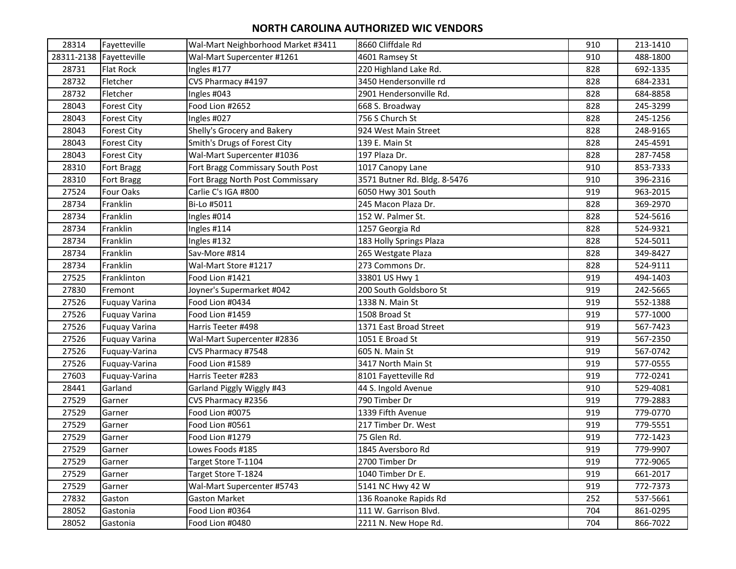# NORTH CAROLINA AUTHORIZED WIC VENDORS

| | | | | | |
|---|---|---|---|---|---|
| 28314 | Fayetteville | Wal-Mart Neighborhood Market #3411 | 8660 Cliffdale Rd | 910 | 213-1410 |
| 28311-2138 | Fayetteville | Wal-Mart Supercenter #1261 | 4601 Ramsey St | 910 | 488-1800 |
| 28731 | Flat Rock | Ingles #177 | 220 Highland Lake Rd. | 828 | 692-1335 |
| 28732 | Fletcher | CVS Pharmacy #4197 | 3450 Hendersonville rd | 828 | 684-2331 |
| 28732 | Fletcher | Ingles #043 | 2901 Hendersonville Rd. | 828 | 684-8858 |
| 28043 | Forest City | Food Lion #2652 | 668 S. Broadway | 828 | 245-3299 |
| 28043 | Forest City | Ingles #027 | 756 S Church St | 828 | 245-1256 |
| 28043 | Forest City | Shelly's Grocery and Bakery | 924 West Main Street | 828 | 248-9165 |
| 28043 | Forest City | Smith's Drugs of Forest City | 139 E. Main St | 828 | 245-4591 |
| 28043 | Forest City | Wal-Mart Supercenter #1036 | 197 Plaza Dr. | 828 | 287-7458 |
| 28310 | Fort Bragg | Fort Bragg Commissary South Post | 1017 Canopy Lane | 910 | 853-7333 |
| 28310 | Fort Bragg | Fort Bragg North Post Commissary | 3571 Butner Rd. Bldg. 8-5476 | 910 | 396-2316 |
| 27524 | Four Oaks | Carlie C's IGA #800 | 6050 Hwy 301 South | 919 | 963-2015 |
| 28734 | Franklin | Bi-Lo #5011 | 245 Macon Plaza Dr. | 828 | 369-2970 |
| 28734 | Franklin | Ingles #014 | 152 W. Palmer St. | 828 | 524-5616 |
| 28734 | Franklin | Ingles #114 | 1257 Georgia Rd | 828 | 524-9321 |
| 28734 | Franklin | Ingles #132 | 183 Holly Springs Plaza | 828 | 524-5011 |
| 28734 | Franklin | Sav-More #814 | 265 Westgate Plaza | 828 | 349-8427 |
| 28734 | Franklin | Wal-Mart Store #1217 | 273 Commons Dr. | 828 | 524-9111 |
| 27525 | Franklinton | Food Lion #1421 | 33801 US Hwy 1 | 919 | 494-1403 |
| 27830 | Fremont | Joyner's Supermarket #042 | 200 South Goldsboro St | 919 | 242-5665 |
| 27526 | Fuquay Varina | Food Lion #0434 | 1338 N. Main St | 919 | 552-1388 |
| 27526 | Fuquay Varina | Food Lion #1459 | 1508 Broad St | 919 | 577-1000 |
| 27526 | Fuquay Varina | Harris Teeter #498 | 1371 East Broad Street | 919 | 567-7423 |
| 27526 | Fuquay Varina | Wal-Mart Supercenter #2836 | 1051 E Broad St | 919 | 567-2350 |
| 27526 | Fuquay-Varina | CVS Pharmacy #7548 | 605 N. Main St | 919 | 567-0742 |
| 27526 | Fuquay-Varina | Food Lion #1589 | 3417 North Main St | 919 | 577-0555 |
| 27603 | Fuquay-Varina | Harris Teeter #283 | 8101 Fayetteville Rd | 919 | 772-0241 |
| 28441 | Garland | Garland Piggly Wiggly #43 | 44 S. Ingold Avenue | 910 | 529-4081 |
| 27529 | Garner | CVS Pharmacy #2356 | 790 Timber Dr | 919 | 779-2883 |
| 27529 | Garner | Food Lion #0075 | 1339 Fifth Avenue | 919 | 779-0770 |
| 27529 | Garner | Food Lion #0561 | 217 Timber Dr. West | 919 | 779-5551 |
| 27529 | Garner | Food Lion #1279 | 75 Glen Rd. | 919 | 772-1423 |
| 27529 | Garner | Lowes Foods #185 | 1845 Aversboro Rd | 919 | 779-9907 |
| 27529 | Garner | Target Store T-1104 | 2700 Timber Dr | 919 | 772-9065 |
| 27529 | Garner | Target Store T-1824 | 1040 Timber Dr E. | 919 | 661-2017 |
| 27529 | Garner | Wal-Mart Supercenter #5743 | 5141 NC Hwy 42 W | 919 | 772-7373 |
| 27832 | Gaston | Gaston Market | 136 Roanoke Rapids Rd | 252 | 537-5661 |
| 28052 | Gastonia | Food Lion #0364 | 111 W. Garrison Blvd. | 704 | 861-0295 |
| 28052 | Gastonia | Food Lion #0480 | 2211 N. New Hope Rd. | 704 | 866-7022 |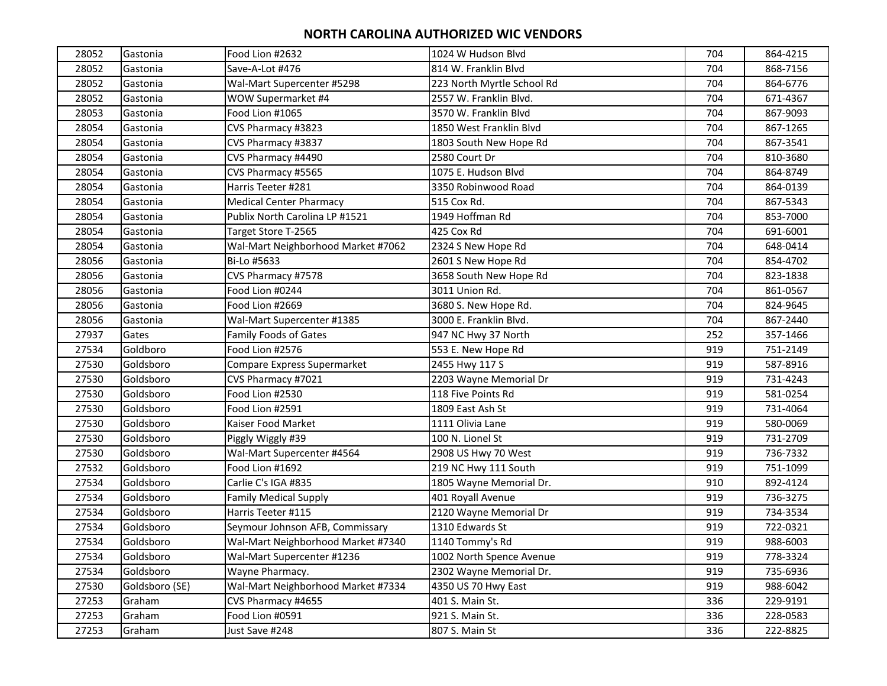# NORTH CAROLINA AUTHORIZED WIC VENDORS

| | | | | | |
|---|---|---|---|---|---|
| 28052 | Gastonia | Food Lion #2632 | 1024 W Hudson Blvd | 704 | 864-4215 |
| 28052 | Gastonia | Save-A-Lot #476 | 814 W. Franklin Blvd | 704 | 868-7156 |
| 28052 | Gastonia | Wal-Mart Supercenter #5298 | 223 North Myrtle School Rd | 704 | 864-6776 |
| 28052 | Gastonia | WOW Supermarket #4 | 2557 W. Franklin Blvd. | 704 | 671-4367 |
| 28053 | Gastonia | Food Lion #1065 | 3570 W. Franklin Blvd | 704 | 867-9093 |
| 28054 | Gastonia | CVS Pharmacy #3823 | 1850 West Franklin Blvd | 704 | 867-1265 |
| 28054 | Gastonia | CVS Pharmacy #3837 | 1803 South New Hope Rd | 704 | 867-3541 |
| 28054 | Gastonia | CVS Pharmacy #4490 | 2580 Court Dr | 704 | 810-3680 |
| 28054 | Gastonia | CVS Pharmacy #5565 | 1075 E. Hudson Blvd | 704 | 864-8749 |
| 28054 | Gastonia | Harris Teeter #281 | 3350 Robinwood Road | 704 | 864-0139 |
| 28054 | Gastonia | Medical Center Pharmacy | 515 Cox Rd. | 704 | 867-5343 |
| 28054 | Gastonia | Publix North Carolina LP #1521 | 1949 Hoffman Rd | 704 | 853-7000 |
| 28054 | Gastonia | Target Store T-2565 | 425 Cox Rd | 704 | 691-6001 |
| 28054 | Gastonia | Wal-Mart Neighborhood Market #7062 | 2324 S New Hope Rd | 704 | 648-0414 |
| 28056 | Gastonia | Bi-Lo #5633 | 2601 S New Hope Rd | 704 | 854-4702 |
| 28056 | Gastonia | CVS Pharmacy #7578 | 3658 South New Hope Rd | 704 | 823-1838 |
| 28056 | Gastonia | Food Lion #0244 | 3011 Union Rd. | 704 | 861-0567 |
| 28056 | Gastonia | Food Lion #2669 | 3680 S. New Hope Rd. | 704 | 824-9645 |
| 28056 | Gastonia | Wal-Mart Supercenter #1385 | 3000 E. Franklin Blvd. | 704 | 867-2440 |
| 27937 | Gates | Family Foods of Gates | 947 NC Hwy 37 North | 252 | 357-1466 |
| 27534 | Goldboro | Food Lion #2576 | 553 E. New Hope Rd | 919 | 751-2149 |
| 27530 | Goldsboro | Compare Express Supermarket | 2455 Hwy 117 S | 919 | 587-8916 |
| 27530 | Goldsboro | CVS Pharmacy #7021 | 2203 Wayne Memorial Dr | 919 | 731-4243 |
| 27530 | Goldsboro | Food Lion #2530 | 118 Five Points Rd | 919 | 581-0254 |
| 27530 | Goldsboro | Food Lion #2591 | 1809 East Ash St | 919 | 731-4064 |
| 27530 | Goldsboro | Kaiser Food Market | 1111 Olivia Lane | 919 | 580-0069 |
| 27530 | Goldsboro | Piggly Wiggly #39 | 100 N. Lionel St | 919 | 731-2709 |
| 27530 | Goldsboro | Wal-Mart Supercenter #4564 | 2908 US Hwy 70 West | 919 | 736-7332 |
| 27532 | Goldsboro | Food Lion #1692 | 219 NC Hwy 111 South | 919 | 751-1099 |
| 27534 | Goldsboro | Carlie C's IGA #835 | 1805 Wayne Memorial Dr. | 910 | 892-4124 |
| 27534 | Goldsboro | Family Medical Supply | 401 Royall Avenue | 919 | 736-3275 |
| 27534 | Goldsboro | Harris Teeter #115 | 2120 Wayne Memorial Dr | 919 | 734-3534 |
| 27534 | Goldsboro | Seymour Johnson AFB, Commissary | 1310 Edwards St | 919 | 722-0321 |
| 27534 | Goldsboro | Wal-Mart Neighborhood Market #7340 | 1140 Tommy's Rd | 919 | 988-6003 |
| 27534 | Goldsboro | Wal-Mart Supercenter #1236 | 1002 North Spence Avenue | 919 | 778-3324 |
| 27534 | Goldsboro | Wayne Pharmacy. | 2302 Wayne Memorial Dr. | 919 | 735-6936 |
| 27530 | Goldsboro (SE) | Wal-Mart Neighborhood Market #7334 | 4350 US 70 Hwy East | 919 | 988-6042 |
| 27253 | Graham | CVS Pharmacy #4655 | 401 S. Main St. | 336 | 229-9191 |
| 27253 | Graham | Food Lion #0591 | 921 S. Main St. | 336 | 228-0583 |
| 27253 | Graham | Just Save #248 | 807 S. Main St | 336 | 222-8825 |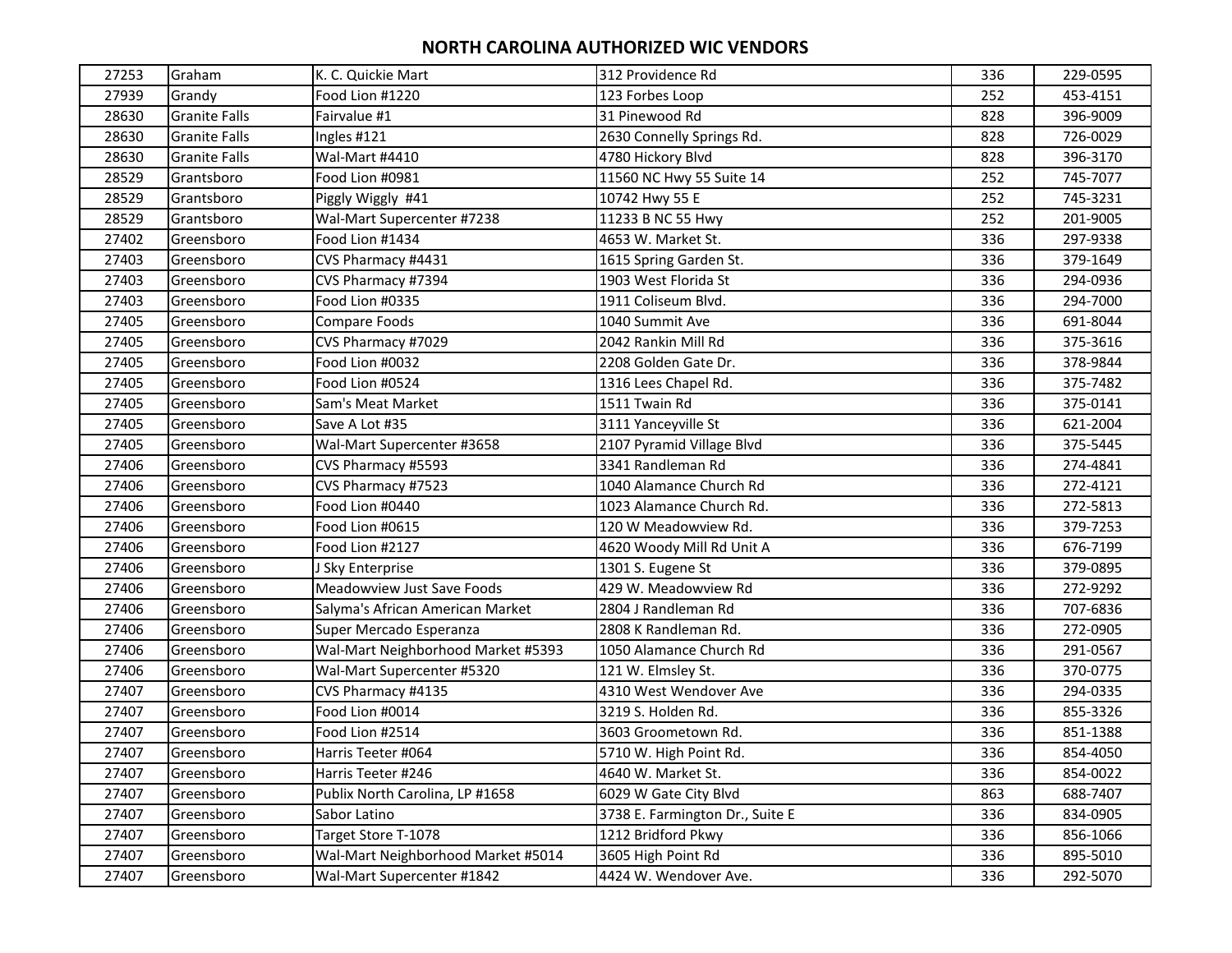# NORTH CAROLINA AUTHORIZED WIC VENDORS

| | | | | | |
|---|---|---|---|---|---|
| 27253 | Graham | K. C. Quickie Mart | 312 Providence Rd | 336 | 229-0595 |
| 27939 | Grandy | Food Lion #1220 | 123 Forbes Loop | 252 | 453-4151 |
| 28630 | Granite Falls | Fairvalue #1 | 31 Pinewood Rd | 828 | 396-9009 |
| 28630 | Granite Falls | Ingles #121 | 2630 Connelly Springs Rd. | 828 | 726-0029 |
| 28630 | Granite Falls | Wal-Mart #4410 | 4780 Hickory Blvd | 828 | 396-3170 |
| 28529 | Grantsboro | Food Lion #0981 | 11560 NC Hwy 55 Suite 14 | 252 | 745-7077 |
| 28529 | Grantsboro | Piggly Wiggly #41 | 10742 Hwy 55 E | 252 | 745-3231 |
| 28529 | Grantsboro | Wal-Mart Supercenter #7238 | 11233 B NC 55 Hwy | 252 | 201-9005 |
| 27402 | Greensboro | Food Lion #1434 | 4653 W. Market St. | 336 | 297-9338 |
| 27403 | Greensboro | CVS Pharmacy #4431 | 1615 Spring Garden St. | 336 | 379-1649 |
| 27403 | Greensboro | CVS Pharmacy #7394 | 1903 West Florida St | 336 | 294-0936 |
| 27403 | Greensboro | Food Lion #0335 | 1911 Coliseum Blvd. | 336 | 294-7000 |
| 27405 | Greensboro | Compare Foods | 1040 Summit Ave | 336 | 691-8044 |
| 27405 | Greensboro | CVS Pharmacy #7029 | 2042 Rankin Mill Rd | 336 | 375-3616 |
| 27405 | Greensboro | Food Lion #0032 | 2208 Golden Gate Dr. | 336 | 378-9844 |
| 27405 | Greensboro | Food Lion #0524 | 1316 Lees Chapel Rd. | 336 | 375-7482 |
| 27405 | Greensboro | Sam's Meat Market | 1511 Twain Rd | 336 | 375-0141 |
| 27405 | Greensboro | Save A Lot #35 | 3111 Yanceyville St | 336 | 621-2004 |
| 27405 | Greensboro | Wal-Mart Supercenter #3658 | 2107 Pyramid Village Blvd | 336 | 375-5445 |
| 27406 | Greensboro | CVS Pharmacy #5593 | 3341 Randleman Rd | 336 | 274-4841 |
| 27406 | Greensboro | CVS Pharmacy #7523 | 1040 Alamance Church Rd | 336 | 272-4121 |
| 27406 | Greensboro | Food Lion #0440 | 1023 Alamance Church Rd. | 336 | 272-5813 |
| 27406 | Greensboro | Food Lion #0615 | 120 W Meadowview Rd. | 336 | 379-7253 |
| 27406 | Greensboro | Food Lion #2127 | 4620 Woody Mill Rd Unit A | 336 | 676-7199 |
| 27406 | Greensboro | J Sky Enterprise | 1301 S. Eugene St | 336 | 379-0895 |
| 27406 | Greensboro | Meadowview Just Save Foods | 429 W. Meadowview Rd | 336 | 272-9292 |
| 27406 | Greensboro | Salyma's African American Market | 2804 J Randleman Rd | 336 | 707-6836 |
| 27406 | Greensboro | Super Mercado Esperanza | 2808 K Randleman Rd. | 336 | 272-0905 |
| 27406 | Greensboro | Wal-Mart Neighborhood Market #5393 | 1050 Alamance Church Rd | 336 | 291-0567 |
| 27406 | Greensboro | Wal-Mart Supercenter #5320 | 121 W. Elmsley St. | 336 | 370-0775 |
| 27407 | Greensboro | CVS Pharmacy #4135 | 4310 West Wendover Ave | 336 | 294-0335 |
| 27407 | Greensboro | Food Lion #0014 | 3219 S. Holden Rd. | 336 | 855-3326 |
| 27407 | Greensboro | Food Lion #2514 | 3603 Groometown Rd. | 336 | 851-1388 |
| 27407 | Greensboro | Harris Teeter #064 | 5710 W. High Point Rd. | 336 | 854-4050 |
| 27407 | Greensboro | Harris Teeter #246 | 4640 W. Market St. | 336 | 854-0022 |
| 27407 | Greensboro | Publix North Carolina, LP #1658 | 6029 W Gate City Blvd | 863 | 688-7407 |
| 27407 | Greensboro | Sabor Latino | 3738 E. Farmington Dr., Suite E | 336 | 834-0905 |
| 27407 | Greensboro | Target Store T-1078 | 1212 Bridford Pkwy | 336 | 856-1066 |
| 27407 | Greensboro | Wal-Mart Neighborhood Market #5014 | 3605 High Point Rd | 336 | 895-5010 |
| 27407 | Greensboro | Wal-Mart Supercenter #1842 | 4424 W. Wendover Ave. | 336 | 292-5070 |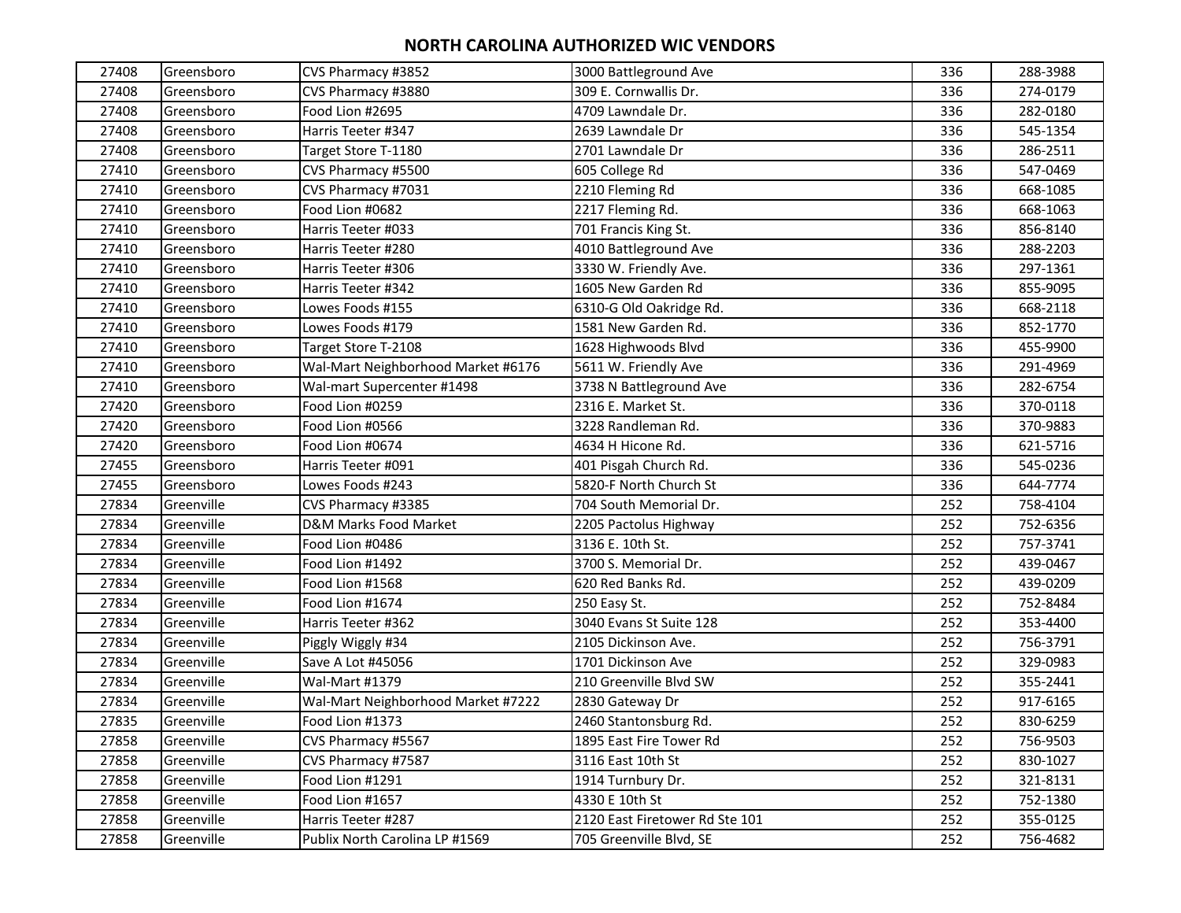# NORTH CAROLINA AUTHORIZED WIC VENDORS

| | | | | | |
|---|---|---|---|---|---|
| 27408 | Greensboro | CVS Pharmacy #3852 | 3000 Battleground Ave | 336 | 288-3988 |
| 27408 | Greensboro | CVS Pharmacy #3880 | 309 E. Cornwallis Dr. | 336 | 274-0179 |
| 27408 | Greensboro | Food Lion #2695 | 4709 Lawndale Dr. | 336 | 282-0180 |
| 27408 | Greensboro | Harris Teeter #347 | 2639 Lawndale Dr | 336 | 545-1354 |
| 27408 | Greensboro | Target Store T-1180 | 2701 Lawndale Dr | 336 | 286-2511 |
| 27410 | Greensboro | CVS Pharmacy #5500 | 605 College Rd | 336 | 547-0469 |
| 27410 | Greensboro | CVS Pharmacy #7031 | 2210 Fleming Rd | 336 | 668-1085 |
| 27410 | Greensboro | Food Lion #0682 | 2217 Fleming Rd. | 336 | 668-1063 |
| 27410 | Greensboro | Harris Teeter #033 | 701 Francis King St. | 336 | 856-8140 |
| 27410 | Greensboro | Harris Teeter #280 | 4010 Battleground Ave | 336 | 288-2203 |
| 27410 | Greensboro | Harris Teeter #306 | 3330 W. Friendly Ave. | 336 | 297-1361 |
| 27410 | Greensboro | Harris Teeter #342 | 1605 New Garden Rd | 336 | 855-9095 |
| 27410 | Greensboro | Lowes Foods #155 | 6310-G Old Oakridge Rd. | 336 | 668-2118 |
| 27410 | Greensboro | Lowes Foods #179 | 1581 New Garden Rd. | 336 | 852-1770 |
| 27410 | Greensboro | Target Store T-2108 | 1628 Highwoods Blvd | 336 | 455-9900 |
| 27410 | Greensboro | Wal-Mart Neighborhood Market #6176 | 5611 W. Friendly Ave | 336 | 291-4969 |
| 27410 | Greensboro | Wal-mart Supercenter #1498 | 3738 N Battleground Ave | 336 | 282-6754 |
| 27420 | Greensboro | Food Lion #0259 | 2316 E. Market St. | 336 | 370-0118 |
| 27420 | Greensboro | Food Lion #0566 | 3228 Randleman Rd. | 336 | 370-9883 |
| 27420 | Greensboro | Food Lion #0674 | 4634 H Hicone Rd. | 336 | 621-5716 |
| 27455 | Greensboro | Harris Teeter #091 | 401 Pisgah Church Rd. | 336 | 545-0236 |
| 27455 | Greensboro | Lowes Foods #243 | 5820-F North Church St | 336 | 644-7774 |
| 27834 | Greenville | CVS Pharmacy #3385 | 704 South Memorial Dr. | 252 | 758-4104 |
| 27834 | Greenville | D&M Marks Food Market | 2205 Pactolus Highway | 252 | 752-6356 |
| 27834 | Greenville | Food Lion #0486 | 3136 E. 10th St. | 252 | 757-3741 |
| 27834 | Greenville | Food Lion #1492 | 3700 S. Memorial Dr. | 252 | 439-0467 |
| 27834 | Greenville | Food Lion #1568 | 620 Red Banks Rd. | 252 | 439-0209 |
| 27834 | Greenville | Food Lion #1674 | 250 Easy St. | 252 | 752-8484 |
| 27834 | Greenville | Harris Teeter #362 | 3040 Evans St Suite 128 | 252 | 353-4400 |
| 27834 | Greenville | Piggly Wiggly #34 | 2105 Dickinson Ave. | 252 | 756-3791 |
| 27834 | Greenville | Save A Lot #45056 | 1701 Dickinson Ave | 252 | 329-0983 |
| 27834 | Greenville | Wal-Mart #1379 | 210 Greenville Blvd SW | 252 | 355-2441 |
| 27834 | Greenville | Wal-Mart Neighborhood Market #7222 | 2830 Gateway Dr | 252 | 917-6165 |
| 27835 | Greenville | Food Lion #1373 | 2460 Stantonsburg Rd. | 252 | 830-6259 |
| 27858 | Greenville | CVS Pharmacy #5567 | 1895 East Fire Tower Rd | 252 | 756-9503 |
| 27858 | Greenville | CVS Pharmacy #7587 | 3116 East 10th St | 252 | 830-1027 |
| 27858 | Greenville | Food Lion #1291 | 1914 Turnbury Dr. | 252 | 321-8131 |
| 27858 | Greenville | Food Lion #1657 | 4330 E 10th St | 252 | 752-1380 |
| 27858 | Greenville | Harris Teeter #287 | 2120 East Firetower Rd Ste 101 | 252 | 355-0125 |
| 27858 | Greenville | Publix North Carolina LP #1569 | 705 Greenville Blvd, SE | 252 | 756-4682 |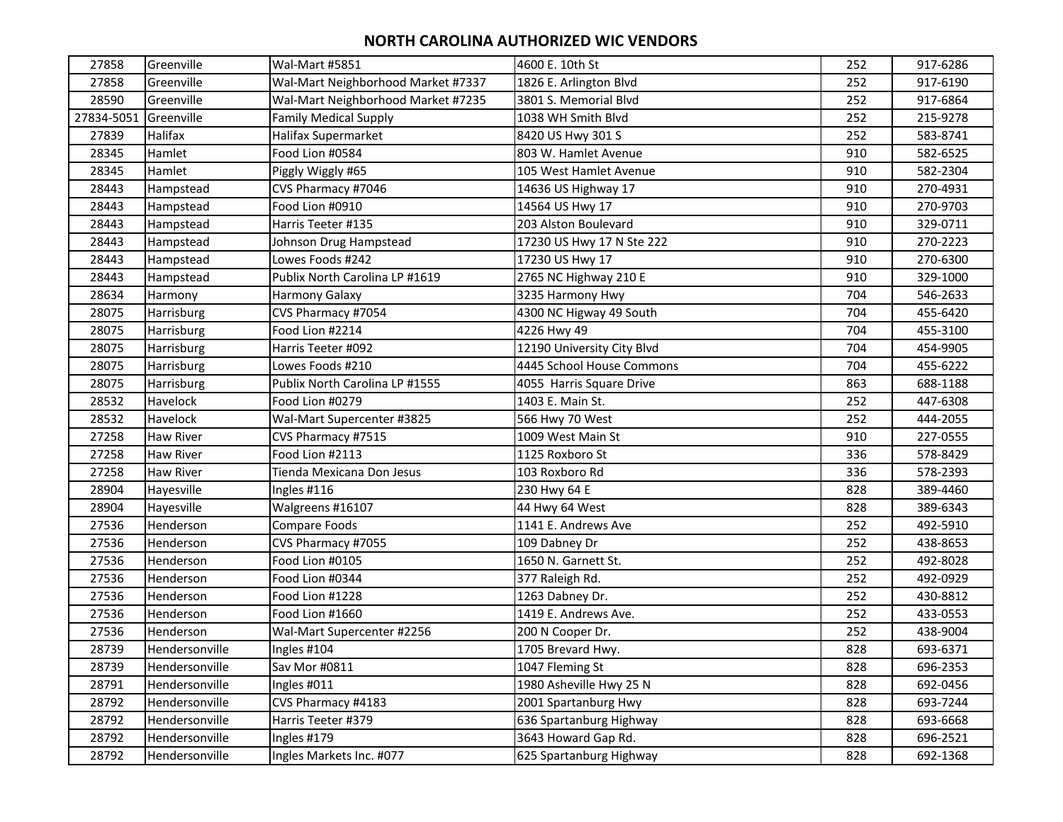# NORTH CAROLINA AUTHORIZED WIC VENDORS

| | | | | | |
|---|---|---|---|---|---|
| 27858 | Greenville | Wal-Mart #5851 | 4600 E. 10th St | 252 | 917-6286 |
| 27858 | Greenville | Wal-Mart Neighborhood Market #7337 | 1826 E. Arlington Blvd | 252 | 917-6190 |
| 28590 | Greenville | Wal-Mart Neighborhood Market #7235 | 3801 S. Memorial Blvd | 252 | 917-6864 |
| 27834-5051 | Greenville | Family Medical Supply | 1038 WH Smith Blvd | 252 | 215-9278 |
| 27839 | Halifax | Halifax Supermarket | 8420 US Hwy 301 S | 252 | 583-8741 |
| 28345 | Hamlet | Food Lion #0584 | 803 W. Hamlet Avenue | 910 | 582-6525 |
| 28345 | Hamlet | Piggly Wiggly #65 | 105 West Hamlet Avenue | 910 | 582-2304 |
| 28443 | Hampstead | CVS Pharmacy #7046 | 14636 US Highway 17 | 910 | 270-4931 |
| 28443 | Hampstead | Food Lion #0910 | 14564 US Hwy 17 | 910 | 270-9703 |
| 28443 | Hampstead | Harris Teeter #135 | 203 Alston Boulevard | 910 | 329-0711 |
| 28443 | Hampstead | Johnson Drug Hampstead | 17230 US Hwy 17 N Ste 222 | 910 | 270-2223 |
| 28443 | Hampstead | Lowes Foods #242 | 17230 US Hwy 17 | 910 | 270-6300 |
| 28443 | Hampstead | Publix North Carolina LP #1619 | 2765 NC Highway 210 E | 910 | 329-1000 |
| 28634 | Harmony | Harmony Galaxy | 3235 Harmony Hwy | 704 | 546-2633 |
| 28075 | Harrisburg | CVS Pharmacy #7054 | 4300 NC Higway 49 South | 704 | 455-6420 |
| 28075 | Harrisburg | Food Lion #2214 | 4226 Hwy 49 | 704 | 455-3100 |
| 28075 | Harrisburg | Harris Teeter #092 | 12190 University City Blvd | 704 | 454-9905 |
| 28075 | Harrisburg | Lowes Foods #210 | 4445 School House Commons | 704 | 455-6222 |
| 28075 | Harrisburg | Publix North Carolina LP #1555 | 4055 Harris Square Drive | 863 | 688-1188 |
| 28532 | Havelock | Food Lion #0279 | 1403 E. Main St. | 252 | 447-6308 |
| 28532 | Havelock | Wal-Mart Supercenter #3825 | 566 Hwy 70 West | 252 | 444-2055 |
| 27258 | Haw River | CVS Pharmacy #7515 | 1009 West Main St | 910 | 227-0555 |
| 27258 | Haw River | Food Lion #2113 | 1125 Roxboro St | 336 | 578-8429 |
| 27258 | Haw River | Tienda Mexicana Don Jesus | 103 Roxboro Rd | 336 | 578-2393 |
| 28904 | Hayesville | Ingles #116 | 230 Hwy 64 E | 828 | 389-4460 |
| 28904 | Hayesville | Walgreens #16107 | 44 Hwy 64 West | 828 | 389-6343 |
| 27536 | Henderson | Compare Foods | 1141 E. Andrews Ave | 252 | 492-5910 |
| 27536 | Henderson | CVS Pharmacy #7055 | 109 Dabney Dr | 252 | 438-8653 |
| 27536 | Henderson | Food Lion #0105 | 1650 N. Garnett St. | 252 | 492-8028 |
| 27536 | Henderson | Food Lion #0344 | 377 Raleigh Rd. | 252 | 492-0929 |
| 27536 | Henderson | Food Lion #1228 | 1263 Dabney Dr. | 252 | 430-8812 |
| 27536 | Henderson | Food Lion #1660 | 1419 E. Andrews Ave. | 252 | 433-0553 |
| 27536 | Henderson | Wal-Mart Supercenter #2256 | 200 N Cooper Dr. | 252 | 438-9004 |
| 28739 | Hendersonville | Ingles #104 | 1705 Brevard Hwy. | 828 | 693-6371 |
| 28739 | Hendersonville | Sav Mor #0811 | 1047 Fleming St | 828 | 696-2353 |
| 28791 | Hendersonville | Ingles #011 | 1980 Asheville Hwy 25 N | 828 | 692-0456 |
| 28792 | Hendersonville | CVS Pharmacy #4183 | 2001 Spartanburg Hwy | 828 | 693-7244 |
| 28792 | Hendersonville | Harris Teeter #379 | 636 Spartanburg Highway | 828 | 693-6668 |
| 28792 | Hendersonville | Ingles #179 | 3643 Howard Gap Rd. | 828 | 696-2521 |
| 28792 | Hendersonville | Ingles Markets Inc. #077 | 625 Spartanburg Highway | 828 | 692-1368 |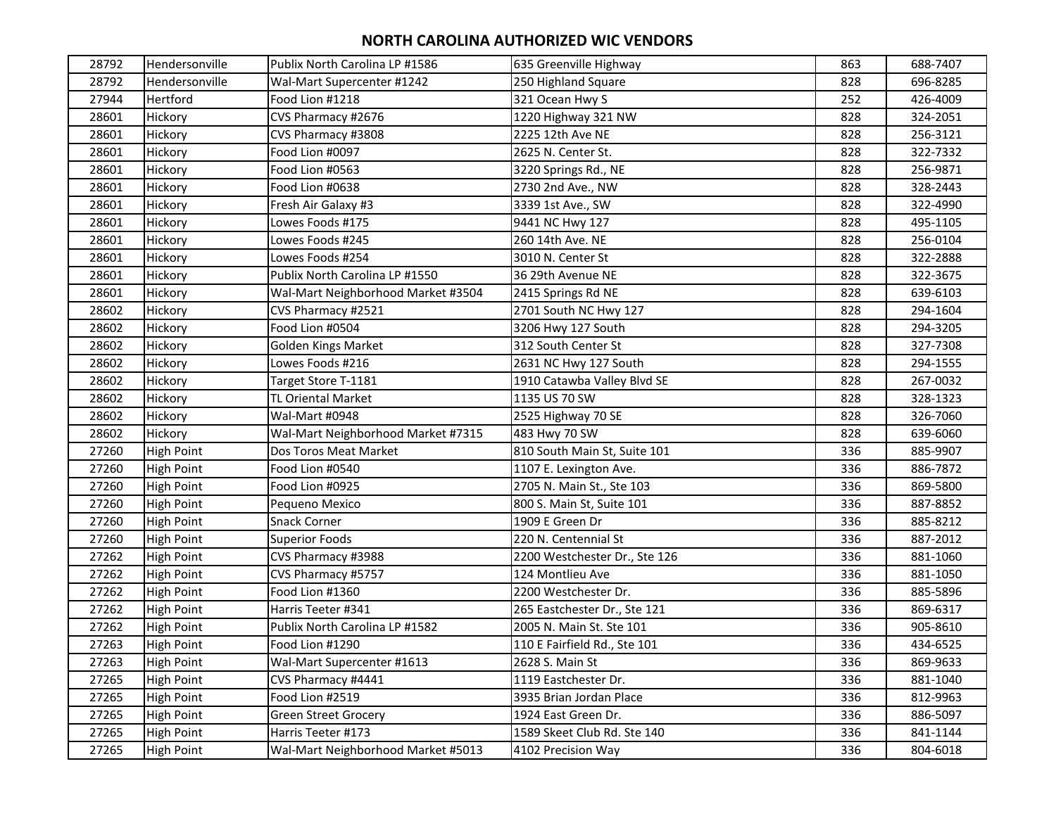# NORTH CAROLINA AUTHORIZED WIC VENDORS

| | | | | | |
|---|---|---|---|---|---|
| 28792 | Hendersonville | Publix North Carolina LP #1586 | 635 Greenville Highway | 863 | 688-7407 |
| 28792 | Hendersonville | Wal-Mart Supercenter #1242 | 250 Highland Square | 828 | 696-8285 |
| 27944 | Hertford | Food Lion #1218 | 321 Ocean Hwy S | 252 | 426-4009 |
| 28601 | Hickory | CVS Pharmacy #2676 | 1220 Highway 321 NW | 828 | 324-2051 |
| 28601 | Hickory | CVS Pharmacy #3808 | 2225 12th Ave NE | 828 | 256-3121 |
| 28601 | Hickory | Food Lion #0097 | 2625 N. Center St. | 828 | 322-7332 |
| 28601 | Hickory | Food Lion #0563 | 3220 Springs Rd., NE | 828 | 256-9871 |
| 28601 | Hickory | Food Lion #0638 | 2730 2nd Ave., NW | 828 | 328-2443 |
| 28601 | Hickory | Fresh Air Galaxy #3 | 3339 1st Ave., SW | 828 | 322-4990 |
| 28601 | Hickory | Lowes Foods #175 | 9441 NC Hwy 127 | 828 | 495-1105 |
| 28601 | Hickory | Lowes Foods #245 | 260 14th Ave. NE | 828 | 256-0104 |
| 28601 | Hickory | Lowes Foods #254 | 3010 N. Center St | 828 | 322-2888 |
| 28601 | Hickory | Publix North Carolina LP #1550 | 36 29th Avenue NE | 828 | 322-3675 |
| 28601 | Hickory | Wal-Mart Neighborhood Market #3504 | 2415 Springs Rd NE | 828 | 639-6103 |
| 28602 | Hickory | CVS Pharmacy #2521 | 2701 South NC Hwy 127 | 828 | 294-1604 |
| 28602 | Hickory | Food Lion #0504 | 3206 Hwy 127 South | 828 | 294-3205 |
| 28602 | Hickory | Golden Kings Market | 312 South Center St | 828 | 327-7308 |
| 28602 | Hickory | Lowes Foods #216 | 2631 NC Hwy 127 South | 828 | 294-1555 |
| 28602 | Hickory | Target Store T-1181 | 1910 Catawba Valley Blvd SE | 828 | 267-0032 |
| 28602 | Hickory | TL Oriental Market | 1135 US 70 SW | 828 | 328-1323 |
| 28602 | Hickory | Wal-Mart #0948 | 2525 Highway 70 SE | 828 | 326-7060 |
| 28602 | Hickory | Wal-Mart Neighborhood Market #7315 | 483 Hwy 70 SW | 828 | 639-6060 |
| 27260 | High Point | Dos Toros Meat Market | 810 South Main St, Suite 101 | 336 | 885-9907 |
| 27260 | High Point | Food Lion #0540 | 1107 E. Lexington Ave. | 336 | 886-7872 |
| 27260 | High Point | Food Lion #0925 | 2705 N. Main St., Ste 103 | 336 | 869-5800 |
| 27260 | High Point | Pequeno Mexico | 800 S. Main St, Suite 101 | 336 | 887-8852 |
| 27260 | High Point | Snack Corner | 1909 E Green Dr | 336 | 885-8212 |
| 27260 | High Point | Superior Foods | 220 N. Centennial St | 336 | 887-2012 |
| 27262 | High Point | CVS Pharmacy #3988 | 2200 Westchester Dr., Ste 126 | 336 | 881-1060 |
| 27262 | High Point | CVS Pharmacy #5757 | 124 Montlieu Ave | 336 | 881-1050 |
| 27262 | High Point | Food Lion #1360 | 2200 Westchester Dr. | 336 | 885-5896 |
| 27262 | High Point | Harris Teeter #341 | 265 Eastchester Dr., Ste 121 | 336 | 869-6317 |
| 27262 | High Point | Publix North Carolina LP #1582 | 2005 N. Main St. Ste 101 | 336 | 905-8610 |
| 27263 | High Point | Food Lion #1290 | 110 E Fairfield Rd., Ste 101 | 336 | 434-6525 |
| 27263 | High Point | Wal-Mart Supercenter #1613 | 2628 S. Main St | 336 | 869-9633 |
| 27265 | High Point | CVS Pharmacy #4441 | 1119 Eastchester Dr. | 336 | 881-1040 |
| 27265 | High Point | Food Lion #2519 | 3935 Brian Jordan Place | 336 | 812-9963 |
| 27265 | High Point | Green Street Grocery | 1924 East Green Dr. | 336 | 886-5097 |
| 27265 | High Point | Harris Teeter #173 | 1589 Skeet Club Rd. Ste 140 | 336 | 841-1144 |
| 27265 | High Point | Wal-Mart Neighborhood Market #5013 | 4102 Precision Way | 336 | 804-6018 |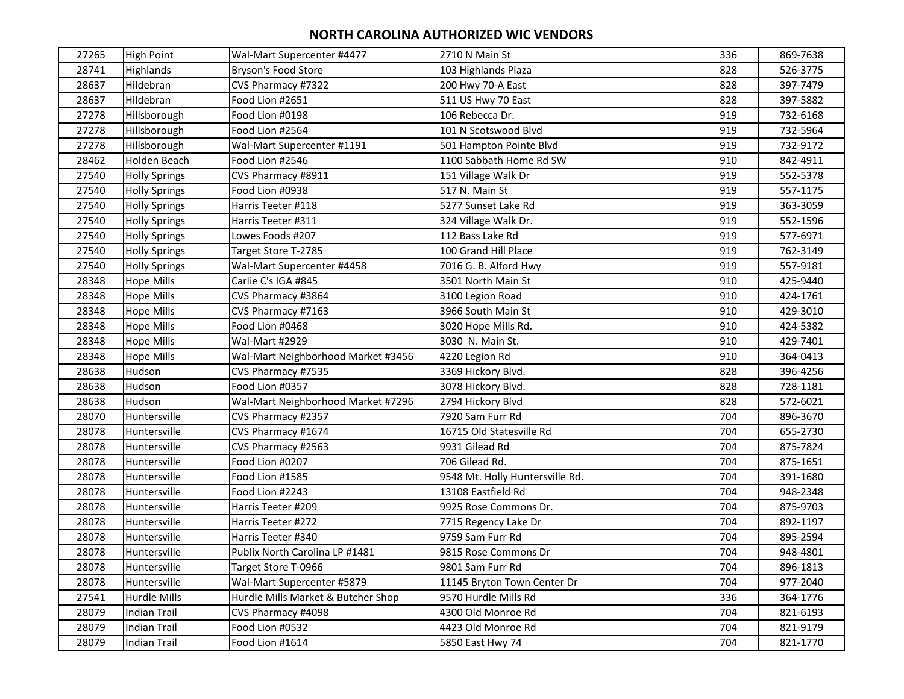# NORTH CAROLINA AUTHORIZED WIC VENDORS

| | | | | | |
|---|---|---|---|---|---|
| 27265 | High Point | Wal-Mart Supercenter #4477 | 2710 N Main St | 336 | 869-7638 |
| 28741 | Highlands | Bryson's Food Store | 103 Highlands Plaza | 828 | 526-3775 |
| 28637 | Hildebran | CVS Pharmacy #7322 | 200 Hwy 70-A East | 828 | 397-7479 |
| 28637 | Hildebran | Food Lion #2651 | 511 US Hwy 70 East | 828 | 397-5882 |
| 27278 | Hillsborough | Food Lion #0198 | 106 Rebecca Dr. | 919 | 732-6168 |
| 27278 | Hillsborough | Food Lion #2564 | 101 N Scotswood Blvd | 919 | 732-5964 |
| 27278 | Hillsborough | Wal-Mart Supercenter #1191 | 501 Hampton Pointe Blvd | 919 | 732-9172 |
| 28462 | Holden Beach | Food Lion #2546 | 1100 Sabbath Home Rd SW | 910 | 842-4911 |
| 27540 | Holly Springs | CVS Pharmacy #8911 | 151 Village Walk Dr | 919 | 552-5378 |
| 27540 | Holly Springs | Food Lion #0938 | 517 N. Main St | 919 | 557-1175 |
| 27540 | Holly Springs | Harris Teeter #118 | 5277 Sunset Lake Rd | 919 | 363-3059 |
| 27540 | Holly Springs | Harris Teeter #311 | 324 Village Walk Dr. | 919 | 552-1596 |
| 27540 | Holly Springs | Lowes Foods #207 | 112 Bass Lake Rd | 919 | 577-6971 |
| 27540 | Holly Springs | Target Store T-2785 | 100 Grand Hill Place | 919 | 762-3149 |
| 27540 | Holly Springs | Wal-Mart Supercenter #4458 | 7016 G. B. Alford Hwy | 919 | 557-9181 |
| 28348 | Hope Mills | Carlie C's IGA #845 | 3501 North Main St | 910 | 425-9440 |
| 28348 | Hope Mills | CVS Pharmacy #3864 | 3100 Legion Road | 910 | 424-1761 |
| 28348 | Hope Mills | CVS Pharmacy #7163 | 3966 South Main St | 910 | 429-3010 |
| 28348 | Hope Mills | Food Lion #0468 | 3020 Hope Mills Rd. | 910 | 424-5382 |
| 28348 | Hope Mills | Wal-Mart #2929 | 3030 N. Main St. | 910 | 429-7401 |
| 28348 | Hope Mills | Wal-Mart Neighborhood Market #3456 | 4220 Legion Rd | 910 | 364-0413 |
| 28638 | Hudson | CVS Pharmacy #7535 | 3369 Hickory Blvd. | 828 | 396-4256 |
| 28638 | Hudson | Food Lion #0357 | 3078 Hickory Blvd. | 828 | 728-1181 |
| 28638 | Hudson | Wal-Mart Neighborhood Market #7296 | 2794 Hickory Blvd | 828 | 572-6021 |
| 28070 | Huntersville | CVS Pharmacy #2357 | 7920 Sam Furr Rd | 704 | 896-3670 |
| 28078 | Huntersville | CVS Pharmacy #1674 | 16715 Old Statesville Rd | 704 | 655-2730 |
| 28078 | Huntersville | CVS Pharmacy #2563 | 9931 Gilead Rd | 704 | 875-7824 |
| 28078 | Huntersville | Food Lion #0207 | 706 Gilead Rd. | 704 | 875-1651 |
| 28078 | Huntersville | Food Lion #1585 | 9548 Mt. Holly Huntersville Rd. | 704 | 391-1680 |
| 28078 | Huntersville | Food Lion #2243 | 13108 Eastfield Rd | 704 | 948-2348 |
| 28078 | Huntersville | Harris Teeter #209 | 9925 Rose Commons Dr. | 704 | 875-9703 |
| 28078 | Huntersville | Harris Teeter #272 | 7715 Regency Lake Dr | 704 | 892-1197 |
| 28078 | Huntersville | Harris Teeter #340 | 9759 Sam Furr Rd | 704 | 895-2594 |
| 28078 | Huntersville | Publix North Carolina LP #1481 | 9815 Rose Commons Dr | 704 | 948-4801 |
| 28078 | Huntersville | Target Store T-0966 | 9801 Sam Furr Rd | 704 | 896-1813 |
| 28078 | Huntersville | Wal-Mart Supercenter #5879 | 11145 Bryton Town Center Dr | 704 | 977-2040 |
| 27541 | Hurdle Mills | Hurdle Mills Market & Butcher Shop | 9570 Hurdle Mills Rd | 336 | 364-1776 |
| 28079 | Indian Trail | CVS Pharmacy #4098 | 4300 Old Monroe Rd | 704 | 821-6193 |
| 28079 | Indian Trail | Food Lion #0532 | 4423 Old Monroe Rd | 704 | 821-9179 |
| 28079 | Indian Trail | Food Lion #1614 | 5850 East Hwy 74 | 704 | 821-1770 |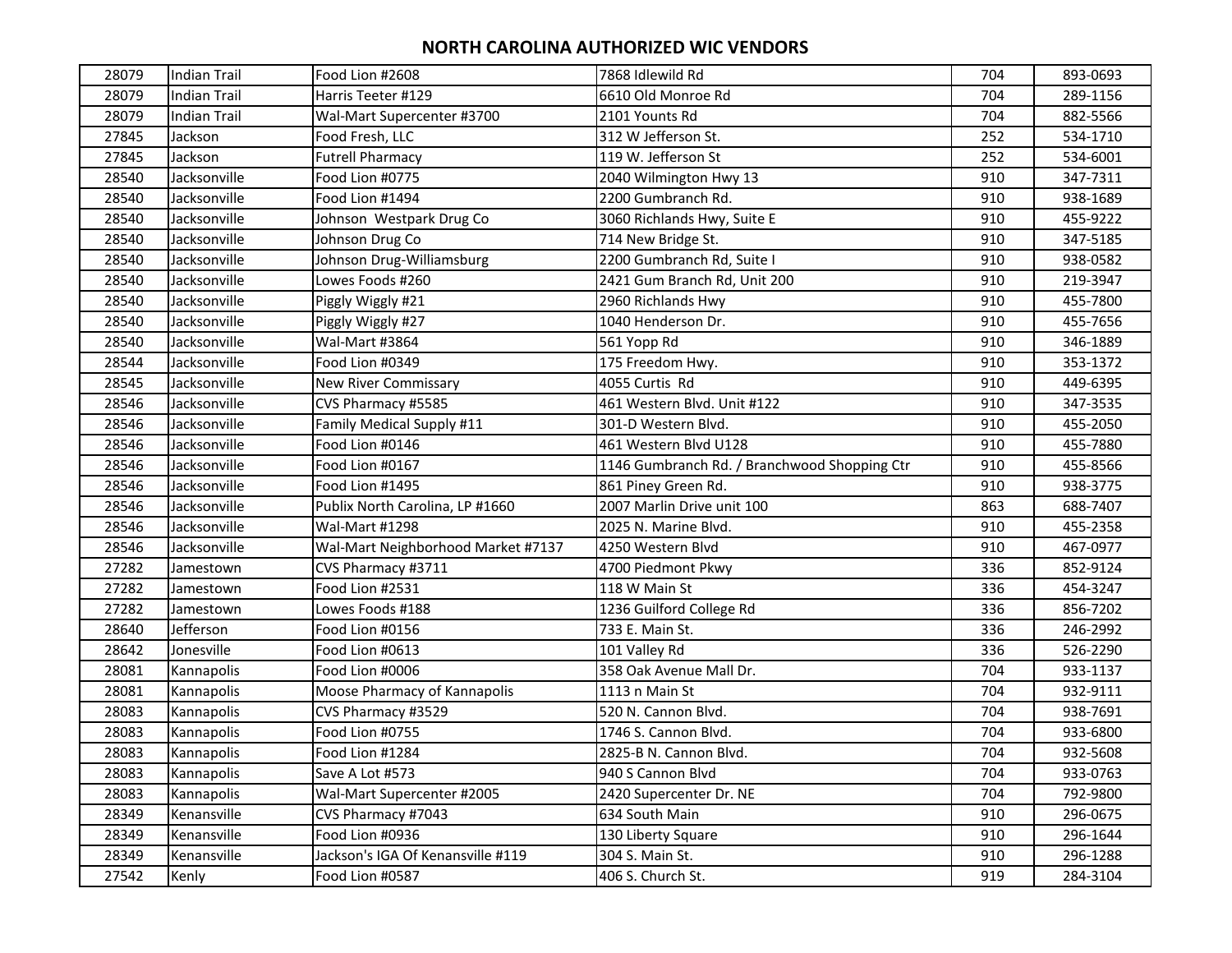# NORTH CAROLINA AUTHORIZED WIC VENDORS

| | | | | | |
|---|---|---|---|---|---|
| 28079 | Indian Trail | Food Lion #2608 | 7868 Idlewild Rd | 704 | 893-0693 |
| 28079 | Indian Trail | Harris Teeter #129 | 6610 Old Monroe Rd | 704 | 289-1156 |
| 28079 | Indian Trail | Wal-Mart Supercenter #3700 | 2101 Younts Rd | 704 | 882-5566 |
| 27845 | Jackson | Food Fresh, LLC | 312 W Jefferson St. | 252 | 534-1710 |
| 27845 | Jackson | Futrell Pharmacy | 119 W. Jefferson St | 252 | 534-6001 |
| 28540 | Jacksonville | Food Lion #0775 | 2040 Wilmington Hwy 13 | 910 | 347-7311 |
| 28540 | Jacksonville | Food Lion #1494 | 2200 Gumbranch Rd. | 910 | 938-1689 |
| 28540 | Jacksonville | Johnson  Westpark Drug Co | 3060 Richlands Hwy, Suite E | 910 | 455-9222 |
| 28540 | Jacksonville | Johnson Drug Co | 714 New Bridge St. | 910 | 347-5185 |
| 28540 | Jacksonville | Johnson Drug-Williamsburg | 2200 Gumbranch Rd, Suite I | 910 | 938-0582 |
| 28540 | Jacksonville | Lowes Foods #260 | 2421 Gum Branch Rd, Unit 200 | 910 | 219-3947 |
| 28540 | Jacksonville | Piggly Wiggly #21 | 2960 Richlands Hwy | 910 | 455-7800 |
| 28540 | Jacksonville | Piggly Wiggly #27 | 1040 Henderson Dr. | 910 | 455-7656 |
| 28540 | Jacksonville | Wal-Mart #3864 | 561 Yopp Rd | 910 | 346-1889 |
| 28544 | Jacksonville | Food Lion #0349 | 175 Freedom Hwy. | 910 | 353-1372 |
| 28545 | Jacksonville | New River Commissary | 4055 Curtis  Rd | 910 | 449-6395 |
| 28546 | Jacksonville | CVS Pharmacy #5585 | 461 Western Blvd. Unit #122 | 910 | 347-3535 |
| 28546 | Jacksonville | Family Medical Supply #11 | 301-D Western Blvd. | 910 | 455-2050 |
| 28546 | Jacksonville | Food Lion #0146 | 461 Western Blvd U128 | 910 | 455-7880 |
| 28546 | Jacksonville | Food Lion #0167 | 1146 Gumbranch Rd. / Branchwood Shopping Ctr | 910 | 455-8566 |
| 28546 | Jacksonville | Food Lion #1495 | 861 Piney Green Rd. | 910 | 938-3775 |
| 28546 | Jacksonville | Publix North Carolina, LP #1660 | 2007 Marlin Drive unit 100 | 863 | 688-7407 |
| 28546 | Jacksonville | Wal-Mart #1298 | 2025 N. Marine Blvd. | 910 | 455-2358 |
| 28546 | Jacksonville | Wal-Mart Neighborhood Market #7137 | 4250 Western Blvd | 910 | 467-0977 |
| 27282 | Jamestown | CVS Pharmacy #3711 | 4700 Piedmont Pkwy | 336 | 852-9124 |
| 27282 | Jamestown | Food Lion #2531 | 118 W Main St | 336 | 454-3247 |
| 27282 | Jamestown | Lowes Foods #188 | 1236 Guilford College Rd | 336 | 856-7202 |
| 28640 | Jefferson | Food Lion #0156 | 733 E. Main St. | 336 | 246-2992 |
| 28642 | Jonesville | Food Lion #0613 | 101 Valley Rd | 336 | 526-2290 |
| 28081 | Kannapolis | Food Lion #0006 | 358 Oak Avenue Mall Dr. | 704 | 933-1137 |
| 28081 | Kannapolis | Moose Pharmacy of Kannapolis | 1113 n Main St | 704 | 932-9111 |
| 28083 | Kannapolis | CVS Pharmacy #3529 | 520 N. Cannon Blvd. | 704 | 938-7691 |
| 28083 | Kannapolis | Food Lion #0755 | 1746 S. Cannon Blvd. | 704 | 933-6800 |
| 28083 | Kannapolis | Food Lion #1284 | 2825-B N. Cannon Blvd. | 704 | 932-5608 |
| 28083 | Kannapolis | Save A Lot #573 | 940 S Cannon Blvd | 704 | 933-0763 |
| 28083 | Kannapolis | Wal-Mart Supercenter #2005 | 2420 Supercenter Dr. NE | 704 | 792-9800 |
| 28349 | Kenansville | CVS Pharmacy #7043 | 634 South Main | 910 | 296-0675 |
| 28349 | Kenansville | Food Lion #0936 | 130 Liberty Square | 910 | 296-1644 |
| 28349 | Kenansville | Jackson's IGA Of Kenansville #119 | 304 S. Main St. | 910 | 296-1288 |
| 27542 | Kenly | Food Lion #0587 | 406 S. Church St. | 919 | 284-3104 |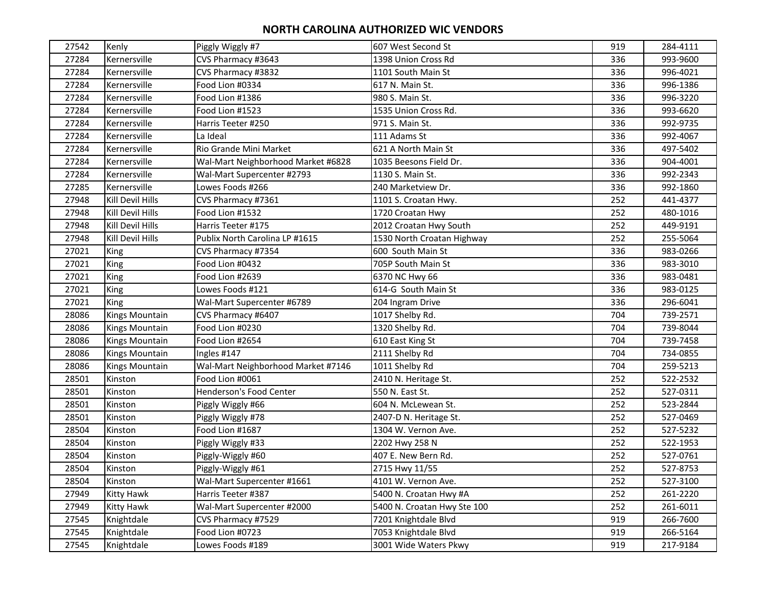# NORTH CAROLINA AUTHORIZED WIC VENDORS

| | | | | | |
|---|---|---|---|---|---|
| 27542 | Kenly | Piggly Wiggly #7 | 607 West Second St | 919 | 284-4111 |
| 27284 | Kernersville | CVS Pharmacy #3643 | 1398 Union Cross Rd | 336 | 993-9600 |
| 27284 | Kernersville | CVS Pharmacy #3832 | 1101 South Main St | 336 | 996-4021 |
| 27284 | Kernersville | Food Lion #0334 | 617 N. Main St. | 336 | 996-1386 |
| 27284 | Kernersville | Food Lion #1386 | 980 S. Main St. | 336 | 996-3220 |
| 27284 | Kernersville | Food Lion #1523 | 1535 Union Cross Rd. | 336 | 993-6620 |
| 27284 | Kernersville | Harris Teeter #250 | 971 S. Main St. | 336 | 992-9735 |
| 27284 | Kernersville | La Ideal | 111 Adams St | 336 | 992-4067 |
| 27284 | Kernersville | Rio Grande Mini Market | 621 A North Main St | 336 | 497-5402 |
| 27284 | Kernersville | Wal-Mart Neighborhood Market #6828 | 1035 Beesons Field Dr. | 336 | 904-4001 |
| 27284 | Kernersville | Wal-Mart Supercenter #2793 | 1130 S. Main St. | 336 | 992-2343 |
| 27285 | Kernersville | Lowes Foods #266 | 240 Marketview Dr. | 336 | 992-1860 |
| 27948 | Kill Devil Hills | CVS Pharmacy #7361 | 1101 S. Croatan Hwy. | 252 | 441-4377 |
| 27948 | Kill Devil Hills | Food Lion #1532 | 1720 Croatan Hwy | 252 | 480-1016 |
| 27948 | Kill Devil Hills | Harris Teeter #175 | 2012 Croatan Hwy South | 252 | 449-9191 |
| 27948 | Kill Devil Hills | Publix North Carolina LP #1615 | 1530 North Croatan Highway | 252 | 255-5064 |
| 27021 | King | CVS Pharmacy #7354 | 600 South Main St | 336 | 983-0266 |
| 27021 | King | Food Lion #0432 | 705P South Main St | 336 | 983-3010 |
| 27021 | King | Food Lion #2639 | 6370 NC Hwy 66 | 336 | 983-0481 |
| 27021 | King | Lowes Foods #121 | 614-G South Main St | 336 | 983-0125 |
| 27021 | King | Wal-Mart Supercenter #6789 | 204 Ingram Drive | 336 | 296-6041 |
| 28086 | Kings Mountain | CVS Pharmacy #6407 | 1017 Shelby Rd. | 704 | 739-2571 |
| 28086 | Kings Mountain | Food Lion #0230 | 1320 Shelby Rd. | 704 | 739-8044 |
| 28086 | Kings Mountain | Food Lion #2654 | 610 East King St | 704 | 739-7458 |
| 28086 | Kings Mountain | Ingles #147 | 2111 Shelby Rd | 704 | 734-0855 |
| 28086 | Kings Mountain | Wal-Mart Neighborhood Market #7146 | 1011 Shelby Rd | 704 | 259-5213 |
| 28501 | Kinston | Food Lion #0061 | 2410 N. Heritage St. | 252 | 522-2532 |
| 28501 | Kinston | Henderson's Food Center | 550 N. East St. | 252 | 527-0311 |
| 28501 | Kinston | Piggly Wiggly #66 | 604 N. McLewean St. | 252 | 523-2844 |
| 28501 | Kinston | Piggly Wiggly #78 | 2407-D N. Heritage St. | 252 | 527-0469 |
| 28504 | Kinston | Food Lion #1687 | 1304 W. Vernon Ave. | 252 | 527-5232 |
| 28504 | Kinston | Piggly Wiggly #33 | 2202 Hwy 258 N | 252 | 522-1953 |
| 28504 | Kinston | Piggly-Wiggly #60 | 407 E. New Bern Rd. | 252 | 527-0761 |
| 28504 | Kinston | Piggly-Wiggly #61 | 2715 Hwy 11/55 | 252 | 527-8753 |
| 28504 | Kinston | Wal-Mart Supercenter #1661 | 4101 W. Vernon Ave. | 252 | 527-3100 |
| 27949 | Kitty Hawk | Harris Teeter #387 | 5400 N. Croatan Hwy #A | 252 | 261-2220 |
| 27949 | Kitty Hawk | Wal-Mart Supercenter #2000 | 5400 N. Croatan Hwy Ste 100 | 252 | 261-6011 |
| 27545 | Knightdale | CVS Pharmacy #7529 | 7201 Knightdale Blvd | 919 | 266-7600 |
| 27545 | Knightdale | Food Lion #0723 | 7053 Knightdale Blvd | 919 | 266-5164 |
| 27545 | Knightdale | Lowes Foods #189 | 3001 Wide Waters Pkwy | 919 | 217-9184 |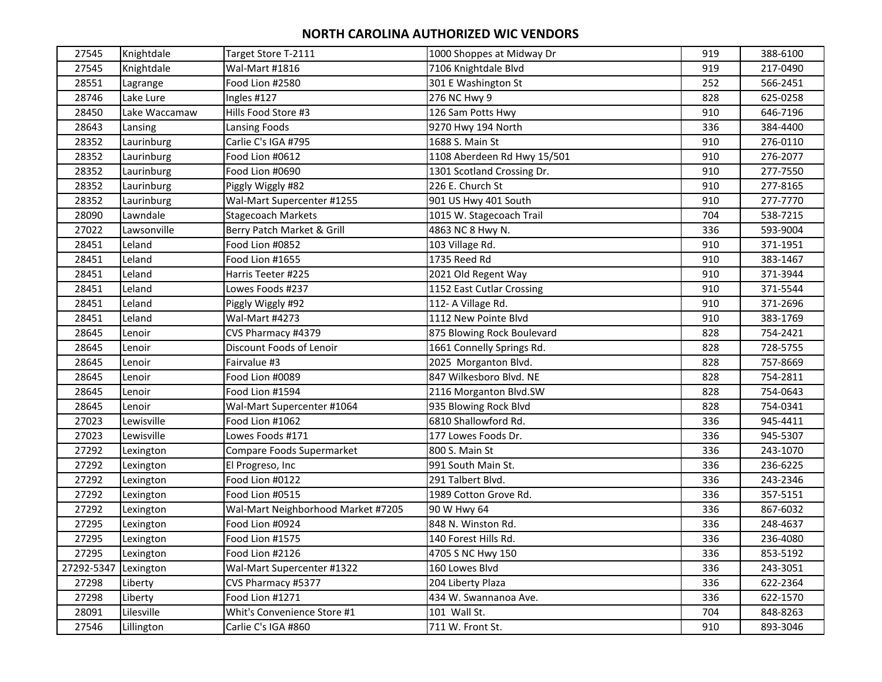# NORTH CAROLINA AUTHORIZED WIC VENDORS

| | | | | | |
|---|---|---|---|---|---|
| 27545 | Knightdale | Target Store T-2111 | 1000 Shoppes at Midway Dr | 919 | 388-6100 |
| 27545 | Knightdale | Wal-Mart #1816 | 7106 Knightdale Blvd | 919 | 217-0490 |
| 28551 | Lagrange | Food Lion #2580 | 301 E Washington St | 252 | 566-2451 |
| 28746 | Lake Lure | Ingles #127 | 276 NC Hwy 9 | 828 | 625-0258 |
| 28450 | Lake Waccamaw | Hills Food Store #3 | 126 Sam Potts Hwy | 910 | 646-7196 |
| 28643 | Lansing | Lansing Foods | 9270 Hwy 194 North | 336 | 384-4400 |
| 28352 | Laurinburg | Carlie C's IGA #795 | 1688 S. Main St | 910 | 276-0110 |
| 28352 | Laurinburg | Food Lion #0612 | 1108 Aberdeen Rd Hwy 15/501 | 910 | 276-2077 |
| 28352 | Laurinburg | Food Lion #0690 | 1301 Scotland Crossing Dr. | 910 | 277-7550 |
| 28352 | Laurinburg | Piggly Wiggly #82 | 226 E. Church St | 910 | 277-8165 |
| 28352 | Laurinburg | Wal-Mart Supercenter #1255 | 901 US Hwy 401 South | 910 | 277-7770 |
| 28090 | Lawndale | Stagecoach Markets | 1015 W. Stagecoach Trail | 704 | 538-7215 |
| 27022 | Lawsonville | Berry Patch Market & Grill | 4863 NC 8 Hwy N. | 336 | 593-9004 |
| 28451 | Leland | Food Lion #0852 | 103 Village Rd. | 910 | 371-1951 |
| 28451 | Leland | Food Lion #1655 | 1735 Reed Rd | 910 | 383-1467 |
| 28451 | Leland | Harris Teeter #225 | 2021 Old Regent Way | 910 | 371-3944 |
| 28451 | Leland | Lowes Foods #237 | 1152 East Cutlar Crossing | 910 | 371-5544 |
| 28451 | Leland | Piggly Wiggly #92 | 112- A Village Rd. | 910 | 371-2696 |
| 28451 | Leland | Wal-Mart #4273 | 1112 New Pointe Blvd | 910 | 383-1769 |
| 28645 | Lenoir | CVS Pharmacy #4379 | 875 Blowing Rock Boulevard | 828 | 754-2421 |
| 28645 | Lenoir | Discount Foods of Lenoir | 1661 Connelly Springs Rd. | 828 | 728-5755 |
| 28645 | Lenoir | Fairvalue #3 | 2025 Morganton Blvd. | 828 | 757-8669 |
| 28645 | Lenoir | Food Lion #0089 | 847 Wilkesboro Blvd. NE | 828 | 754-2811 |
| 28645 | Lenoir | Food Lion #1594 | 2116 Morganton Blvd.SW | 828 | 754-0643 |
| 28645 | Lenoir | Wal-Mart Supercenter #1064 | 935 Blowing Rock Blvd | 828 | 754-0341 |
| 27023 | Lewisville | Food Lion #1062 | 6810 Shallowford Rd. | 336 | 945-4411 |
| 27023 | Lewisville | Lowes Foods #171 | 177 Lowes Foods Dr. | 336 | 945-5307 |
| 27292 | Lexington | Compare Foods Supermarket | 800 S. Main St | 336 | 243-1070 |
| 27292 | Lexington | El Progreso, Inc | 991 South Main St. | 336 | 236-6225 |
| 27292 | Lexington | Food Lion #0122 | 291 Talbert Blvd. | 336 | 243-2346 |
| 27292 | Lexington | Food Lion #0515 | 1989 Cotton Grove Rd. | 336 | 357-5151 |
| 27292 | Lexington | Wal-Mart Neighborhood Market #7205 | 90 W Hwy 64 | 336 | 867-6032 |
| 27295 | Lexington | Food Lion #0924 | 848 N. Winston Rd. | 336 | 248-4637 |
| 27295 | Lexington | Food Lion #1575 | 140 Forest Hills Rd. | 336 | 236-4080 |
| 27295 | Lexington | Food Lion #2126 | 4705 S NC Hwy 150 | 336 | 853-5192 |
| 27292-5347 | Lexington | Wal-Mart Supercenter #1322 | 160 Lowes Blvd | 336 | 243-3051 |
| 27298 | Liberty | CVS Pharmacy #5377 | 204 Liberty Plaza | 336 | 622-2364 |
| 27298 | Liberty | Food Lion #1271 | 434 W. Swannanoa Ave. | 336 | 622-1570 |
| 28091 | Lilesville | Whit's Convenience Store #1 | 101 Wall St. | 704 | 848-8263 |
| 27546 | Lillington | Carlie C's IGA #860 | 711 W. Front St. | 910 | 893-3046 |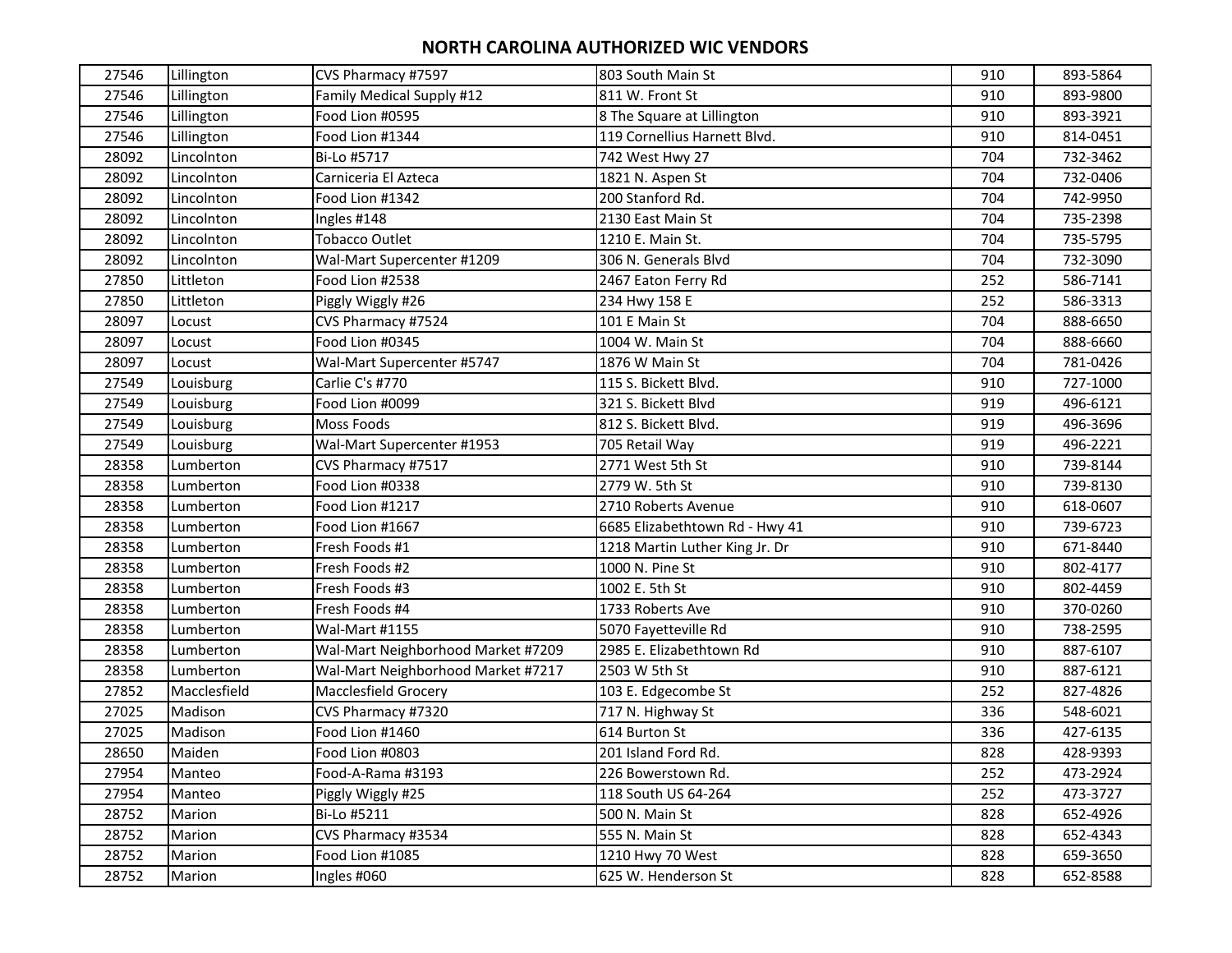## NORTH CAROLINA AUTHORIZED WIC VENDORS

| | | | | | |
|---|---|---|---|---|---|
| 27546 | Lillington | CVS Pharmacy #7597 | 803 South Main St | 910 | 893-5864 |
| 27546 | Lillington | Family Medical Supply #12 | 811 W. Front St | 910 | 893-9800 |
| 27546 | Lillington | Food Lion #0595 | 8 The Square at Lillington | 910 | 893-3921 |
| 27546 | Lillington | Food Lion #1344 | 119 Cornellius Harnett Blvd. | 910 | 814-0451 |
| 28092 | Lincolnton | Bi-Lo #5717 | 742 West Hwy 27 | 704 | 732-3462 |
| 28092 | Lincolnton | Carniceria El Azteca | 1821 N. Aspen St | 704 | 732-0406 |
| 28092 | Lincolnton | Food Lion #1342 | 200 Stanford Rd. | 704 | 742-9950 |
| 28092 | Lincolnton | Ingles #148 | 2130 East Main St | 704 | 735-2398 |
| 28092 | Lincolnton | Tobacco Outlet | 1210 E. Main St. | 704 | 735-5795 |
| 28092 | Lincolnton | Wal-Mart Supercenter #1209 | 306 N. Generals Blvd | 704 | 732-3090 |
| 27850 | Littleton | Food Lion #2538 | 2467 Eaton Ferry Rd | 252 | 586-7141 |
| 27850 | Littleton | Piggly Wiggly #26 | 234 Hwy 158 E | 252 | 586-3313 |
| 28097 | Locust | CVS Pharmacy #7524 | 101 E Main St | 704 | 888-6650 |
| 28097 | Locust | Food Lion #0345 | 1004 W. Main St | 704 | 888-6660 |
| 28097 | Locust | Wal-Mart Supercenter #5747 | 1876 W Main St | 704 | 781-0426 |
| 27549 | Louisburg | Carlie C's #770 | 115 S. Bickett Blvd. | 910 | 727-1000 |
| 27549 | Louisburg | Food Lion #0099 | 321 S. Bickett Blvd | 919 | 496-6121 |
| 27549 | Louisburg | Moss Foods | 812 S. Bickett Blvd. | 919 | 496-3696 |
| 27549 | Louisburg | Wal-Mart Supercenter #1953 | 705 Retail Way | 919 | 496-2221 |
| 28358 | Lumberton | CVS Pharmacy #7517 | 2771 West 5th St | 910 | 739-8144 |
| 28358 | Lumberton | Food Lion #0338 | 2779 W. 5th St | 910 | 739-8130 |
| 28358 | Lumberton | Food Lion #1217 | 2710 Roberts Avenue | 910 | 618-0607 |
| 28358 | Lumberton | Food Lion #1667 | 6685 Elizabethtown Rd - Hwy 41 | 910 | 739-6723 |
| 28358 | Lumberton | Fresh Foods #1 | 1218 Martin Luther King Jr. Dr | 910 | 671-8440 |
| 28358 | Lumberton | Fresh Foods #2 | 1000 N. Pine St | 910 | 802-4177 |
| 28358 | Lumberton | Fresh Foods #3 | 1002 E. 5th St | 910 | 802-4459 |
| 28358 | Lumberton | Fresh Foods #4 | 1733 Roberts Ave | 910 | 370-0260 |
| 28358 | Lumberton | Wal-Mart #1155 | 5070 Fayetteville Rd | 910 | 738-2595 |
| 28358 | Lumberton | Wal-Mart Neighborhood Market #7209 | 2985 E. Elizabethtown Rd | 910 | 887-6107 |
| 28358 | Lumberton | Wal-Mart Neighborhood Market #7217 | 2503 W 5th St | 910 | 887-6121 |
| 27852 | Macclesfield | Macclesfield Grocery | 103 E. Edgecombe St | 252 | 827-4826 |
| 27025 | Madison | CVS Pharmacy #7320 | 717 N. Highway St | 336 | 548-6021 |
| 27025 | Madison | Food Lion #1460 | 614 Burton St | 336 | 427-6135 |
| 28650 | Maiden | Food Lion #0803 | 201 Island Ford Rd. | 828 | 428-9393 |
| 27954 | Manteo | Food-A-Rama #3193 | 226 Bowerstown Rd. | 252 | 473-2924 |
| 27954 | Manteo | Piggly Wiggly #25 | 118 South US 64-264 | 252 | 473-3727 |
| 28752 | Marion | Bi-Lo #5211 | 500 N. Main St | 828 | 652-4926 |
| 28752 | Marion | CVS Pharmacy #3534 | 555 N. Main St | 828 | 652-4343 |
| 28752 | Marion | Food Lion #1085 | 1210 Hwy 70 West | 828 | 659-3650 |
| 28752 | Marion | Ingles #060 | 625 W. Henderson St | 828 | 652-8588 |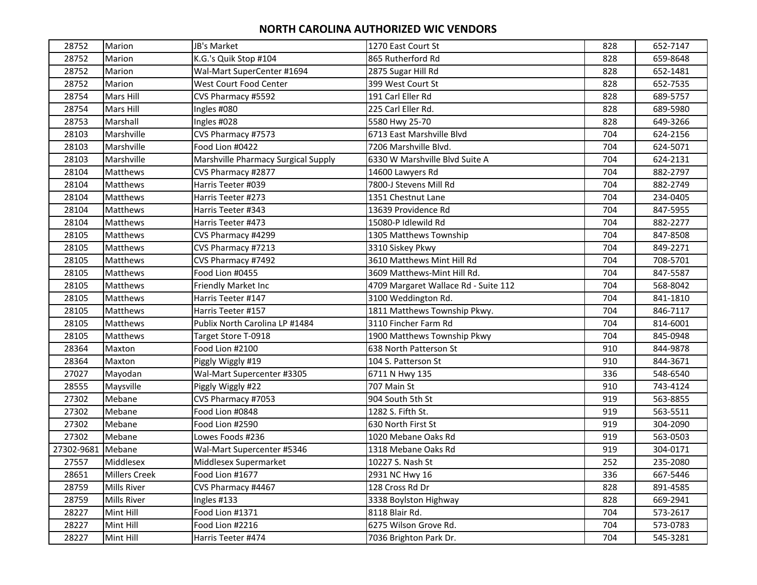# NORTH CAROLINA AUTHORIZED WIC VENDORS

| | | | | | |
|---|---|---|---|---|---|
| 28752 | Marion | JB's Market | 1270 East Court St | 828 | 652-7147 |
| 28752 | Marion | K.G.'s Quik Stop #104 | 865 Rutherford Rd | 828 | 659-8648 |
| 28752 | Marion | Wal-Mart SuperCenter #1694 | 2875 Sugar Hill Rd | 828 | 652-1481 |
| 28752 | Marion | West Court Food Center | 399 West Court St | 828 | 652-7535 |
| 28754 | Mars Hill | CVS Pharmacy #5592 | 191 Carl Eller Rd | 828 | 689-5757 |
| 28754 | Mars Hill | Ingles #080 | 225 Carl Eller Rd. | 828 | 689-5980 |
| 28753 | Marshall | Ingles #028 | 5580 Hwy 25-70 | 828 | 649-3266 |
| 28103 | Marshville | CVS Pharmacy #7573 | 6713 East Marshville Blvd | 704 | 624-2156 |
| 28103 | Marshville | Food Lion #0422 | 7206 Marshville Blvd. | 704 | 624-5071 |
| 28103 | Marshville | Marshville Pharmacy Surgical Supply | 6330 W Marshville Blvd Suite A | 704 | 624-2131 |
| 28104 | Matthews | CVS Pharmacy #2877 | 14600 Lawyers Rd | 704 | 882-2797 |
| 28104 | Matthews | Harris Teeter #039 | 7800-J Stevens Mill Rd | 704 | 882-2749 |
| 28104 | Matthews | Harris Teeter #273 | 1351 Chestnut Lane | 704 | 234-0405 |
| 28104 | Matthews | Harris Teeter #343 | 13639 Providence Rd | 704 | 847-5955 |
| 28104 | Matthews | Harris Teeter #473 | 15080-P Idlewild Rd | 704 | 882-2277 |
| 28105 | Matthews | CVS Pharmacy #4299 | 1305 Matthews Township | 704 | 847-8508 |
| 28105 | Matthews | CVS Pharmacy #7213 | 3310 Siskey Pkwy | 704 | 849-2271 |
| 28105 | Matthews | CVS Pharmacy #7492 | 3610 Matthews Mint Hill Rd | 704 | 708-5701 |
| 28105 | Matthews | Food Lion #0455 | 3609 Matthews-Mint Hill Rd. | 704 | 847-5587 |
| 28105 | Matthews | Friendly Market Inc | 4709 Margaret Wallace Rd - Suite 112 | 704 | 568-8042 |
| 28105 | Matthews | Harris Teeter #147 | 3100 Weddington Rd. | 704 | 841-1810 |
| 28105 | Matthews | Harris Teeter #157 | 1811 Matthews Township Pkwy. | 704 | 846-7117 |
| 28105 | Matthews | Publix North Carolina LP #1484 | 3110 Fincher Farm Rd | 704 | 814-6001 |
| 28105 | Matthews | Target Store T-0918 | 1900 Matthews Township Pkwy | 704 | 845-0948 |
| 28364 | Maxton | Food Lion #2100 | 638 North Patterson St | 910 | 844-9878 |
| 28364 | Maxton | Piggly Wiggly #19 | 104 S. Patterson St | 910 | 844-3671 |
| 27027 | Mayodan | Wal-Mart Supercenter #3305 | 6711 N Hwy 135 | 336 | 548-6540 |
| 28555 | Maysville | Piggly Wiggly #22 | 707 Main St | 910 | 743-4124 |
| 27302 | Mebane | CVS Pharmacy #7053 | 904 South 5th St | 919 | 563-8855 |
| 27302 | Mebane | Food Lion #0848 | 1282 S. Fifth St. | 919 | 563-5511 |
| 27302 | Mebane | Food Lion #2590 | 630 North First St | 919 | 304-2090 |
| 27302 | Mebane | Lowes Foods #236 | 1020 Mebane Oaks Rd | 919 | 563-0503 |
| 27302-9681 | Mebane | Wal-Mart Supercenter #5346 | 1318 Mebane Oaks Rd | 919 | 304-0171 |
| 27557 | Middlesex | Middlesex Supermarket | 10227 S. Nash St | 252 | 235-2080 |
| 28651 | Millers Creek | Food Lion #1677 | 2931 NC Hwy 16 | 336 | 667-5446 |
| 28759 | Mills River | CVS Pharmacy #4467 | 128 Cross Rd Dr | 828 | 891-4585 |
| 28759 | Mills River | Ingles #133 | 3338 Boylston Highway | 828 | 669-2941 |
| 28227 | Mint Hill | Food Lion #1371 | 8118 Blair Rd. | 704 | 573-2617 |
| 28227 | Mint Hill | Food Lion #2216 | 6275 Wilson Grove Rd. | 704 | 573-0783 |
| 28227 | Mint Hill | Harris Teeter #474 | 7036 Brighton Park Dr. | 704 | 545-3281 |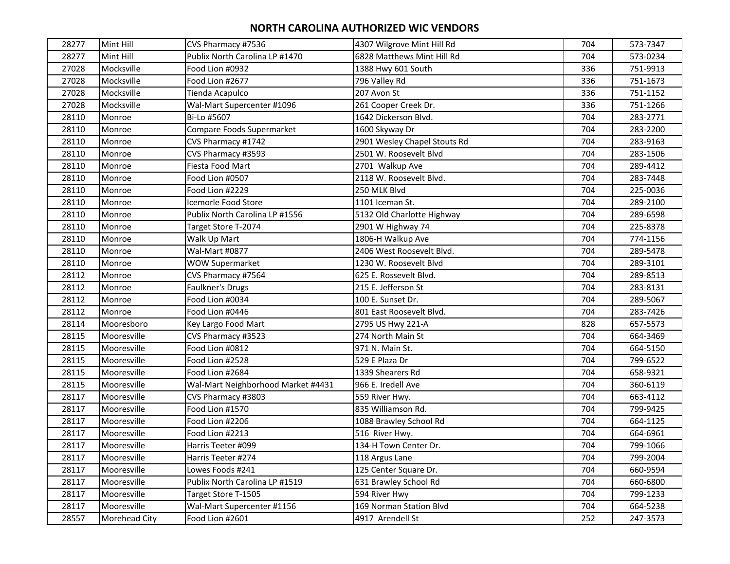# NORTH CAROLINA AUTHORIZED WIC VENDORS

| | | | | | |
|---|---|---|---|---|---|
| 28277 | Mint Hill | CVS Pharmacy #7536 | 4307 Wilgrove Mint Hill Rd | 704 | 573-7347 |
| 28277 | Mint Hill | Publix North Carolina LP #1470 | 6828 Matthews Mint Hill Rd | 704 | 573-0234 |
| 27028 | Mocksville | Food Lion #0932 | 1388 Hwy 601 South | 336 | 751-9913 |
| 27028 | Mocksville | Food Lion #2677 | 796 Valley Rd | 336 | 751-1673 |
| 27028 | Mocksville | Tienda Acapulco | 207 Avon St | 336 | 751-1152 |
| 27028 | Mocksville | Wal-Mart Supercenter #1096 | 261 Cooper Creek Dr. | 336 | 751-1266 |
| 28110 | Monroe | Bi-Lo #5607 | 1642 Dickerson Blvd. | 704 | 283-2771 |
| 28110 | Monroe | Compare Foods Supermarket | 1600 Skyway Dr | 704 | 283-2200 |
| 28110 | Monroe | CVS Pharmacy #1742 | 2901 Wesley Chapel Stouts Rd | 704 | 283-9163 |
| 28110 | Monroe | CVS Pharmacy #3593 | 2501 W. Roosevelt Blvd | 704 | 283-1506 |
| 28110 | Monroe | Fiesta Food Mart | 2701 Walkup Ave | 704 | 289-4412 |
| 28110 | Monroe | Food Lion #0507 | 2118 W. Roosevelt Blvd. | 704 | 283-7448 |
| 28110 | Monroe | Food Lion #2229 | 250 MLK Blvd | 704 | 225-0036 |
| 28110 | Monroe | Icemorle Food Store | 1101 Iceman St. | 704 | 289-2100 |
| 28110 | Monroe | Publix North Carolina LP #1556 | 5132 Old Charlotte Highway | 704 | 289-6598 |
| 28110 | Monroe | Target Store T-2074 | 2901 W Highway 74 | 704 | 225-8378 |
| 28110 | Monroe | Walk Up Mart | 1806-H Walkup Ave | 704 | 774-1156 |
| 28110 | Monroe | Wal-Mart #0877 | 2406 West Roosevelt Blvd. | 704 | 289-5478 |
| 28110 | Monroe | WOW Supermarket | 1230 W. Roosevelt Blvd | 704 | 289-3101 |
| 28112 | Monroe | CVS Pharmacy #7564 | 625 E. Rossevelt Blvd. | 704 | 289-8513 |
| 28112 | Monroe | Faulkner's Drugs | 215 E. Jefferson St | 704 | 283-8131 |
| 28112 | Monroe | Food Lion #0034 | 100 E. Sunset Dr. | 704 | 289-5067 |
| 28112 | Monroe | Food Lion #0446 | 801 East Roosevelt Blvd. | 704 | 283-7426 |
| 28114 | Mooresboro | Key Largo Food Mart | 2795 US Hwy 221-A | 828 | 657-5573 |
| 28115 | Mooresville | CVS Pharmacy #3523 | 274 North Main St | 704 | 664-3469 |
| 28115 | Mooresville | Food Lion #0812 | 971 N. Main St. | 704 | 664-5150 |
| 28115 | Mooresville | Food Lion #2528 | 529 E Plaza Dr | 704 | 799-6522 |
| 28115 | Mooresville | Food Lion #2684 | 1339 Shearers Rd | 704 | 658-9321 |
| 28115 | Mooresville | Wal-Mart Neighborhood Market #4431 | 966 E. Iredell Ave | 704 | 360-6119 |
| 28117 | Mooresville | CVS Pharmacy #3803 | 559 River Hwy. | 704 | 663-4112 |
| 28117 | Mooresville | Food Lion #1570 | 835 Williamson Rd. | 704 | 799-9425 |
| 28117 | Mooresville | Food Lion #2206 | 1088 Brawley School Rd | 704 | 664-1125 |
| 28117 | Mooresville | Food Lion #2213 | 516 River Hwy. | 704 | 664-6961 |
| 28117 | Mooresville | Harris Teeter #099 | 134-H Town Center Dr. | 704 | 799-1066 |
| 28117 | Mooresville | Harris Teeter #274 | 118 Argus Lane | 704 | 799-2004 |
| 28117 | Mooresville | Lowes Foods #241 | 125 Center Square Dr. | 704 | 660-9594 |
| 28117 | Mooresville | Publix North Carolina LP #1519 | 631 Brawley School Rd | 704 | 660-6800 |
| 28117 | Mooresville | Target Store T-1505 | 594 River Hwy | 704 | 799-1233 |
| 28117 | Mooresville | Wal-Mart Supercenter #1156 | 169 Norman Station Blvd | 704 | 664-5238 |
| 28557 | Morehead City | Food Lion #2601 | 4917 Arendell St | 252 | 247-3573 |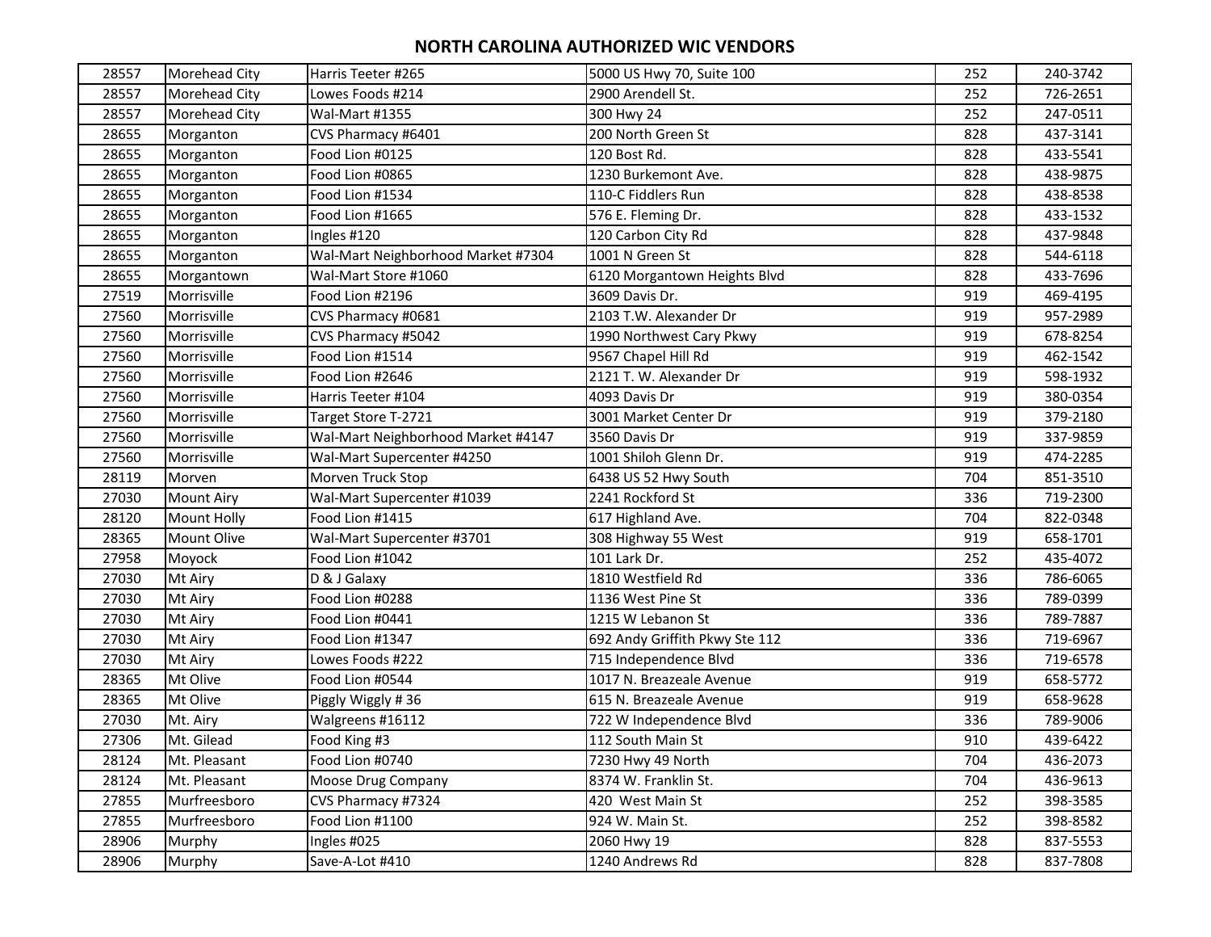# NORTH CAROLINA AUTHORIZED WIC VENDORS

| | | | | | |
|---|---|---|---|---|---|
| 28557 | Morehead City | Harris Teeter #265 | 5000 US Hwy 70, Suite 100 | 252 | 240-3742 |
| 28557 | Morehead City | Lowes Foods #214 | 2900 Arendell St. | 252 | 726-2651 |
| 28557 | Morehead City | Wal-Mart #1355 | 300 Hwy 24 | 252 | 247-0511 |
| 28655 | Morganton | CVS Pharmacy #6401 | 200 North Green St | 828 | 437-3141 |
| 28655 | Morganton | Food Lion #0125 | 120 Bost Rd. | 828 | 433-5541 |
| 28655 | Morganton | Food Lion #0865 | 1230 Burkemont Ave. | 828 | 438-9875 |
| 28655 | Morganton | Food Lion #1534 | 110-C Fiddlers Run | 828 | 438-8538 |
| 28655 | Morganton | Food Lion #1665 | 576 E. Fleming Dr. | 828 | 433-1532 |
| 28655 | Morganton | Ingles #120 | 120 Carbon City Rd | 828 | 437-9848 |
| 28655 | Morganton | Wal-Mart Neighborhood Market #7304 | 1001 N Green St | 828 | 544-6118 |
| 28655 | Morgantown | Wal-Mart Store #1060 | 6120 Morgantown Heights Blvd | 828 | 433-7696 |
| 27519 | Morrisville | Food Lion #2196 | 3609 Davis Dr. | 919 | 469-4195 |
| 27560 | Morrisville | CVS Pharmacy #0681 | 2103 T.W. Alexander Dr | 919 | 957-2989 |
| 27560 | Morrisville | CVS Pharmacy #5042 | 1990 Northwest Cary Pkwy | 919 | 678-8254 |
| 27560 | Morrisville | Food Lion #1514 | 9567 Chapel Hill Rd | 919 | 462-1542 |
| 27560 | Morrisville | Food Lion #2646 | 2121 T. W. Alexander Dr | 919 | 598-1932 |
| 27560 | Morrisville | Harris Teeter #104 | 4093 Davis Dr | 919 | 380-0354 |
| 27560 | Morrisville | Target Store T-2721 | 3001 Market Center Dr | 919 | 379-2180 |
| 27560 | Morrisville | Wal-Mart Neighborhood Market #4147 | 3560 Davis Dr | 919 | 337-9859 |
| 27560 | Morrisville | Wal-Mart Supercenter #4250 | 1001 Shiloh Glenn Dr. | 919 | 474-2285 |
| 28119 | Morven | Morven Truck Stop | 6438 US 52 Hwy South | 704 | 851-3510 |
| 27030 | Mount Airy | Wal-Mart Supercenter #1039 | 2241 Rockford St | 336 | 719-2300 |
| 28120 | Mount Holly | Food Lion #1415 | 617 Highland Ave. | 704 | 822-0348 |
| 28365 | Mount Olive | Wal-Mart Supercenter #3701 | 308 Highway 55 West | 919 | 658-1701 |
| 27958 | Moyock | Food Lion #1042 | 101 Lark Dr. | 252 | 435-4072 |
| 27030 | Mt Airy | D & J Galaxy | 1810 Westfield Rd | 336 | 786-6065 |
| 27030 | Mt Airy | Food Lion #0288 | 1136 West Pine St | 336 | 789-0399 |
| 27030 | Mt Airy | Food Lion #0441 | 1215 W Lebanon St | 336 | 789-7887 |
| 27030 | Mt Airy | Food Lion #1347 | 692 Andy Griffith Pkwy Ste 112 | 336 | 719-6967 |
| 27030 | Mt Airy | Lowes Foods #222 | 715 Independence Blvd | 336 | 719-6578 |
| 28365 | Mt Olive | Food Lion #0544 | 1017 N. Breazeale Avenue | 919 | 658-5772 |
| 28365 | Mt Olive | Piggly Wiggly # 36 | 615 N. Breazeale Avenue | 919 | 658-9628 |
| 27030 | Mt. Airy | Walgreens #16112 | 722 W Independence Blvd | 336 | 789-9006 |
| 27306 | Mt. Gilead | Food King #3 | 112 South Main St | 910 | 439-6422 |
| 28124 | Mt. Pleasant | Food Lion #0740 | 7230 Hwy 49 North | 704 | 436-2073 |
| 28124 | Mt. Pleasant | Moose Drug Company | 8374 W. Franklin St. | 704 | 436-9613 |
| 27855 | Murfreesboro | CVS Pharmacy #7324 | 420  West Main St | 252 | 398-3585 |
| 27855 | Murfreesboro | Food Lion #1100 | 924 W. Main St. | 252 | 398-8582 |
| 28906 | Murphy | Ingles #025 | 2060 Hwy 19 | 828 | 837-5553 |
| 28906 | Murphy | Save-A-Lot #410 | 1240 Andrews Rd | 828 | 837-7808 |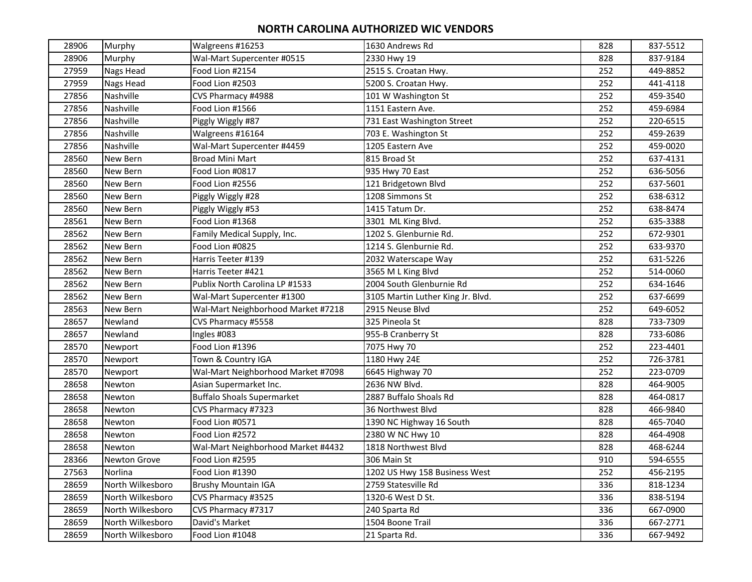# NORTH CAROLINA AUTHORIZED WIC VENDORS

| | | | | | |
|---|---|---|---|---|---|
| 28906 | Murphy | Walgreens #16253 | 1630 Andrews Rd | 828 | 837-5512 |
| 28906 | Murphy | Wal-Mart Supercenter #0515 | 2330 Hwy 19 | 828 | 837-9184 |
| 27959 | Nags Head | Food Lion #2154 | 2515 S. Croatan Hwy. | 252 | 449-8852 |
| 27959 | Nags Head | Food Lion #2503 | 5200 S. Croatan Hwy. | 252 | 441-4118 |
| 27856 | Nashville | CVS Pharmacy #4988 | 101 W Washington St | 252 | 459-3540 |
| 27856 | Nashville | Food Lion #1566 | 1151 Eastern Ave. | 252 | 459-6984 |
| 27856 | Nashville | Piggly Wiggly #87 | 731 East Washington Street | 252 | 220-6515 |
| 27856 | Nashville | Walgreens #16164 | 703 E. Washington St | 252 | 459-2639 |
| 27856 | Nashville | Wal-Mart Supercenter #4459 | 1205 Eastern Ave | 252 | 459-0020 |
| 28560 | New Bern | Broad Mini Mart | 815 Broad St | 252 | 637-4131 |
| 28560 | New Bern | Food Lion #0817 | 935 Hwy 70 East | 252 | 636-5056 |
| 28560 | New Bern | Food Lion #2556 | 121 Bridgetown Blvd | 252 | 637-5601 |
| 28560 | New Bern | Piggly Wiggly #28 | 1208 Simmons St | 252 | 638-6312 |
| 28560 | New Bern | Piggly Wiggly #53 | 1415 Tatum Dr. | 252 | 638-8474 |
| 28561 | New Bern | Food Lion #1368 | 3301 ML King Blvd. | 252 | 635-3388 |
| 28562 | New Bern | Family Medical Supply, Inc. | 1202 S. Glenburnie Rd. | 252 | 672-9301 |
| 28562 | New Bern | Food Lion #0825 | 1214 S. Glenburnie Rd. | 252 | 633-9370 |
| 28562 | New Bern | Harris Teeter #139 | 2032 Waterscape Way | 252 | 631-5226 |
| 28562 | New Bern | Harris Teeter #421 | 3565 M L King Blvd | 252 | 514-0060 |
| 28562 | New Bern | Publix North Carolina LP #1533 | 2004 South Glenburnie Rd | 252 | 634-1646 |
| 28562 | New Bern | Wal-Mart Supercenter #1300 | 3105 Martin Luther King Jr. Blvd. | 252 | 637-6699 |
| 28563 | New Bern | Wal-Mart Neighborhood Market #7218 | 2915 Neuse Blvd | 252 | 649-6052 |
| 28657 | Newland | CVS Pharmacy #5558 | 325 Pineola St | 828 | 733-7309 |
| 28657 | Newland | Ingles #083 | 955-B Cranberry St | 828 | 733-6086 |
| 28570 | Newport | Food Lion #1396 | 7075 Hwy 70 | 252 | 223-4401 |
| 28570 | Newport | Town & Country IGA | 1180 Hwy 24E | 252 | 726-3781 |
| 28570 | Newport | Wal-Mart Neighborhood Market #7098 | 6645 Highway 70 | 252 | 223-0709 |
| 28658 | Newton | Asian Supermarket Inc. | 2636 NW Blvd. | 828 | 464-9005 |
| 28658 | Newton | Buffalo Shoals Supermarket | 2887 Buffalo Shoals Rd | 828 | 464-0817 |
| 28658 | Newton | CVS Pharmacy #7323 | 36 Northwest Blvd | 828 | 466-9840 |
| 28658 | Newton | Food Lion #0571 | 1390 NC Highway 16 South | 828 | 465-7040 |
| 28658 | Newton | Food Lion #2572 | 2380 W NC Hwy 10 | 828 | 464-4908 |
| 28658 | Newton | Wal-Mart Neighborhood Market #4432 | 1818 Northwest Blvd | 828 | 468-6244 |
| 28366 | Newton Grove | Food Lion #2595 | 306 Main St | 910 | 594-6555 |
| 27563 | Norlina | Food Lion #1390 | 1202 US Hwy 158 Business West | 252 | 456-2195 |
| 28659 | North Wilkesboro | Brushy Mountain IGA | 2759 Statesville Rd | 336 | 818-1234 |
| 28659 | North Wilkesboro | CVS Pharmacy #3525 | 1320-6 West D St. | 336 | 838-5194 |
| 28659 | North Wilkesboro | CVS Pharmacy #7317 | 240 Sparta Rd | 336 | 667-0900 |
| 28659 | North Wilkesboro | David's Market | 1504 Boone Trail | 336 | 667-2771 |
| 28659 | North Wilkesboro | Food Lion #1048 | 21 Sparta Rd. | 336 | 667-9492 |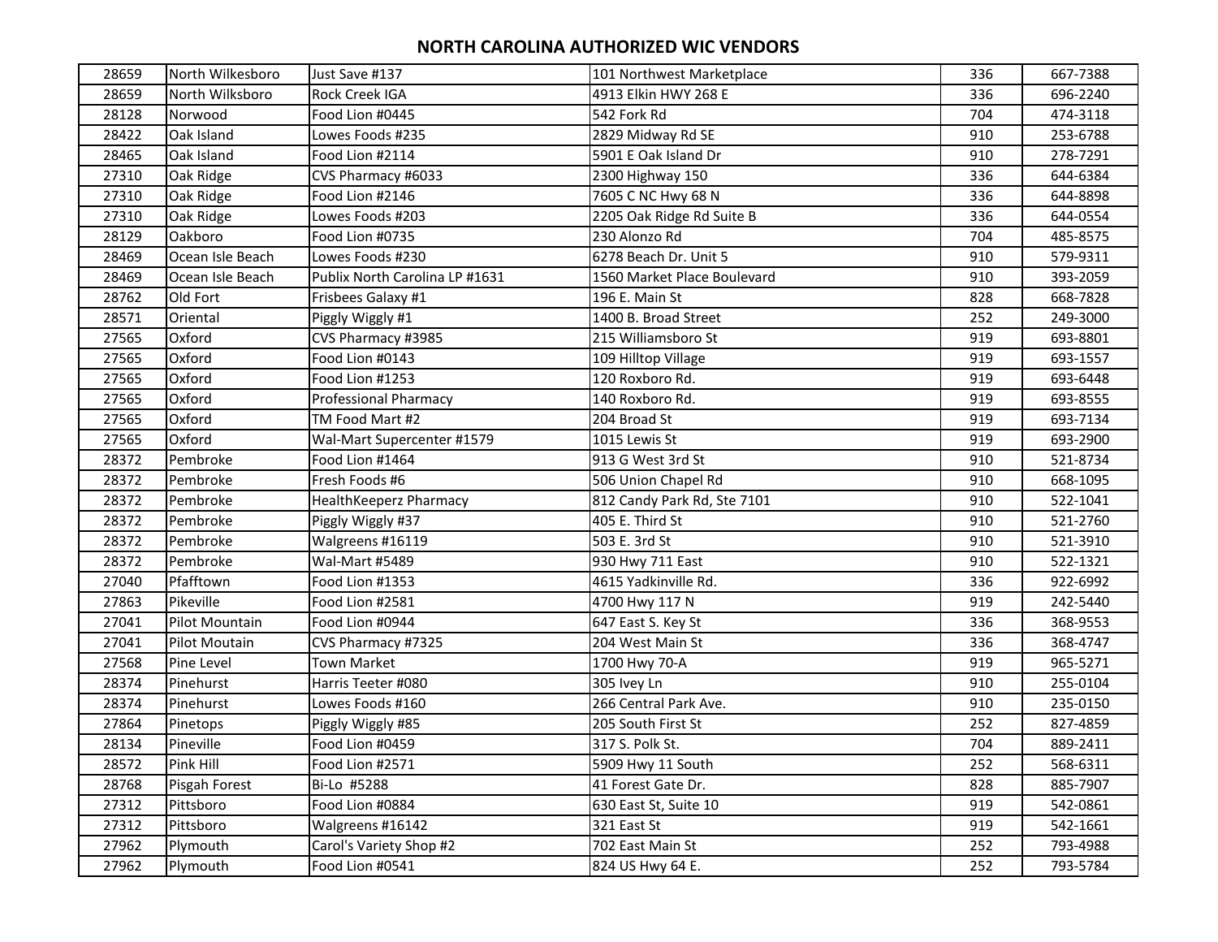# NORTH CAROLINA AUTHORIZED WIC VENDORS

| | | | | | |
|---|---|---|---|---|---|
| 28659 | North Wilkesboro | Just Save #137 | 101 Northwest Marketplace | 336 | 667-7388 |
| 28659 | North Wilksboro | Rock Creek IGA | 4913 Elkin HWY 268 E | 336 | 696-2240 |
| 28128 | Norwood | Food Lion #0445 | 542 Fork Rd | 704 | 474-3118 |
| 28422 | Oak Island | Lowes Foods #235 | 2829 Midway Rd SE | 910 | 253-6788 |
| 28465 | Oak Island | Food Lion #2114 | 5901 E Oak Island Dr | 910 | 278-7291 |
| 27310 | Oak Ridge | CVS Pharmacy #6033 | 2300 Highway 150 | 336 | 644-6384 |
| 27310 | Oak Ridge | Food Lion #2146 | 7605 C NC Hwy 68 N | 336 | 644-8898 |
| 27310 | Oak Ridge | Lowes Foods #203 | 2205 Oak Ridge Rd Suite B | 336 | 644-0554 |
| 28129 | Oakboro | Food Lion #0735 | 230 Alonzo Rd | 704 | 485-8575 |
| 28469 | Ocean Isle Beach | Lowes Foods #230 | 6278 Beach Dr. Unit 5 | 910 | 579-9311 |
| 28469 | Ocean Isle Beach | Publix North Carolina LP #1631 | 1560 Market Place Boulevard | 910 | 393-2059 |
| 28762 | Old Fort | Frisbees Galaxy #1 | 196 E. Main St | 828 | 668-7828 |
| 28571 | Oriental | Piggly Wiggly #1 | 1400 B. Broad Street | 252 | 249-3000 |
| 27565 | Oxford | CVS Pharmacy #3985 | 215 Williamsboro St | 919 | 693-8801 |
| 27565 | Oxford | Food Lion #0143 | 109 Hilltop Village | 919 | 693-1557 |
| 27565 | Oxford | Food Lion #1253 | 120 Roxboro Rd. | 919 | 693-6448 |
| 27565 | Oxford | Professional Pharmacy | 140 Roxboro Rd. | 919 | 693-8555 |
| 27565 | Oxford | TM Food Mart #2 | 204 Broad St | 919 | 693-7134 |
| 27565 | Oxford | Wal-Mart Supercenter #1579 | 1015 Lewis St | 919 | 693-2900 |
| 28372 | Pembroke | Food Lion #1464 | 913 G West 3rd St | 910 | 521-8734 |
| 28372 | Pembroke | Fresh Foods #6 | 506 Union Chapel Rd | 910 | 668-1095 |
| 28372 | Pembroke | HealthKeeperz Pharmacy | 812 Candy Park Rd, Ste 7101 | 910 | 522-1041 |
| 28372 | Pembroke | Piggly Wiggly #37 | 405 E. Third St | 910 | 521-2760 |
| 28372 | Pembroke | Walgreens #16119 | 503 E. 3rd St | 910 | 521-3910 |
| 28372 | Pembroke | Wal-Mart #5489 | 930 Hwy 711 East | 910 | 522-1321 |
| 27040 | Pfafftown | Food Lion #1353 | 4615 Yadkinville Rd. | 336 | 922-6992 |
| 27863 | Pikeville | Food Lion #2581 | 4700 Hwy 117 N | 919 | 242-5440 |
| 27041 | Pilot Mountain | Food Lion #0944 | 647 East S. Key St | 336 | 368-9553 |
| 27041 | Pilot Moutain | CVS Pharmacy #7325 | 204 West Main St | 336 | 368-4747 |
| 27568 | Pine Level | Town Market | 1700 Hwy 70-A | 919 | 965-5271 |
| 28374 | Pinehurst | Harris Teeter #080 | 305 Ivey Ln | 910 | 255-0104 |
| 28374 | Pinehurst | Lowes Foods #160 | 266 Central Park Ave. | 910 | 235-0150 |
| 27864 | Pinetops | Piggly Wiggly #85 | 205 South First St | 252 | 827-4859 |
| 28134 | Pineville | Food Lion #0459 | 317 S. Polk St. | 704 | 889-2411 |
| 28572 | Pink Hill | Food Lion #2571 | 5909 Hwy 11 South | 252 | 568-6311 |
| 28768 | Pisgah Forest | Bi-Lo #5288 | 41 Forest Gate Dr. | 828 | 885-7907 |
| 27312 | Pittsboro | Food Lion #0884 | 630 East St, Suite 10 | 919 | 542-0861 |
| 27312 | Pittsboro | Walgreens #16142 | 321 East St | 919 | 542-1661 |
| 27962 | Plymouth | Carol's Variety Shop #2 | 702 East Main St | 252 | 793-4988 |
| 27962 | Plymouth | Food Lion #0541 | 824 US Hwy 64 E. | 252 | 793-5784 |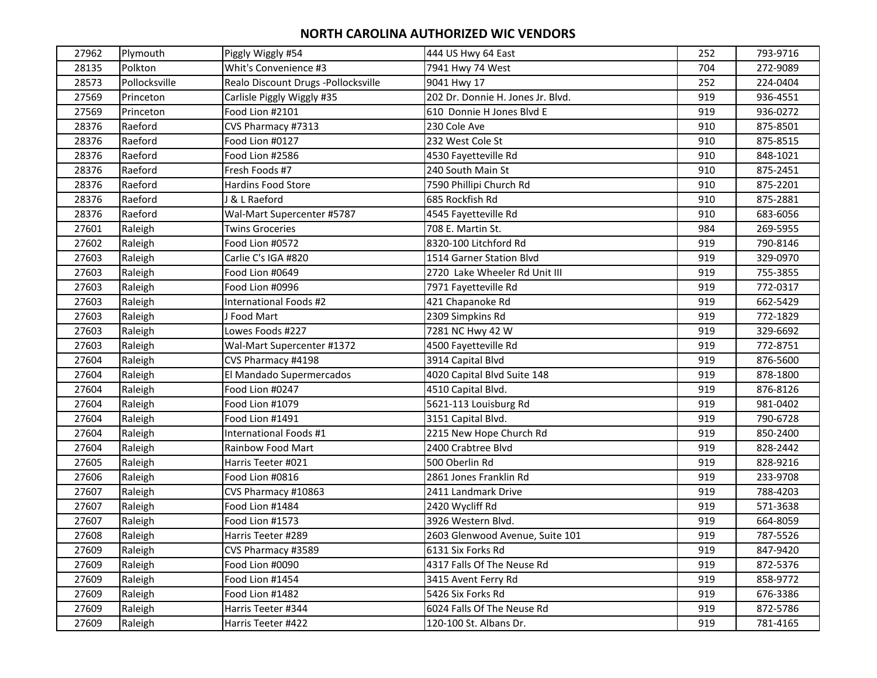## NORTH CAROLINA AUTHORIZED WIC VENDORS

| | | | | | |
|---|---|---|---|---|---|
| 27962 | Plymouth | Piggly Wiggly #54 | 444 US Hwy 64 East | 252 | 793-9716 |
| 28135 | Polkton | Whit's Convenience #3 | 7941 Hwy 74 West | 704 | 272-9089 |
| 28573 | Pollocksville | Realo Discount Drugs -Pollocksville | 9041 Hwy 17 | 252 | 224-0404 |
| 27569 | Princeton | Carlisle Piggly Wiggly #35 | 202 Dr. Donnie H. Jones Jr. Blvd. | 919 | 936-4551 |
| 27569 | Princeton | Food Lion #2101 | 610 Donnie H Jones Blvd E | 919 | 936-0272 |
| 28376 | Raeford | CVS Pharmacy #7313 | 230 Cole Ave | 910 | 875-8501 |
| 28376 | Raeford | Food Lion #0127 | 232 West Cole St | 910 | 875-8515 |
| 28376 | Raeford | Food Lion #2586 | 4530 Fayetteville Rd | 910 | 848-1021 |
| 28376 | Raeford | Fresh Foods #7 | 240 South Main St | 910 | 875-2451 |
| 28376 | Raeford | Hardins Food Store | 7590 Phillipi Church Rd | 910 | 875-2201 |
| 28376 | Raeford | J & L Raeford | 685 Rockfish Rd | 910 | 875-2881 |
| 28376 | Raeford | Wal-Mart Supercenter #5787 | 4545 Fayetteville Rd | 910 | 683-6056 |
| 27601 | Raleigh | Twins Groceries | 708 E. Martin St. | 984 | 269-5955 |
| 27602 | Raleigh | Food Lion #0572 | 8320-100 Litchford Rd | 919 | 790-8146 |
| 27603 | Raleigh | Carlie C's IGA #820 | 1514 Garner Station Blvd | 919 | 329-0970 |
| 27603 | Raleigh | Food Lion #0649 | 2720 Lake Wheeler Rd Unit III | 919 | 755-3855 |
| 27603 | Raleigh | Food Lion #0996 | 7971 Fayetteville Rd | 919 | 772-0317 |
| 27603 | Raleigh | International Foods #2 | 421 Chapanoke Rd | 919 | 662-5429 |
| 27603 | Raleigh | J Food Mart | 2309 Simpkins Rd | 919 | 772-1829 |
| 27603 | Raleigh | Lowes Foods #227 | 7281 NC Hwy 42 W | 919 | 329-6692 |
| 27603 | Raleigh | Wal-Mart Supercenter #1372 | 4500 Fayetteville Rd | 919 | 772-8751 |
| 27604 | Raleigh | CVS Pharmacy #4198 | 3914 Capital Blvd | 919 | 876-5600 |
| 27604 | Raleigh | El Mandado Supermercados | 4020 Capital Blvd Suite 148 | 919 | 878-1800 |
| 27604 | Raleigh | Food Lion #0247 | 4510 Capital Blvd. | 919 | 876-8126 |
| 27604 | Raleigh | Food Lion #1079 | 5621-113 Louisburg Rd | 919 | 981-0402 |
| 27604 | Raleigh | Food Lion #1491 | 3151 Capital Blvd. | 919 | 790-6728 |
| 27604 | Raleigh | International Foods #1 | 2215 New Hope Church Rd | 919 | 850-2400 |
| 27604 | Raleigh | Rainbow Food Mart | 2400 Crabtree Blvd | 919 | 828-2442 |
| 27605 | Raleigh | Harris Teeter #021 | 500 Oberlin Rd | 919 | 828-9216 |
| 27606 | Raleigh | Food Lion #0816 | 2861 Jones Franklin Rd | 919 | 233-9708 |
| 27607 | Raleigh | CVS Pharmacy #10863 | 2411 Landmark Drive | 919 | 788-4203 |
| 27607 | Raleigh | Food Lion #1484 | 2420 Wycliff Rd | 919 | 571-3638 |
| 27607 | Raleigh | Food Lion #1573 | 3926 Western Blvd. | 919 | 664-8059 |
| 27608 | Raleigh | Harris Teeter #289 | 2603 Glenwood Avenue, Suite 101 | 919 | 787-5526 |
| 27609 | Raleigh | CVS Pharmacy #3589 | 6131 Six Forks Rd | 919 | 847-9420 |
| 27609 | Raleigh | Food Lion #0090 | 4317 Falls Of The Neuse Rd | 919 | 872-5376 |
| 27609 | Raleigh | Food Lion #1454 | 3415 Avent Ferry Rd | 919 | 858-9772 |
| 27609 | Raleigh | Food Lion #1482 | 5426 Six Forks Rd | 919 | 676-3386 |
| 27609 | Raleigh | Harris Teeter #344 | 6024 Falls Of The Neuse Rd | 919 | 872-5786 |
| 27609 | Raleigh | Harris Teeter #422 | 120-100 St. Albans Dr. | 919 | 781-4165 |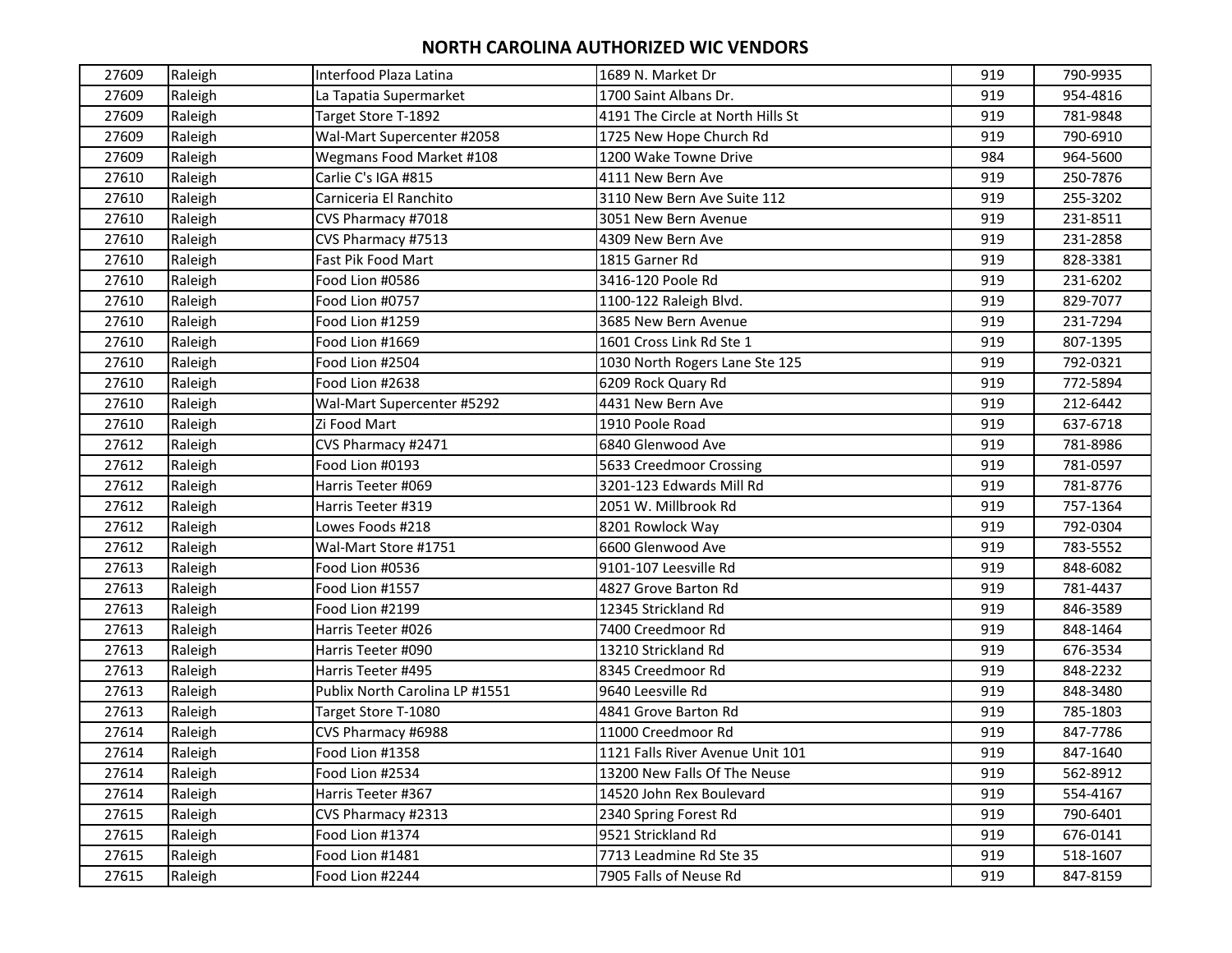# NORTH CAROLINA AUTHORIZED WIC VENDORS

| | | | | | |
|---|---|---|---|---|---|
| 27609 | Raleigh | Interfood Plaza Latina | 1689 N. Market Dr | 919 | 790-9935 |
| 27609 | Raleigh | La Tapatia Supermarket | 1700 Saint Albans Dr. | 919 | 954-4816 |
| 27609 | Raleigh | Target Store T-1892 | 4191 The Circle at North Hills St | 919 | 781-9848 |
| 27609 | Raleigh | Wal-Mart Supercenter #2058 | 1725 New Hope Church Rd | 919 | 790-6910 |
| 27609 | Raleigh | Wegmans Food Market #108 | 1200 Wake Towne Drive | 984 | 964-5600 |
| 27610 | Raleigh | Carlie C's IGA #815 | 4111 New Bern Ave | 919 | 250-7876 |
| 27610 | Raleigh | Carniceria El Ranchito | 3110 New Bern Ave Suite 112 | 919 | 255-3202 |
| 27610 | Raleigh | CVS Pharmacy #7018 | 3051 New Bern Avenue | 919 | 231-8511 |
| 27610 | Raleigh | CVS Pharmacy #7513 | 4309 New Bern Ave | 919 | 231-2858 |
| 27610 | Raleigh | Fast Pik Food Mart | 1815 Garner Rd | 919 | 828-3381 |
| 27610 | Raleigh | Food Lion #0586 | 3416-120 Poole Rd | 919 | 231-6202 |
| 27610 | Raleigh | Food Lion #0757 | 1100-122 Raleigh Blvd. | 919 | 829-7077 |
| 27610 | Raleigh | Food Lion #1259 | 3685 New Bern Avenue | 919 | 231-7294 |
| 27610 | Raleigh | Food Lion #1669 | 1601 Cross Link Rd Ste 1 | 919 | 807-1395 |
| 27610 | Raleigh | Food Lion #2504 | 1030 North Rogers Lane Ste 125 | 919 | 792-0321 |
| 27610 | Raleigh | Food Lion #2638 | 6209 Rock Quary Rd | 919 | 772-5894 |
| 27610 | Raleigh | Wal-Mart Supercenter #5292 | 4431 New Bern Ave | 919 | 212-6442 |
| 27610 | Raleigh | Zi Food Mart | 1910 Poole Road | 919 | 637-6718 |
| 27612 | Raleigh | CVS Pharmacy #2471 | 6840 Glenwood Ave | 919 | 781-8986 |
| 27612 | Raleigh | Food Lion #0193 | 5633 Creedmoor Crossing | 919 | 781-0597 |
| 27612 | Raleigh | Harris Teeter #069 | 3201-123 Edwards Mill Rd | 919 | 781-8776 |
| 27612 | Raleigh | Harris Teeter #319 | 2051 W. Millbrook Rd | 919 | 757-1364 |
| 27612 | Raleigh | Lowes Foods #218 | 8201 Rowlock Way | 919 | 792-0304 |
| 27612 | Raleigh | Wal-Mart Store #1751 | 6600 Glenwood Ave | 919 | 783-5552 |
| 27613 | Raleigh | Food Lion #0536 | 9101-107 Leesville Rd | 919 | 848-6082 |
| 27613 | Raleigh | Food Lion #1557 | 4827 Grove Barton Rd | 919 | 781-4437 |
| 27613 | Raleigh | Food Lion #2199 | 12345 Strickland Rd | 919 | 846-3589 |
| 27613 | Raleigh | Harris Teeter #026 | 7400 Creedmoor Rd | 919 | 848-1464 |
| 27613 | Raleigh | Harris Teeter #090 | 13210 Strickland Rd | 919 | 676-3534 |
| 27613 | Raleigh | Harris Teeter #495 | 8345 Creedmoor Rd | 919 | 848-2232 |
| 27613 | Raleigh | Publix North Carolina LP #1551 | 9640 Leesville Rd | 919 | 848-3480 |
| 27613 | Raleigh | Target Store T-1080 | 4841 Grove Barton Rd | 919 | 785-1803 |
| 27614 | Raleigh | CVS Pharmacy #6988 | 11000 Creedmoor Rd | 919 | 847-7786 |
| 27614 | Raleigh | Food Lion #1358 | 1121 Falls River Avenue Unit 101 | 919 | 847-1640 |
| 27614 | Raleigh | Food Lion #2534 | 13200 New Falls Of The Neuse | 919 | 562-8912 |
| 27614 | Raleigh | Harris Teeter #367 | 14520 John Rex Boulevard | 919 | 554-4167 |
| 27615 | Raleigh | CVS Pharmacy #2313 | 2340 Spring Forest Rd | 919 | 790-6401 |
| 27615 | Raleigh | Food Lion #1374 | 9521 Strickland Rd | 919 | 676-0141 |
| 27615 | Raleigh | Food Lion #1481 | 7713 Leadmine Rd Ste 35 | 919 | 518-1607 |
| 27615 | Raleigh | Food Lion #2244 | 7905 Falls of Neuse Rd | 919 | 847-8159 |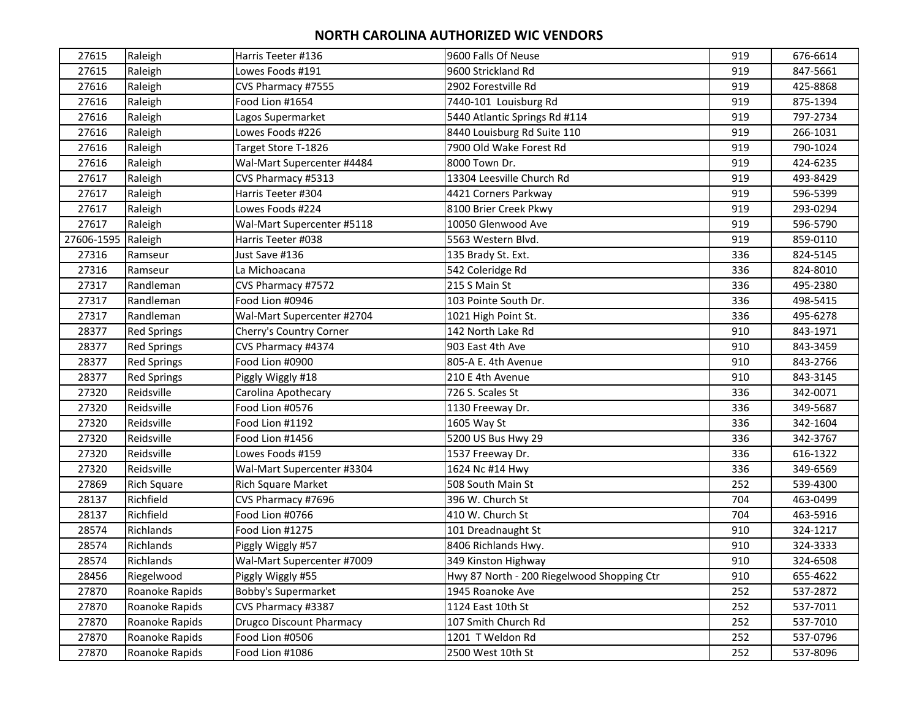# NORTH CAROLINA AUTHORIZED WIC VENDORS

| | | | | | |
|---|---|---|---|---|---|
| 27615 | Raleigh | Harris Teeter #136 | 9600 Falls Of Neuse | 919 | 676-6614 |
| 27615 | Raleigh | Lowes Foods #191 | 9600 Strickland Rd | 919 | 847-5661 |
| 27616 | Raleigh | CVS Pharmacy #7555 | 2902 Forestville Rd | 919 | 425-8868 |
| 27616 | Raleigh | Food Lion #1654 | 7440-101 Louisburg Rd | 919 | 875-1394 |
| 27616 | Raleigh | Lagos Supermarket | 5440 Atlantic Springs Rd #114 | 919 | 797-2734 |
| 27616 | Raleigh | Lowes Foods #226 | 8440 Louisburg Rd Suite 110 | 919 | 266-1031 |
| 27616 | Raleigh | Target Store T-1826 | 7900 Old Wake Forest Rd | 919 | 790-1024 |
| 27616 | Raleigh | Wal-Mart Supercenter #4484 | 8000 Town Dr. | 919 | 424-6235 |
| 27617 | Raleigh | CVS Pharmacy #5313 | 13304 Leesville Church Rd | 919 | 493-8429 |
| 27617 | Raleigh | Harris Teeter #304 | 4421 Corners Parkway | 919 | 596-5399 |
| 27617 | Raleigh | Lowes Foods #224 | 8100 Brier Creek Pkwy | 919 | 293-0294 |
| 27617 | Raleigh | Wal-Mart Supercenter #5118 | 10050 Glenwood Ave | 919 | 596-5790 |
| 27606-1595 | Raleigh | Harris Teeter #038 | 5563 Western Blvd. | 919 | 859-0110 |
| 27316 | Ramseur | Just Save #136 | 135 Brady St. Ext. | 336 | 824-5145 |
| 27316 | Ramseur | La Michoacana | 542 Coleridge Rd | 336 | 824-8010 |
| 27317 | Randleman | CVS Pharmacy #7572 | 215 S Main St | 336 | 495-2380 |
| 27317 | Randleman | Food Lion #0946 | 103 Pointe South Dr. | 336 | 498-5415 |
| 27317 | Randleman | Wal-Mart Supercenter #2704 | 1021 High Point St. | 336 | 495-6278 |
| 28377 | Red Springs | Cherry's Country Corner | 142 North Lake Rd | 910 | 843-1971 |
| 28377 | Red Springs | CVS Pharmacy #4374 | 903 East 4th Ave | 910 | 843-3459 |
| 28377 | Red Springs | Food Lion #0900 | 805-A E. 4th Avenue | 910 | 843-2766 |
| 28377 | Red Springs | Piggly Wiggly #18 | 210 E 4th Avenue | 910 | 843-3145 |
| 27320 | Reidsville | Carolina Apothecary | 726 S. Scales St | 336 | 342-0071 |
| 27320 | Reidsville | Food Lion #0576 | 1130 Freeway Dr. | 336 | 349-5687 |
| 27320 | Reidsville | Food Lion #1192 | 1605 Way St | 336 | 342-1604 |
| 27320 | Reidsville | Food Lion #1456 | 5200 US Bus Hwy 29 | 336 | 342-3767 |
| 27320 | Reidsville | Lowes Foods #159 | 1537 Freeway Dr. | 336 | 616-1322 |
| 27320 | Reidsville | Wal-Mart Supercenter #3304 | 1624 Nc #14 Hwy | 336 | 349-6569 |
| 27869 | Rich Square | Rich Square Market | 508 South Main St | 252 | 539-4300 |
| 28137 | Richfield | CVS Pharmacy #7696 | 396 W. Church St | 704 | 463-0499 |
| 28137 | Richfield | Food Lion #0766 | 410 W. Church St | 704 | 463-5916 |
| 28574 | Richlands | Food Lion #1275 | 101 Dreadnaught St | 910 | 324-1217 |
| 28574 | Richlands | Piggly Wiggly #57 | 8406 Richlands Hwy. | 910 | 324-3333 |
| 28574 | Richlands | Wal-Mart Supercenter #7009 | 349 Kinston Highway | 910 | 324-6508 |
| 28456 | Riegelwood | Piggly Wiggly #55 | Hwy 87 North - 200 Riegelwood Shopping Ctr | 910 | 655-4622 |
| 27870 | Roanoke Rapids | Bobby's Supermarket | 1945 Roanoke Ave | 252 | 537-2872 |
| 27870 | Roanoke Rapids | CVS Pharmacy #3387 | 1124 East 10th St | 252 | 537-7011 |
| 27870 | Roanoke Rapids | Drugco Discount Pharmacy | 107 Smith Church Rd | 252 | 537-7010 |
| 27870 | Roanoke Rapids | Food Lion #0506 | 1201 T Weldon Rd | 252 | 537-0796 |
| 27870 | Roanoke Rapids | Food Lion #1086 | 2500 West 10th St | 252 | 537-8096 |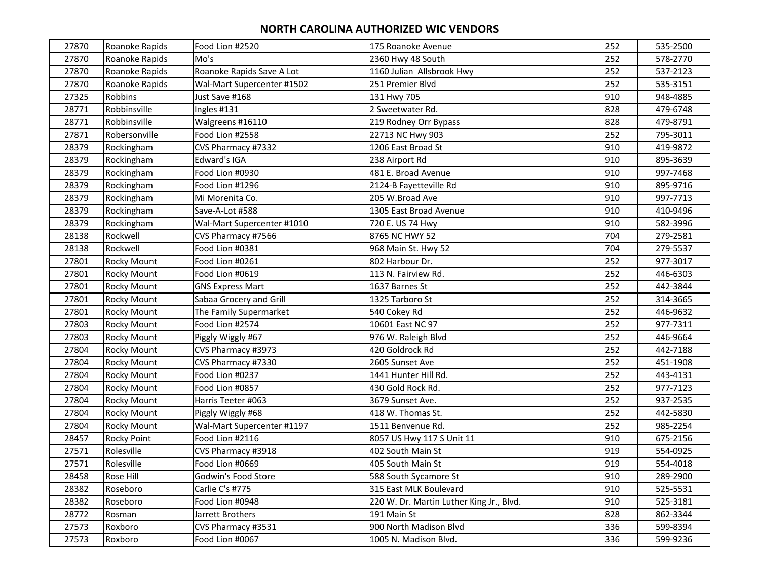# NORTH CAROLINA AUTHORIZED WIC VENDORS

| | | | | | |
|---|---|---|---|---|---|
| 27870 | Roanoke Rapids | Food Lion #2520 | 175 Roanoke Avenue | 252 | 535-2500 |
| 27870 | Roanoke Rapids | Mo's | 2360 Hwy 48 South | 252 | 578-2770 |
| 27870 | Roanoke Rapids | Roanoke Rapids Save A Lot | 1160 Julian  Allsbrook Hwy | 252 | 537-2123 |
| 27870 | Roanoke Rapids | Wal-Mart Supercenter #1502 | 251 Premier Blvd | 252 | 535-3151 |
| 27325 | Robbins | Just Save #168 | 131 Hwy 705 | 910 | 948-4885 |
| 28771 | Robbinsville | Ingles #131 | 2 Sweetwater Rd. | 828 | 479-6748 |
| 28771 | Robbinsville | Walgreens #16110 | 219 Rodney Orr Bypass | 828 | 479-8791 |
| 27871 | Robersonville | Food Lion #2558 | 22713 NC Hwy 903 | 252 | 795-3011 |
| 28379 | Rockingham | CVS Pharmacy #7332 | 1206 East Broad St | 910 | 419-9872 |
| 28379 | Rockingham | Edward's IGA | 238 Airport Rd | 910 | 895-3639 |
| 28379 | Rockingham | Food Lion #0930 | 481 E. Broad Avenue | 910 | 997-7468 |
| 28379 | Rockingham | Food Lion #1296 | 2124-B Fayetteville Rd | 910 | 895-9716 |
| 28379 | Rockingham | Mi Morenita Co. | 205 W.Broad Ave | 910 | 997-7713 |
| 28379 | Rockingham | Save-A-Lot #588 | 1305 East Broad Avenue | 910 | 410-9496 |
| 28379 | Rockingham | Wal-Mart Supercenter #1010 | 720 E. US 74 Hwy | 910 | 582-3996 |
| 28138 | Rockwell | CVS Pharmacy #7566 | 8765 NC HWY 52 | 704 | 279-2581 |
| 28138 | Rockwell | Food Lion #0381 | 968 Main St. Hwy 52 | 704 | 279-5537 |
| 27801 | Rocky Mount | Food Lion #0261 | 802 Harbour Dr. | 252 | 977-3017 |
| 27801 | Rocky Mount | Food Lion #0619 | 113 N. Fairview Rd. | 252 | 446-6303 |
| 27801 | Rocky Mount | GNS Express Mart | 1637 Barnes St | 252 | 442-3844 |
| 27801 | Rocky Mount | Sabaa Grocery and Grill | 1325 Tarboro St | 252 | 314-3665 |
| 27801 | Rocky Mount | The Family Supermarket | 540 Cokey Rd | 252 | 446-9632 |
| 27803 | Rocky Mount | Food Lion #2574 | 10601 East NC 97 | 252 | 977-7311 |
| 27803 | Rocky Mount | Piggly Wiggly #67 | 976 W. Raleigh Blvd | 252 | 446-9664 |
| 27804 | Rocky Mount | CVS Pharmacy #3973 | 420 Goldrock Rd | 252 | 442-7188 |
| 27804 | Rocky Mount | CVS Pharmacy #7330 | 2605 Sunset Ave | 252 | 451-1908 |
| 27804 | Rocky Mount | Food Lion #0237 | 1441 Hunter Hill Rd. | 252 | 443-4131 |
| 27804 | Rocky Mount | Food Lion #0857 | 430 Gold Rock Rd. | 252 | 977-7123 |
| 27804 | Rocky Mount | Harris Teeter #063 | 3679 Sunset Ave. | 252 | 937-2535 |
| 27804 | Rocky Mount | Piggly Wiggly #68 | 418 W. Thomas St. | 252 | 442-5830 |
| 27804 | Rocky Mount | Wal-Mart Supercenter #1197 | 1511 Benvenue Rd. | 252 | 985-2254 |
| 28457 | Rocky Point | Food Lion #2116 | 8057 US Hwy 117 S Unit 11 | 910 | 675-2156 |
| 27571 | Rolesville | CVS Pharmacy #3918 | 402 South Main St | 919 | 554-0925 |
| 27571 | Rolesville | Food Lion #0669 | 405 South Main St | 919 | 554-4018 |
| 28458 | Rose Hill | Godwin's Food Store | 588 South Sycamore St | 910 | 289-2900 |
| 28382 | Roseboro | Carlie C's #775 | 315 East MLK Boulevard | 910 | 525-5531 |
| 28382 | Roseboro | Food Lion #0948 | 220 W. Dr. Martin Luther King Jr., Blvd. | 910 | 525-3181 |
| 28772 | Rosman | Jarrett Brothers | 191 Main St | 828 | 862-3344 |
| 27573 | Roxboro | CVS Pharmacy #3531 | 900 North Madison Blvd | 336 | 599-8394 |
| 27573 | Roxboro | Food Lion #0067 | 1005 N. Madison Blvd. | 336 | 599-9236 |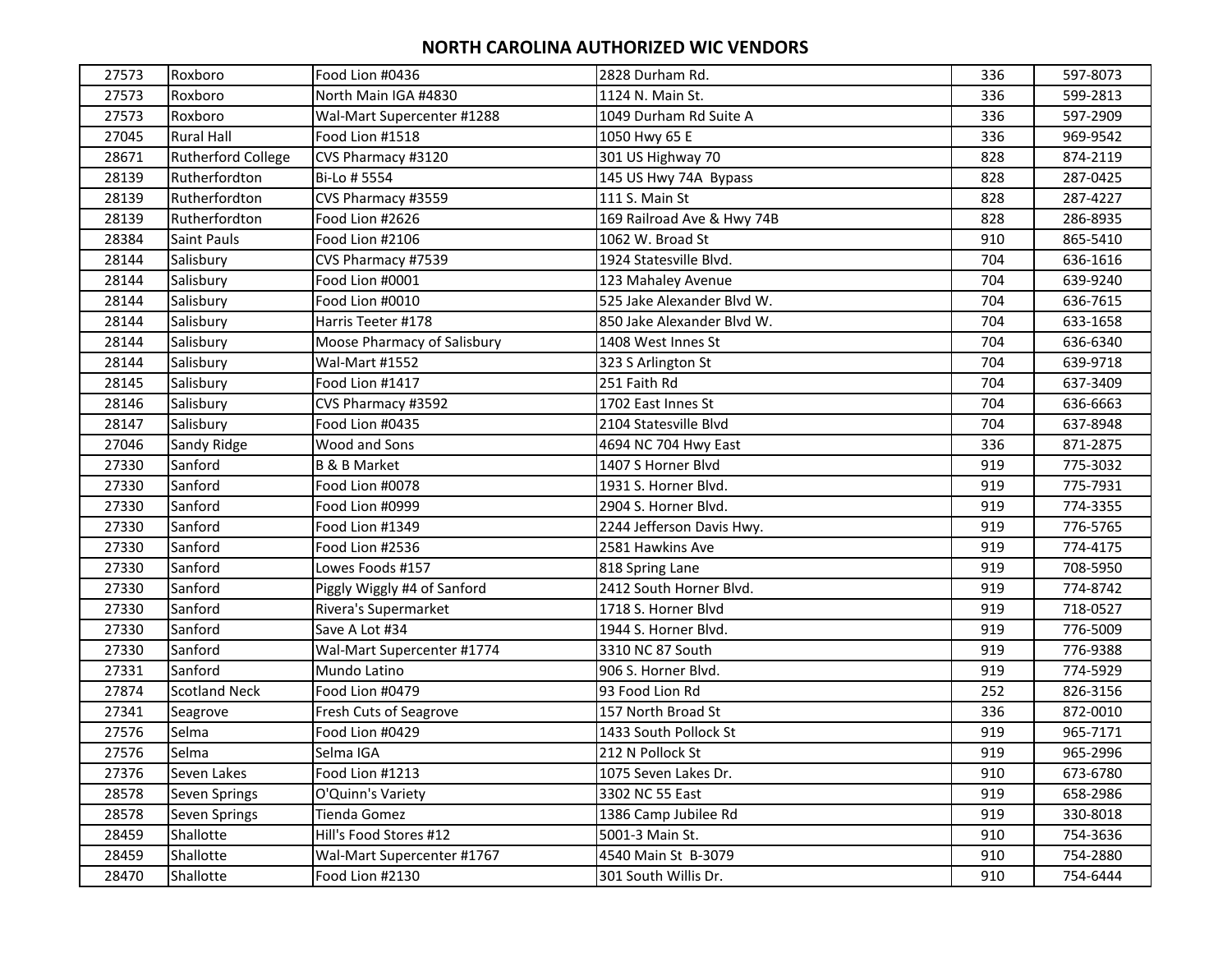## NORTH CAROLINA AUTHORIZED WIC VENDORS

| | | | | | |
|---|---|---|---|---|---|
| 27573 | Roxboro | Food Lion #0436 | 2828 Durham Rd. | 336 | 597-8073 |
| 27573 | Roxboro | North Main IGA #4830 | 1124 N. Main St. | 336 | 599-2813 |
| 27573 | Roxboro | Wal-Mart Supercenter #1288 | 1049 Durham Rd Suite A | 336 | 597-2909 |
| 27045 | Rural Hall | Food Lion #1518 | 1050 Hwy 65 E | 336 | 969-9542 |
| 28671 | Rutherford College | CVS Pharmacy #3120 | 301 US Highway 70 | 828 | 874-2119 |
| 28139 | Rutherfordton | Bi-Lo # 5554 | 145 US Hwy 74A Bypass | 828 | 287-0425 |
| 28139 | Rutherfordton | CVS Pharmacy #3559 | 111 S. Main St | 828 | 287-4227 |
| 28139 | Rutherfordton | Food Lion #2626 | 169 Railroad Ave & Hwy 74B | 828 | 286-8935 |
| 28384 | Saint Pauls | Food Lion #2106 | 1062 W. Broad St | 910 | 865-5410 |
| 28144 | Salisbury | CVS Pharmacy #7539 | 1924 Statesville Blvd. | 704 | 636-1616 |
| 28144 | Salisbury | Food Lion #0001 | 123 Mahaley Avenue | 704 | 639-9240 |
| 28144 | Salisbury | Food Lion #0010 | 525 Jake Alexander Blvd W. | 704 | 636-7615 |
| 28144 | Salisbury | Harris Teeter #178 | 850 Jake Alexander Blvd W. | 704 | 633-1658 |
| 28144 | Salisbury | Moose Pharmacy of Salisbury | 1408 West Innes St | 704 | 636-6340 |
| 28144 | Salisbury | Wal-Mart #1552 | 323 S Arlington St | 704 | 639-9718 |
| 28145 | Salisbury | Food Lion #1417 | 251 Faith Rd | 704 | 637-3409 |
| 28146 | Salisbury | CVS Pharmacy #3592 | 1702 East Innes St | 704 | 636-6663 |
| 28147 | Salisbury | Food Lion #0435 | 2104 Statesville Blvd | 704 | 637-8948 |
| 27046 | Sandy Ridge | Wood and Sons | 4694 NC 704 Hwy East | 336 | 871-2875 |
| 27330 | Sanford | B & B Market | 1407 S Horner Blvd | 919 | 775-3032 |
| 27330 | Sanford | Food Lion #0078 | 1931 S. Horner Blvd. | 919 | 775-7931 |
| 27330 | Sanford | Food Lion #0999 | 2904 S. Horner Blvd. | 919 | 774-3355 |
| 27330 | Sanford | Food Lion #1349 | 2244 Jefferson Davis Hwy. | 919 | 776-5765 |
| 27330 | Sanford | Food Lion #2536 | 2581 Hawkins Ave | 919 | 774-4175 |
| 27330 | Sanford | Lowes Foods #157 | 818 Spring Lane | 919 | 708-5950 |
| 27330 | Sanford | Piggly Wiggly #4 of Sanford | 2412 South Horner Blvd. | 919 | 774-8742 |
| 27330 | Sanford | Rivera's Supermarket | 1718 S. Horner Blvd | 919 | 718-0527 |
| 27330 | Sanford | Save A Lot #34 | 1944 S. Horner Blvd. | 919 | 776-5009 |
| 27330 | Sanford | Wal-Mart Supercenter #1774 | 3310 NC 87 South | 919 | 776-9388 |
| 27331 | Sanford | Mundo Latino | 906 S. Horner Blvd. | 919 | 774-5929 |
| 27874 | Scotland Neck | Food Lion #0479 | 93 Food Lion Rd | 252 | 826-3156 |
| 27341 | Seagrove | Fresh Cuts of Seagrove | 157 North Broad St | 336 | 872-0010 |
| 27576 | Selma | Food Lion #0429 | 1433 South Pollock St | 919 | 965-7171 |
| 27576 | Selma | Selma IGA | 212 N Pollock St | 919 | 965-2996 |
| 27376 | Seven Lakes | Food Lion #1213 | 1075 Seven Lakes Dr. | 910 | 673-6780 |
| 28578 | Seven Springs | O'Quinn's Variety | 3302 NC 55 East | 919 | 658-2986 |
| 28578 | Seven Springs | Tienda Gomez | 1386 Camp Jubilee Rd | 919 | 330-8018 |
| 28459 | Shallotte | Hill's Food Stores #12 | 5001-3 Main St. | 910 | 754-3636 |
| 28459 | Shallotte | Wal-Mart Supercenter #1767 | 4540 Main St B-3079 | 910 | 754-2880 |
| 28470 | Shallotte | Food Lion #2130 | 301 South Willis Dr. | 910 | 754-6444 |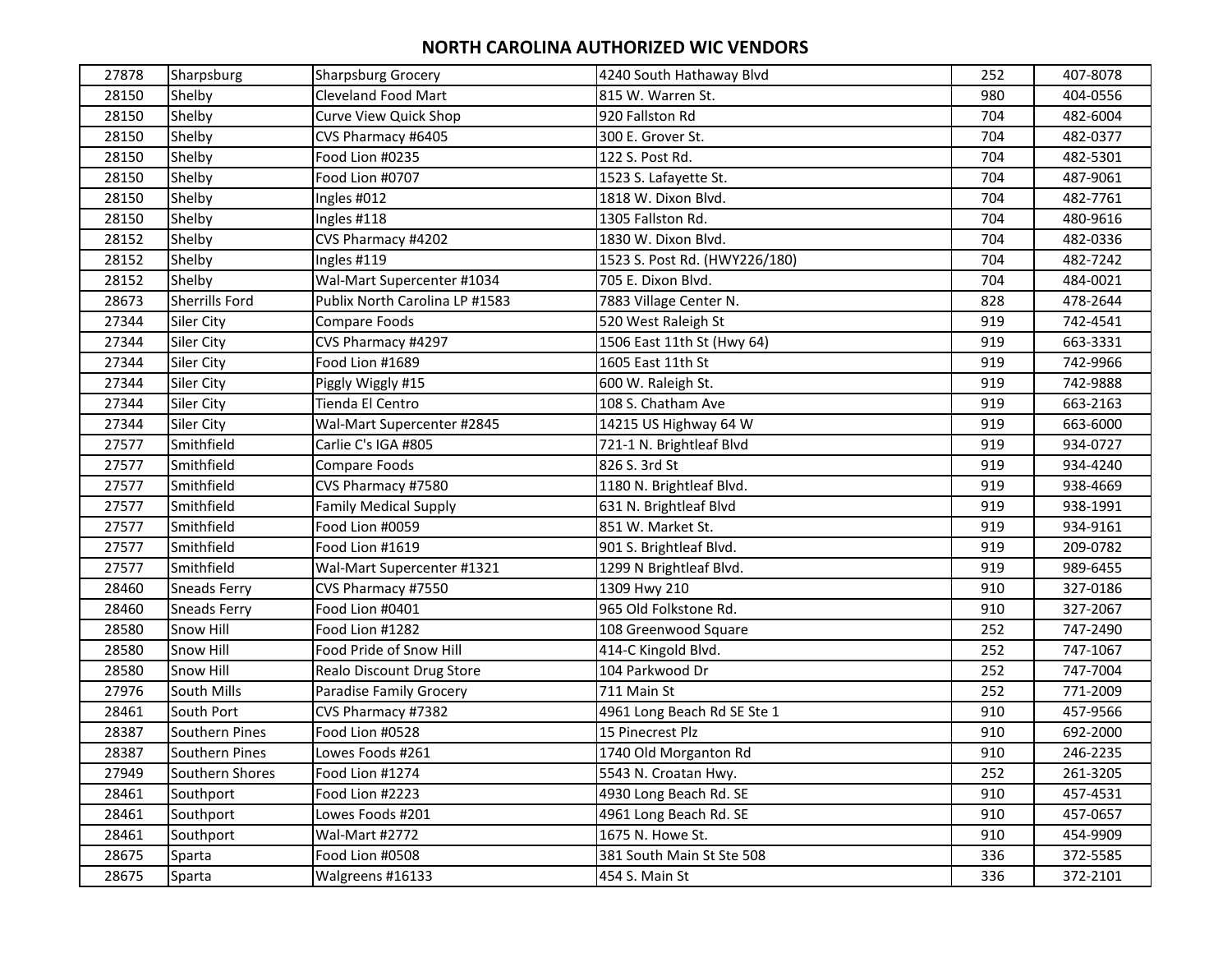# NORTH CAROLINA AUTHORIZED WIC VENDORS

| | | | | | |
|---|---|---|---|---|---|
| 27878 | Sharpsburg | Sharpsburg Grocery | 4240 South Hathaway Blvd | 252 | 407-8078 |
| 28150 | Shelby | Cleveland Food Mart | 815 W. Warren St. | 980 | 404-0556 |
| 28150 | Shelby | Curve View Quick Shop | 920 Fallston Rd | 704 | 482-6004 |
| 28150 | Shelby | CVS Pharmacy #6405 | 300 E. Grover St. | 704 | 482-0377 |
| 28150 | Shelby | Food Lion #0235 | 122 S. Post Rd. | 704 | 482-5301 |
| 28150 | Shelby | Food Lion #0707 | 1523 S. Lafayette St. | 704 | 487-9061 |
| 28150 | Shelby | Ingles #012 | 1818 W. Dixon Blvd. | 704 | 482-7761 |
| 28150 | Shelby | Ingles #118 | 1305 Fallston Rd. | 704 | 480-9616 |
| 28152 | Shelby | CVS Pharmacy #4202 | 1830 W. Dixon Blvd. | 704 | 482-0336 |
| 28152 | Shelby | Ingles #119 | 1523 S. Post Rd. (HWY226/180) | 704 | 482-7242 |
| 28152 | Shelby | Wal-Mart Supercenter #1034 | 705 E. Dixon Blvd. | 704 | 484-0021 |
| 28673 | Sherrills Ford | Publix North Carolina LP #1583 | 7883 Village Center N. | 828 | 478-2644 |
| 27344 | Siler City | Compare Foods | 520 West Raleigh St | 919 | 742-4541 |
| 27344 | Siler City | CVS Pharmacy #4297 | 1506 East 11th St (Hwy 64) | 919 | 663-3331 |
| 27344 | Siler City | Food Lion #1689 | 1605 East 11th St | 919 | 742-9966 |
| 27344 | Siler City | Piggly Wiggly #15 | 600 W. Raleigh St. | 919 | 742-9888 |
| 27344 | Siler City | Tienda El Centro | 108 S. Chatham Ave | 919 | 663-2163 |
| 27344 | Siler City | Wal-Mart Supercenter #2845 | 14215 US Highway 64 W | 919 | 663-6000 |
| 27577 | Smithfield | Carlie C's IGA #805 | 721-1 N. Brightleaf Blvd | 919 | 934-0727 |
| 27577 | Smithfield | Compare Foods | 826 S. 3rd St | 919 | 934-4240 |
| 27577 | Smithfield | CVS Pharmacy #7580 | 1180 N. Brightleaf Blvd. | 919 | 938-4669 |
| 27577 | Smithfield | Family Medical Supply | 631 N. Brightleaf Blvd | 919 | 938-1991 |
| 27577 | Smithfield | Food Lion #0059 | 851 W. Market St. | 919 | 934-9161 |
| 27577 | Smithfield | Food Lion #1619 | 901 S. Brightleaf Blvd. | 919 | 209-0782 |
| 27577 | Smithfield | Wal-Mart Supercenter #1321 | 1299 N Brightleaf Blvd. | 919 | 989-6455 |
| 28460 | Sneads Ferry | CVS Pharmacy #7550 | 1309 Hwy 210 | 910 | 327-0186 |
| 28460 | Sneads Ferry | Food Lion #0401 | 965 Old Folkstone Rd. | 910 | 327-2067 |
| 28580 | Snow Hill | Food Lion #1282 | 108 Greenwood Square | 252 | 747-2490 |
| 28580 | Snow Hill | Food Pride of Snow Hill | 414-C Kingold Blvd. | 252 | 747-1067 |
| 28580 | Snow Hill | Realo Discount Drug Store | 104 Parkwood Dr | 252 | 747-7004 |
| 27976 | South Mills | Paradise Family Grocery | 711 Main St | 252 | 771-2009 |
| 28461 | South Port | CVS Pharmacy #7382 | 4961 Long Beach Rd SE Ste 1 | 910 | 457-9566 |
| 28387 | Southern Pines | Food Lion #0528 | 15 Pinecrest Plz | 910 | 692-2000 |
| 28387 | Southern Pines | Lowes Foods #261 | 1740 Old Morganton Rd | 910 | 246-2235 |
| 27949 | Southern Shores | Food Lion #1274 | 5543 N. Croatan Hwy. | 252 | 261-3205 |
| 28461 | Southport | Food Lion #2223 | 4930 Long Beach Rd. SE | 910 | 457-4531 |
| 28461 | Southport | Lowes Foods #201 | 4961 Long Beach Rd. SE | 910 | 457-0657 |
| 28461 | Southport | Wal-Mart #2772 | 1675 N. Howe St. | 910 | 454-9909 |
| 28675 | Sparta | Food Lion #0508 | 381 South Main St Ste 508 | 336 | 372-5585 |
| 28675 | Sparta | Walgreens #16133 | 454 S. Main St | 336 | 372-2101 |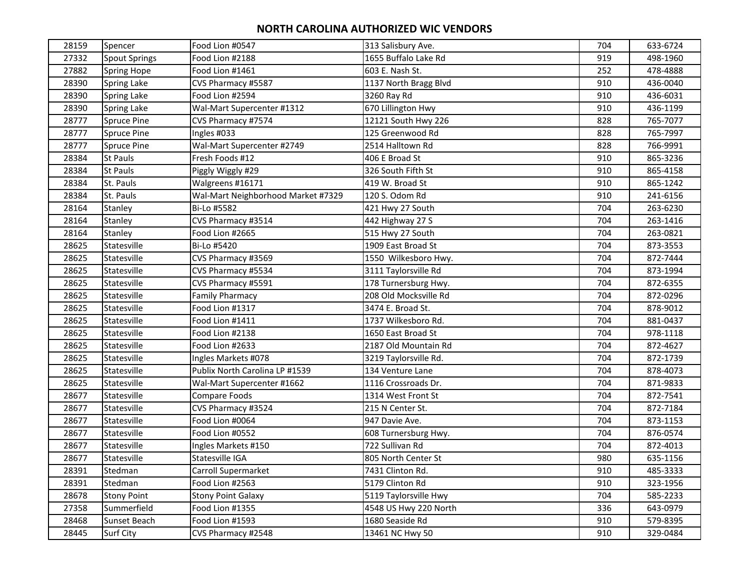# NORTH CAROLINA AUTHORIZED WIC VENDORS

| | | | | | |
|---|---|---|---|---|---|
| 28159 | Spencer | Food Lion #0547 | 313 Salisbury Ave. | 704 | 633-6724 |
| 27332 | Spout Springs | Food Lion #2188 | 1655 Buffalo Lake Rd | 919 | 498-1960 |
| 27882 | Spring Hope | Food Lion #1461 | 603 E. Nash St. | 252 | 478-4888 |
| 28390 | Spring Lake | CVS Pharmacy #5587 | 1137 North Bragg Blvd | 910 | 436-0040 |
| 28390 | Spring Lake | Food Lion #2594 | 3260 Ray Rd | 910 | 436-6031 |
| 28390 | Spring Lake | Wal-Mart Supercenter #1312 | 670 Lillington Hwy | 910 | 436-1199 |
| 28777 | Spruce Pine | CVS Pharmacy #7574 | 12121 South Hwy 226 | 828 | 765-7077 |
| 28777 | Spruce Pine | Ingles #033 | 125 Greenwood Rd | 828 | 765-7997 |
| 28777 | Spruce Pine | Wal-Mart Supercenter #2749 | 2514 Halltown Rd | 828 | 766-9991 |
| 28384 | St Pauls | Fresh Foods #12 | 406 E Broad St | 910 | 865-3236 |
| 28384 | St Pauls | Piggly Wiggly #29 | 326 South Fifth St | 910 | 865-4158 |
| 28384 | St. Pauls | Walgreens #16171 | 419 W. Broad St | 910 | 865-1242 |
| 28384 | St. Pauls | Wal-Mart Neighborhood Market #7329 | 120 S. Odom Rd | 910 | 241-6156 |
| 28164 | Stanley | Bi-Lo #5582 | 421 Hwy 27 South | 704 | 263-6230 |
| 28164 | Stanley | CVS Pharmacy #3514 | 442 Highway 27 S | 704 | 263-1416 |
| 28164 | Stanley | Food Lion #2665 | 515 Hwy 27 South | 704 | 263-0821 |
| 28625 | Statesville | Bi-Lo #5420 | 1909 East Broad St | 704 | 873-3553 |
| 28625 | Statesville | CVS Pharmacy #3569 | 1550 Wilkesboro Hwy. | 704 | 872-7444 |
| 28625 | Statesville | CVS Pharmacy #5534 | 3111 Taylorsville Rd | 704 | 873-1994 |
| 28625 | Statesville | CVS Pharmacy #5591 | 178 Turnersburg Hwy. | 704 | 872-6355 |
| 28625 | Statesville | Family Pharmacy | 208 Old Mocksville Rd | 704 | 872-0296 |
| 28625 | Statesville | Food Lion #1317 | 3474 E. Broad St. | 704 | 878-9012 |
| 28625 | Statesville | Food Lion #1411 | 1737 Wilkesboro Rd. | 704 | 881-0437 |
| 28625 | Statesville | Food Lion #2138 | 1650 East Broad St | 704 | 978-1118 |
| 28625 | Statesville | Food Lion #2633 | 2187 Old Mountain Rd | 704 | 872-4627 |
| 28625 | Statesville | Ingles Markets #078 | 3219 Taylorsville Rd. | 704 | 872-1739 |
| 28625 | Statesville | Publix North Carolina LP #1539 | 134 Venture Lane | 704 | 878-4073 |
| 28625 | Statesville | Wal-Mart Supercenter #1662 | 1116 Crossroads Dr. | 704 | 871-9833 |
| 28677 | Statesville | Compare Foods | 1314 West Front St | 704 | 872-7541 |
| 28677 | Statesville | CVS Pharmacy #3524 | 215 N Center St. | 704 | 872-7184 |
| 28677 | Statesville | Food Lion #0064 | 947 Davie Ave. | 704 | 873-1153 |
| 28677 | Statesville | Food Lion #0552 | 608 Turnersburg Hwy. | 704 | 876-0574 |
| 28677 | Statesville | Ingles Markets #150 | 722 Sullivan Rd | 704 | 872-4013 |
| 28677 | Statesville | Statesville IGA | 805 North Center St | 980 | 635-1156 |
| 28391 | Stedman | Carroll Supermarket | 7431 Clinton Rd. | 910 | 485-3333 |
| 28391 | Stedman | Food Lion #2563 | 5179 Clinton Rd | 910 | 323-1956 |
| 28678 | Stony Point | Stony Point Galaxy | 5119 Taylorsville Hwy | 704 | 585-2233 |
| 27358 | Summerfield | Food Lion #1355 | 4548 US Hwy 220 North | 336 | 643-0979 |
| 28468 | Sunset Beach | Food Lion #1593 | 1680 Seaside Rd | 910 | 579-8395 |
| 28445 | Surf City | CVS Pharmacy #2548 | 13461 NC Hwy 50 | 910 | 329-0484 |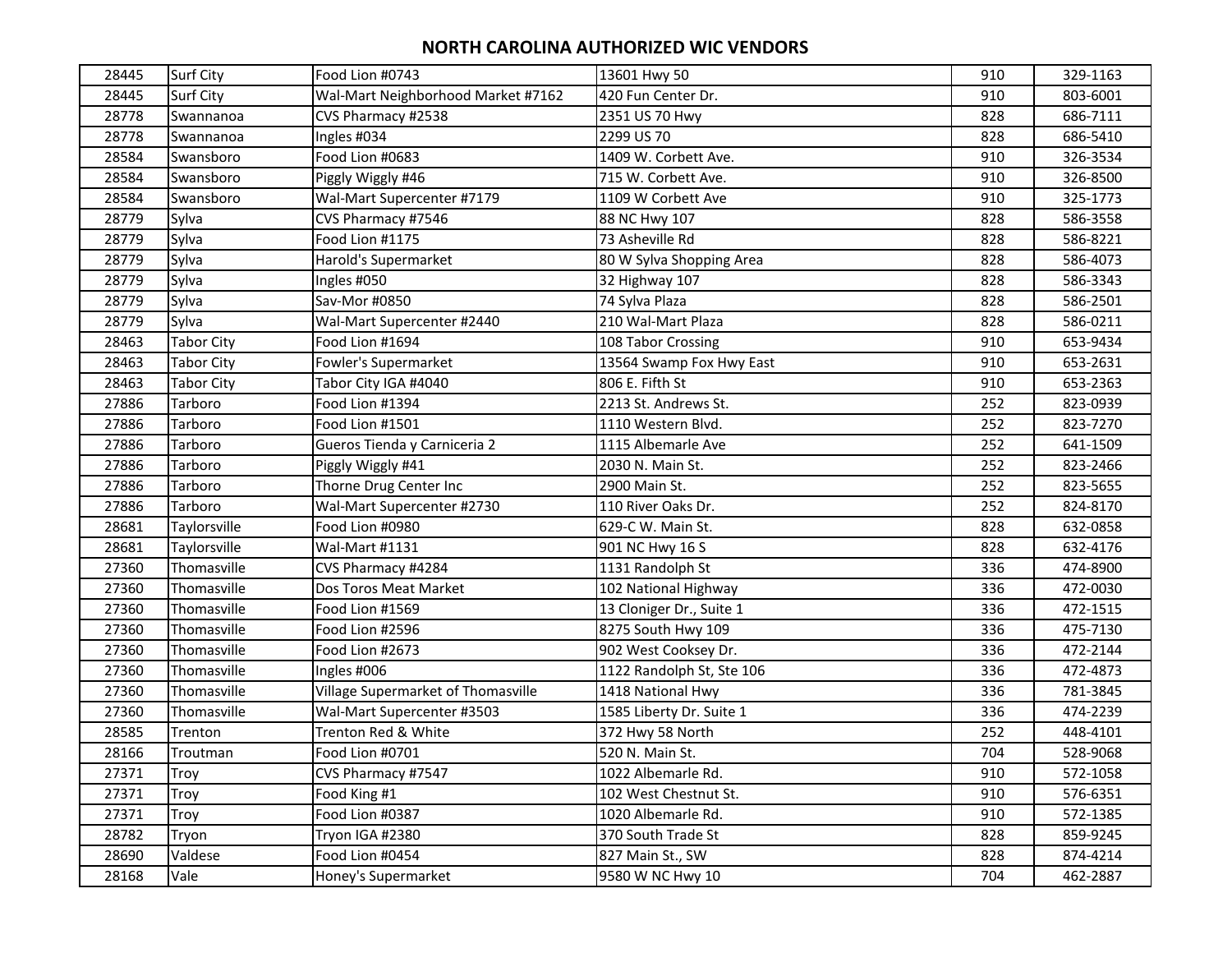# NORTH CAROLINA AUTHORIZED WIC VENDORS

| | | | | | |
|---|---|---|---|---|---|
| 28445 | Surf City | Food Lion #0743 | 13601 Hwy 50 | 910 | 329-1163 |
| 28445 | Surf City | Wal-Mart Neighborhood Market #7162 | 420 Fun Center Dr. | 910 | 803-6001 |
| 28778 | Swannanoa | CVS Pharmacy #2538 | 2351 US 70 Hwy | 828 | 686-7111 |
| 28778 | Swannanoa | Ingles #034 | 2299 US 70 | 828 | 686-5410 |
| 28584 | Swansboro | Food Lion #0683 | 1409 W. Corbett Ave. | 910 | 326-3534 |
| 28584 | Swansboro | Piggly Wiggly #46 | 715 W. Corbett Ave. | 910 | 326-8500 |
| 28584 | Swansboro | Wal-Mart Supercenter #7179 | 1109 W Corbett Ave | 910 | 325-1773 |
| 28779 | Sylva | CVS Pharmacy #7546 | 88 NC Hwy 107 | 828 | 586-3558 |
| 28779 | Sylva | Food Lion #1175 | 73 Asheville Rd | 828 | 586-8221 |
| 28779 | Sylva | Harold's Supermarket | 80 W Sylva Shopping Area | 828 | 586-4073 |
| 28779 | Sylva | Ingles #050 | 32 Highway 107 | 828 | 586-3343 |
| 28779 | Sylva | Sav-Mor #0850 | 74 Sylva Plaza | 828 | 586-2501 |
| 28779 | Sylva | Wal-Mart Supercenter #2440 | 210 Wal-Mart Plaza | 828 | 586-0211 |
| 28463 | Tabor City | Food Lion #1694 | 108 Tabor Crossing | 910 | 653-9434 |
| 28463 | Tabor City | Fowler's Supermarket | 13564 Swamp Fox Hwy East | 910 | 653-2631 |
| 28463 | Tabor City | Tabor City IGA #4040 | 806 E. Fifth St | 910 | 653-2363 |
| 27886 | Tarboro | Food Lion #1394 | 2213 St. Andrews St. | 252 | 823-0939 |
| 27886 | Tarboro | Food Lion #1501 | 1110 Western Blvd. | 252 | 823-7270 |
| 27886 | Tarboro | Gueros Tienda y Carniceria 2 | 1115 Albemarle Ave | 252 | 641-1509 |
| 27886 | Tarboro | Piggly Wiggly #41 | 2030 N. Main St. | 252 | 823-2466 |
| 27886 | Tarboro | Thorne Drug Center Inc | 2900 Main St. | 252 | 823-5655 |
| 27886 | Tarboro | Wal-Mart Supercenter #2730 | 110 River Oaks Dr. | 252 | 824-8170 |
| 28681 | Taylorsville | Food Lion #0980 | 629-C W. Main St. | 828 | 632-0858 |
| 28681 | Taylorsville | Wal-Mart #1131 | 901 NC Hwy 16 S | 828 | 632-4176 |
| 27360 | Thomasville | CVS Pharmacy #4284 | 1131 Randolph St | 336 | 474-8900 |
| 27360 | Thomasville | Dos Toros Meat Market | 102 National Highway | 336 | 472-0030 |
| 27360 | Thomasville | Food Lion #1569 | 13 Cloniger Dr., Suite 1 | 336 | 472-1515 |
| 27360 | Thomasville | Food Lion #2596 | 8275 South Hwy 109 | 336 | 475-7130 |
| 27360 | Thomasville | Food Lion #2673 | 902 West Cooksey Dr. | 336 | 472-2144 |
| 27360 | Thomasville | Ingles #006 | 1122 Randolph St, Ste 106 | 336 | 472-4873 |
| 27360 | Thomasville | Village Supermarket of Thomasville | 1418 National Hwy | 336 | 781-3845 |
| 27360 | Thomasville | Wal-Mart Supercenter #3503 | 1585 Liberty Dr. Suite 1 | 336 | 474-2239 |
| 28585 | Trenton | Trenton Red & White | 372 Hwy 58 North | 252 | 448-4101 |
| 28166 | Troutman | Food Lion #0701 | 520 N. Main St. | 704 | 528-9068 |
| 27371 | Troy | CVS Pharmacy #7547 | 1022 Albemarle Rd. | 910 | 572-1058 |
| 27371 | Troy | Food King #1 | 102 West Chestnut St. | 910 | 576-6351 |
| 27371 | Troy | Food Lion #0387 | 1020 Albemarle Rd. | 910 | 572-1385 |
| 28782 | Tryon | Tryon IGA #2380 | 370 South Trade St | 828 | 859-9245 |
| 28690 | Valdese | Food Lion #0454 | 827 Main St., SW | 828 | 874-4214 |
| 28168 | Vale | Honey's Supermarket | 9580 W NC Hwy 10 | 704 | 462-2887 |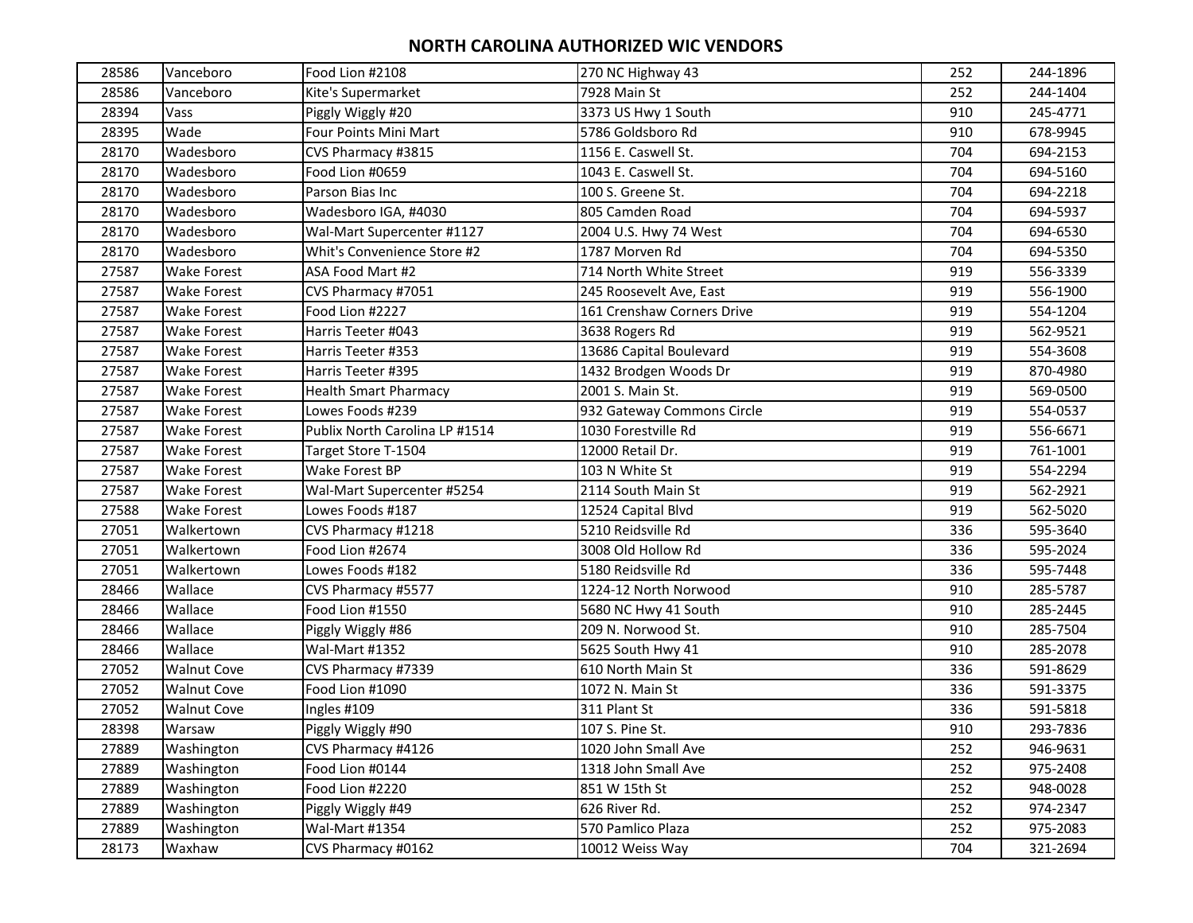## NORTH CAROLINA AUTHORIZED WIC VENDORS

| | | | | | |
|---|---|---|---|---|---|
| 28586 | Vanceboro | Food Lion #2108 | 270 NC Highway 43 | 252 | 244-1896 |
| 28586 | Vanceboro | Kite's Supermarket | 7928 Main St | 252 | 244-1404 |
| 28394 | Vass | Piggly Wiggly #20 | 3373 US Hwy 1 South | 910 | 245-4771 |
| 28395 | Wade | Four Points Mini Mart | 5786 Goldsboro Rd | 910 | 678-9945 |
| 28170 | Wadesboro | CVS Pharmacy #3815 | 1156 E. Caswell St. | 704 | 694-2153 |
| 28170 | Wadesboro | Food Lion #0659 | 1043 E. Caswell St. | 704 | 694-5160 |
| 28170 | Wadesboro | Parson Bias Inc | 100 S. Greene St. | 704 | 694-2218 |
| 28170 | Wadesboro | Wadesboro IGA, #4030 | 805 Camden Road | 704 | 694-5937 |
| 28170 | Wadesboro | Wal-Mart Supercenter #1127 | 2004 U.S. Hwy 74 West | 704 | 694-6530 |
| 28170 | Wadesboro | Whit's Convenience Store #2 | 1787 Morven Rd | 704 | 694-5350 |
| 27587 | Wake Forest | ASA Food Mart #2 | 714 North White Street | 919 | 556-3339 |
| 27587 | Wake Forest | CVS Pharmacy #7051 | 245 Roosevelt Ave, East | 919 | 556-1900 |
| 27587 | Wake Forest | Food Lion #2227 | 161 Crenshaw Corners Drive | 919 | 554-1204 |
| 27587 | Wake Forest | Harris Teeter #043 | 3638 Rogers Rd | 919 | 562-9521 |
| 27587 | Wake Forest | Harris Teeter #353 | 13686 Capital Boulevard | 919 | 554-3608 |
| 27587 | Wake Forest | Harris Teeter #395 | 1432 Brodgen Woods Dr | 919 | 870-4980 |
| 27587 | Wake Forest | Health Smart Pharmacy | 2001 S. Main St. | 919 | 569-0500 |
| 27587 | Wake Forest | Lowes Foods #239 | 932 Gateway Commons Circle | 919 | 554-0537 |
| 27587 | Wake Forest | Publix North Carolina LP #1514 | 1030 Forestville Rd | 919 | 556-6671 |
| 27587 | Wake Forest | Target Store T-1504 | 12000 Retail Dr. | 919 | 761-1001 |
| 27587 | Wake Forest | Wake Forest BP | 103 N White St | 919 | 554-2294 |
| 27587 | Wake Forest | Wal-Mart Supercenter #5254 | 2114 South Main St | 919 | 562-2921 |
| 27588 | Wake Forest | Lowes Foods #187 | 12524 Capital Blvd | 919 | 562-5020 |
| 27051 | Walkertown | CVS Pharmacy #1218 | 5210 Reidsville Rd | 336 | 595-3640 |
| 27051 | Walkertown | Food Lion #2674 | 3008 Old Hollow Rd | 336 | 595-2024 |
| 27051 | Walkertown | Lowes Foods #182 | 5180 Reidsville Rd | 336 | 595-7448 |
| 28466 | Wallace | CVS Pharmacy #5577 | 1224-12 North Norwood | 910 | 285-5787 |
| 28466 | Wallace | Food Lion #1550 | 5680 NC Hwy 41 South | 910 | 285-2445 |
| 28466 | Wallace | Piggly Wiggly #86 | 209 N. Norwood St. | 910 | 285-7504 |
| 28466 | Wallace | Wal-Mart #1352 | 5625 South Hwy 41 | 910 | 285-2078 |
| 27052 | Walnut Cove | CVS Pharmacy #7339 | 610 North Main St | 336 | 591-8629 |
| 27052 | Walnut Cove | Food Lion #1090 | 1072 N. Main St | 336 | 591-3375 |
| 27052 | Walnut Cove | Ingles #109 | 311 Plant St | 336 | 591-5818 |
| 28398 | Warsaw | Piggly Wiggly #90 | 107 S. Pine St. | 910 | 293-7836 |
| 27889 | Washington | CVS Pharmacy #4126 | 1020 John Small Ave | 252 | 946-9631 |
| 27889 | Washington | Food Lion #0144 | 1318 John Small Ave | 252 | 975-2408 |
| 27889 | Washington | Food Lion #2220 | 851 W 15th St | 252 | 948-0028 |
| 27889 | Washington | Piggly Wiggly #49 | 626 River Rd. | 252 | 974-2347 |
| 27889 | Washington | Wal-Mart #1354 | 570 Pamlico Plaza | 252 | 975-2083 |
| 28173 | Waxhaw | CVS Pharmacy #0162 | 10012 Weiss Way | 704 | 321-2694 |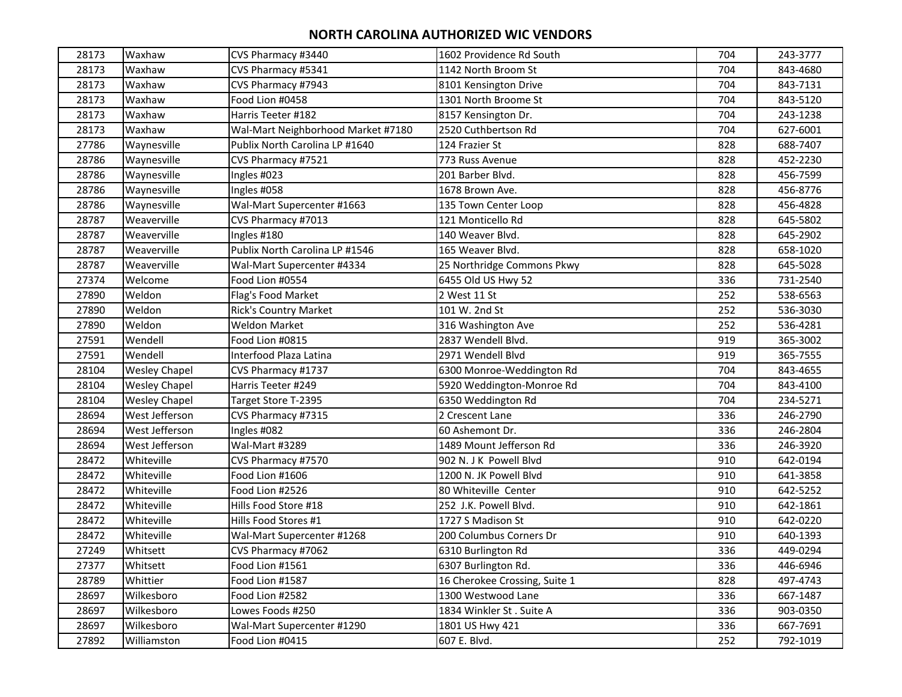# NORTH CAROLINA AUTHORIZED WIC VENDORS

| | | | | | |
|---|---|---|---|---|---|
| 28173 | Waxhaw | CVS Pharmacy #3440 | 1602 Providence Rd South | 704 | 243-3777 |
| 28173 | Waxhaw | CVS Pharmacy #5341 | 1142 North Broom St | 704 | 843-4680 |
| 28173 | Waxhaw | CVS Pharmacy #7943 | 8101 Kensington Drive | 704 | 843-7131 |
| 28173 | Waxhaw | Food Lion #0458 | 1301 North Broome St | 704 | 843-5120 |
| 28173 | Waxhaw | Harris Teeter #182 | 8157 Kensington Dr. | 704 | 243-1238 |
| 28173 | Waxhaw | Wal-Mart Neighborhood Market #7180 | 2520 Cuthbertson Rd | 704 | 627-6001 |
| 27786 | Waynesville | Publix North Carolina LP #1640 | 124 Frazier St | 828 | 688-7407 |
| 28786 | Waynesville | CVS Pharmacy #7521 | 773 Russ Avenue | 828 | 452-2230 |
| 28786 | Waynesville | Ingles #023 | 201 Barber Blvd. | 828 | 456-7599 |
| 28786 | Waynesville | Ingles #058 | 1678 Brown Ave. | 828 | 456-8776 |
| 28786 | Waynesville | Wal-Mart Supercenter #1663 | 135 Town Center Loop | 828 | 456-4828 |
| 28787 | Weaverville | CVS Pharmacy #7013 | 121 Monticello Rd | 828 | 645-5802 |
| 28787 | Weaverville | Ingles #180 | 140 Weaver Blvd. | 828 | 645-2902 |
| 28787 | Weaverville | Publix North Carolina LP #1546 | 165 Weaver Blvd. | 828 | 658-1020 |
| 28787 | Weaverville | Wal-Mart Supercenter #4334 | 25 Northridge Commons Pkwy | 828 | 645-5028 |
| 27374 | Welcome | Food Lion #0554 | 6455 Old US Hwy 52 | 336 | 731-2540 |
| 27890 | Weldon | Flag's Food Market | 2 West 11 St | 252 | 538-6563 |
| 27890 | Weldon | Rick's Country Market | 101 W. 2nd St | 252 | 536-3030 |
| 27890 | Weldon | Weldon Market | 316 Washington Ave | 252 | 536-4281 |
| 27591 | Wendell | Food Lion #0815 | 2837 Wendell Blvd. | 919 | 365-3002 |
| 27591 | Wendell | Interfood Plaza Latina | 2971 Wendell Blvd | 919 | 365-7555 |
| 28104 | Wesley Chapel | CVS Pharmacy #1737 | 6300 Monroe-Weddington Rd | 704 | 843-4655 |
| 28104 | Wesley Chapel | Harris Teeter #249 | 5920 Weddington-Monroe Rd | 704 | 843-4100 |
| 28104 | Wesley Chapel | Target Store T-2395 | 6350 Weddington Rd | 704 | 234-5271 |
| 28694 | West Jefferson | CVS Pharmacy #7315 | 2 Crescent Lane | 336 | 246-2790 |
| 28694 | West Jefferson | Ingles #082 | 60 Ashemont Dr. | 336 | 246-2804 |
| 28694 | West Jefferson | Wal-Mart #3289 | 1489 Mount Jefferson Rd | 336 | 246-3920 |
| 28472 | Whiteville | CVS Pharmacy #7570 | 902 N. J K Powell Blvd | 910 | 642-0194 |
| 28472 | Whiteville | Food Lion #1606 | 1200 N. JK Powell Blvd | 910 | 641-3858 |
| 28472 | Whiteville | Food Lion #2526 | 80 Whiteville Center | 910 | 642-5252 |
| 28472 | Whiteville | Hills Food Store #18 | 252 J.K. Powell Blvd. | 910 | 642-1861 |
| 28472 | Whiteville | Hills Food Stores #1 | 1727 S Madison St | 910 | 642-0220 |
| 28472 | Whiteville | Wal-Mart Supercenter #1268 | 200 Columbus Corners Dr | 910 | 640-1393 |
| 27249 | Whitsett | CVS Pharmacy #7062 | 6310 Burlington Rd | 336 | 449-0294 |
| 27377 | Whitsett | Food Lion #1561 | 6307 Burlington Rd. | 336 | 446-6946 |
| 28789 | Whittier | Food Lion #1587 | 16 Cherokee Crossing, Suite 1 | 828 | 497-4743 |
| 28697 | Wilkesboro | Food Lion #2582 | 1300 Westwood Lane | 336 | 667-1487 |
| 28697 | Wilkesboro | Lowes Foods #250 | 1834 Winkler St . Suite A | 336 | 903-0350 |
| 28697 | Wilkesboro | Wal-Mart Supercenter #1290 | 1801 US Hwy 421 | 336 | 667-7691 |
| 27892 | Williamston | Food Lion #0415 | 607 E. Blvd. | 252 | 792-1019 |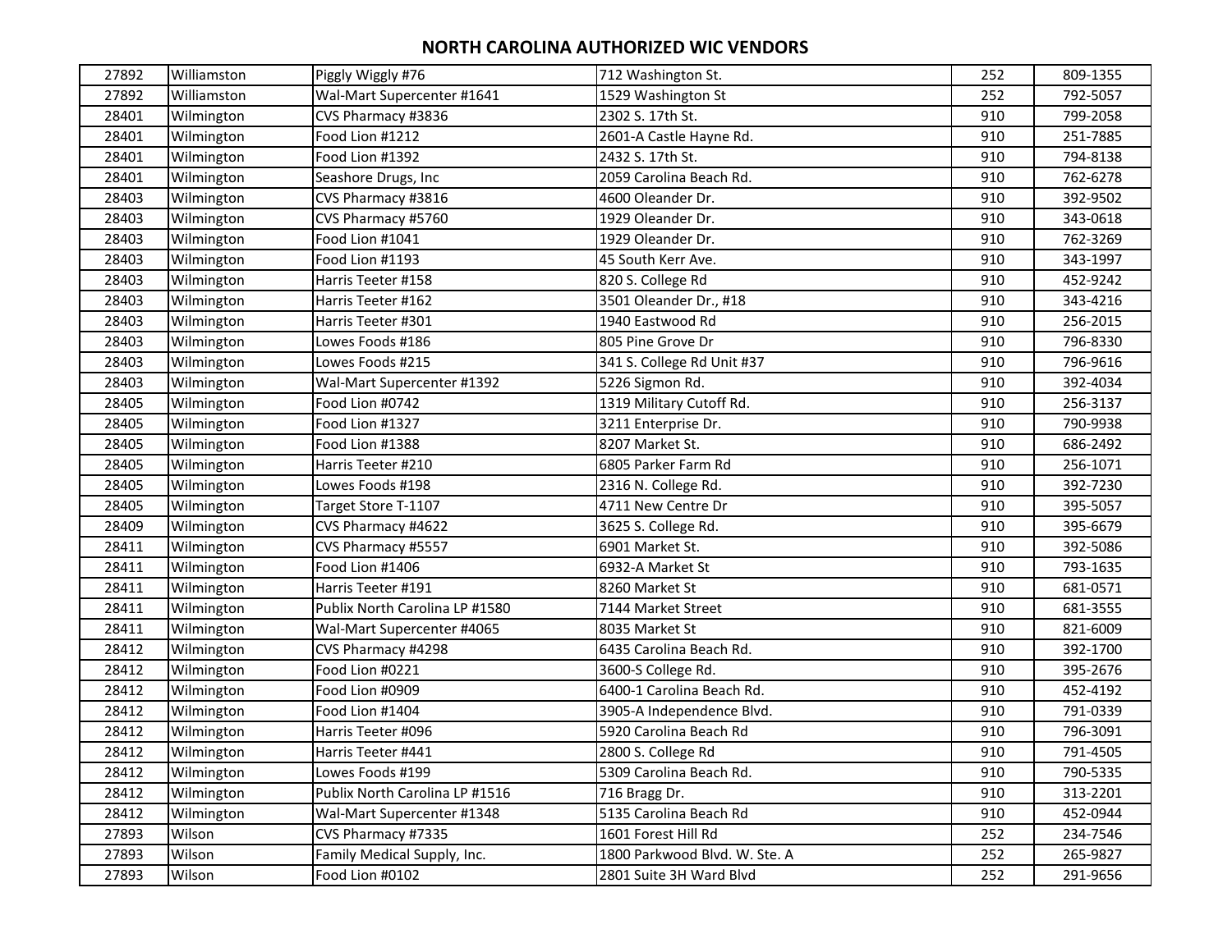# NORTH CAROLINA AUTHORIZED WIC VENDORS

| | | | | | |
|---|---|---|---|---|---|
| 27892 | Williamston | Piggly Wiggly #76 | 712 Washington St. | 252 | 809-1355 |
| 27892 | Williamston | Wal-Mart Supercenter #1641 | 1529 Washington St | 252 | 792-5057 |
| 28401 | Wilmington | CVS Pharmacy #3836 | 2302 S. 17th St. | 910 | 799-2058 |
| 28401 | Wilmington | Food Lion #1212 | 2601-A Castle Hayne Rd. | 910 | 251-7885 |
| 28401 | Wilmington | Food Lion #1392 | 2432 S. 17th St. | 910 | 794-8138 |
| 28401 | Wilmington | Seashore Drugs, Inc | 2059 Carolina Beach Rd. | 910 | 762-6278 |
| 28403 | Wilmington | CVS Pharmacy #3816 | 4600 Oleander Dr. | 910 | 392-9502 |
| 28403 | Wilmington | CVS Pharmacy #5760 | 1929 Oleander Dr. | 910 | 343-0618 |
| 28403 | Wilmington | Food Lion #1041 | 1929 Oleander Dr. | 910 | 762-3269 |
| 28403 | Wilmington | Food Lion #1193 | 45 South Kerr Ave. | 910 | 343-1997 |
| 28403 | Wilmington | Harris Teeter #158 | 820 S. College Rd | 910 | 452-9242 |
| 28403 | Wilmington | Harris Teeter #162 | 3501 Oleander Dr., #18 | 910 | 343-4216 |
| 28403 | Wilmington | Harris Teeter #301 | 1940 Eastwood Rd | 910 | 256-2015 |
| 28403 | Wilmington | Lowes Foods #186 | 805 Pine Grove Dr | 910 | 796-8330 |
| 28403 | Wilmington | Lowes Foods #215 | 341 S. College Rd Unit #37 | 910 | 796-9616 |
| 28403 | Wilmington | Wal-Mart Supercenter #1392 | 5226 Sigmon Rd. | 910 | 392-4034 |
| 28405 | Wilmington | Food Lion #0742 | 1319 Military Cutoff Rd. | 910 | 256-3137 |
| 28405 | Wilmington | Food Lion #1327 | 3211 Enterprise Dr. | 910 | 790-9938 |
| 28405 | Wilmington | Food Lion #1388 | 8207 Market St. | 910 | 686-2492 |
| 28405 | Wilmington | Harris Teeter #210 | 6805 Parker Farm Rd | 910 | 256-1071 |
| 28405 | Wilmington | Lowes Foods #198 | 2316 N. College Rd. | 910 | 392-7230 |
| 28405 | Wilmington | Target Store T-1107 | 4711 New Centre Dr | 910 | 395-5057 |
| 28409 | Wilmington | CVS Pharmacy #4622 | 3625 S. College Rd. | 910 | 395-6679 |
| 28411 | Wilmington | CVS Pharmacy #5557 | 6901 Market St. | 910 | 392-5086 |
| 28411 | Wilmington | Food Lion #1406 | 6932-A Market St | 910 | 793-1635 |
| 28411 | Wilmington | Harris Teeter #191 | 8260 Market St | 910 | 681-0571 |
| 28411 | Wilmington | Publix North Carolina LP #1580 | 7144 Market Street | 910 | 681-3555 |
| 28411 | Wilmington | Wal-Mart Supercenter #4065 | 8035 Market St | 910 | 821-6009 |
| 28412 | Wilmington | CVS Pharmacy #4298 | 6435 Carolina Beach Rd. | 910 | 392-1700 |
| 28412 | Wilmington | Food Lion #0221 | 3600-S College Rd. | 910 | 395-2676 |
| 28412 | Wilmington | Food Lion #0909 | 6400-1 Carolina Beach Rd. | 910 | 452-4192 |
| 28412 | Wilmington | Food Lion #1404 | 3905-A Independence Blvd. | 910 | 791-0339 |
| 28412 | Wilmington | Harris Teeter #096 | 5920 Carolina Beach Rd | 910 | 796-3091 |
| 28412 | Wilmington | Harris Teeter #441 | 2800 S. College Rd | 910 | 791-4505 |
| 28412 | Wilmington | Lowes Foods #199 | 5309 Carolina Beach Rd. | 910 | 790-5335 |
| 28412 | Wilmington | Publix North Carolina LP #1516 | 716 Bragg Dr. | 910 | 313-2201 |
| 28412 | Wilmington | Wal-Mart Supercenter #1348 | 5135 Carolina Beach Rd | 910 | 452-0944 |
| 27893 | Wilson | CVS Pharmacy #7335 | 1601 Forest Hill Rd | 252 | 234-7546 |
| 27893 | Wilson | Family Medical Supply, Inc. | 1800 Parkwood Blvd. W. Ste. A | 252 | 265-9827 |
| 27893 | Wilson | Food Lion #0102 | 2801 Suite 3H Ward Blvd | 252 | 291-9656 |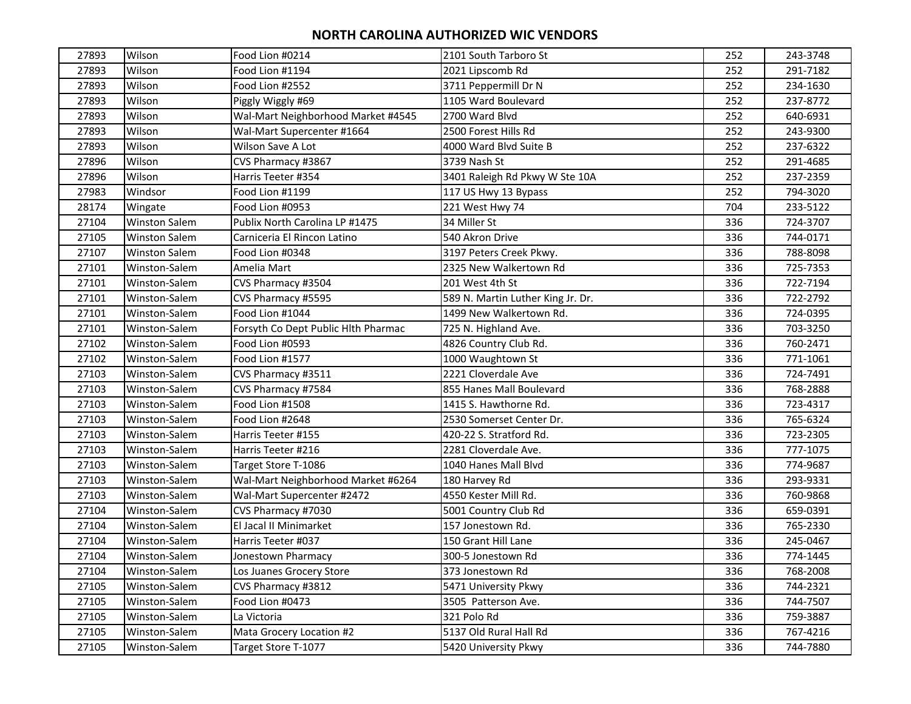# NORTH CAROLINA AUTHORIZED WIC VENDORS

| | | | | | |
|---|---|---|---|---|---|
| 27893 | Wilson | Food Lion #0214 | 2101 South Tarboro St | 252 | 243-3748 |
| 27893 | Wilson | Food Lion #1194 | 2021 Lipscomb Rd | 252 | 291-7182 |
| 27893 | Wilson | Food Lion #2552 | 3711 Peppermill Dr N | 252 | 234-1630 |
| 27893 | Wilson | Piggly Wiggly #69 | 1105 Ward Boulevard | 252 | 237-8772 |
| 27893 | Wilson | Wal-Mart Neighborhood Market #4545 | 2700 Ward Blvd | 252 | 640-6931 |
| 27893 | Wilson | Wal-Mart Supercenter #1664 | 2500 Forest Hills Rd | 252 | 243-9300 |
| 27893 | Wilson | Wilson Save A Lot | 4000 Ward Blvd Suite B | 252 | 237-6322 |
| 27896 | Wilson | CVS Pharmacy #3867 | 3739 Nash St | 252 | 291-4685 |
| 27896 | Wilson | Harris Teeter #354 | 3401 Raleigh Rd Pkwy W Ste 10A | 252 | 237-2359 |
| 27983 | Windsor | Food Lion #1199 | 117 US Hwy 13 Bypass | 252 | 794-3020 |
| 28174 | Wingate | Food Lion #0953 | 221 West Hwy 74 | 704 | 233-5122 |
| 27104 | Winston Salem | Publix North Carolina LP #1475 | 34 Miller St | 336 | 724-3707 |
| 27105 | Winston Salem | Carniceria El Rincon Latino | 540 Akron Drive | 336 | 744-0171 |
| 27107 | Winston Salem | Food Lion #0348 | 3197 Peters Creek Pkwy. | 336 | 788-8098 |
| 27101 | Winston-Salem | Amelia Mart | 2325 New Walkertown Rd | 336 | 725-7353 |
| 27101 | Winston-Salem | CVS Pharmacy #3504 | 201 West 4th St | 336 | 722-7194 |
| 27101 | Winston-Salem | CVS Pharmacy #5595 | 589 N. Martin Luther King Jr. Dr. | 336 | 722-2792 |
| 27101 | Winston-Salem | Food Lion #1044 | 1499 New Walkertown Rd. | 336 | 724-0395 |
| 27101 | Winston-Salem | Forsyth Co Dept Public Hlth Pharmac | 725 N. Highland Ave. | 336 | 703-3250 |
| 27102 | Winston-Salem | Food Lion #0593 | 4826 Country Club Rd. | 336 | 760-2471 |
| 27102 | Winston-Salem | Food Lion #1577 | 1000 Waughtown St | 336 | 771-1061 |
| 27103 | Winston-Salem | CVS Pharmacy #3511 | 2221 Cloverdale Ave | 336 | 724-7491 |
| 27103 | Winston-Salem | CVS Pharmacy #7584 | 855 Hanes Mall Boulevard | 336 | 768-2888 |
| 27103 | Winston-Salem | Food Lion #1508 | 1415 S. Hawthorne Rd. | 336 | 723-4317 |
| 27103 | Winston-Salem | Food Lion #2648 | 2530 Somerset Center Dr. | 336 | 765-6324 |
| 27103 | Winston-Salem | Harris Teeter #155 | 420-22 S. Stratford Rd. | 336 | 723-2305 |
| 27103 | Winston-Salem | Harris Teeter #216 | 2281 Cloverdale Ave. | 336 | 777-1075 |
| 27103 | Winston-Salem | Target Store T-1086 | 1040 Hanes Mall Blvd | 336 | 774-9687 |
| 27103 | Winston-Salem | Wal-Mart Neighborhood Market #6264 | 180 Harvey Rd | 336 | 293-9331 |
| 27103 | Winston-Salem | Wal-Mart Supercenter #2472 | 4550 Kester Mill Rd. | 336 | 760-9868 |
| 27104 | Winston-Salem | CVS Pharmacy #7030 | 5001 Country Club Rd | 336 | 659-0391 |
| 27104 | Winston-Salem | El Jacal II Minimarket | 157 Jonestown Rd. | 336 | 765-2330 |
| 27104 | Winston-Salem | Harris Teeter #037 | 150 Grant Hill Lane | 336 | 245-0467 |
| 27104 | Winston-Salem | Jonestown Pharmacy | 300-5 Jonestown Rd | 336 | 774-1445 |
| 27104 | Winston-Salem | Los Juanes Grocery Store | 373 Jonestown Rd | 336 | 768-2008 |
| 27105 | Winston-Salem | CVS Pharmacy #3812 | 5471 University Pkwy | 336 | 744-2321 |
| 27105 | Winston-Salem | Food Lion #0473 | 3505 Patterson Ave. | 336 | 744-7507 |
| 27105 | Winston-Salem | La Victoria | 321 Polo Rd | 336 | 759-3887 |
| 27105 | Winston-Salem | Mata Grocery Location #2 | 5137 Old Rural Hall Rd | 336 | 767-4216 |
| 27105 | Winston-Salem | Target Store T-1077 | 5420 University Pkwy | 336 | 744-7880 |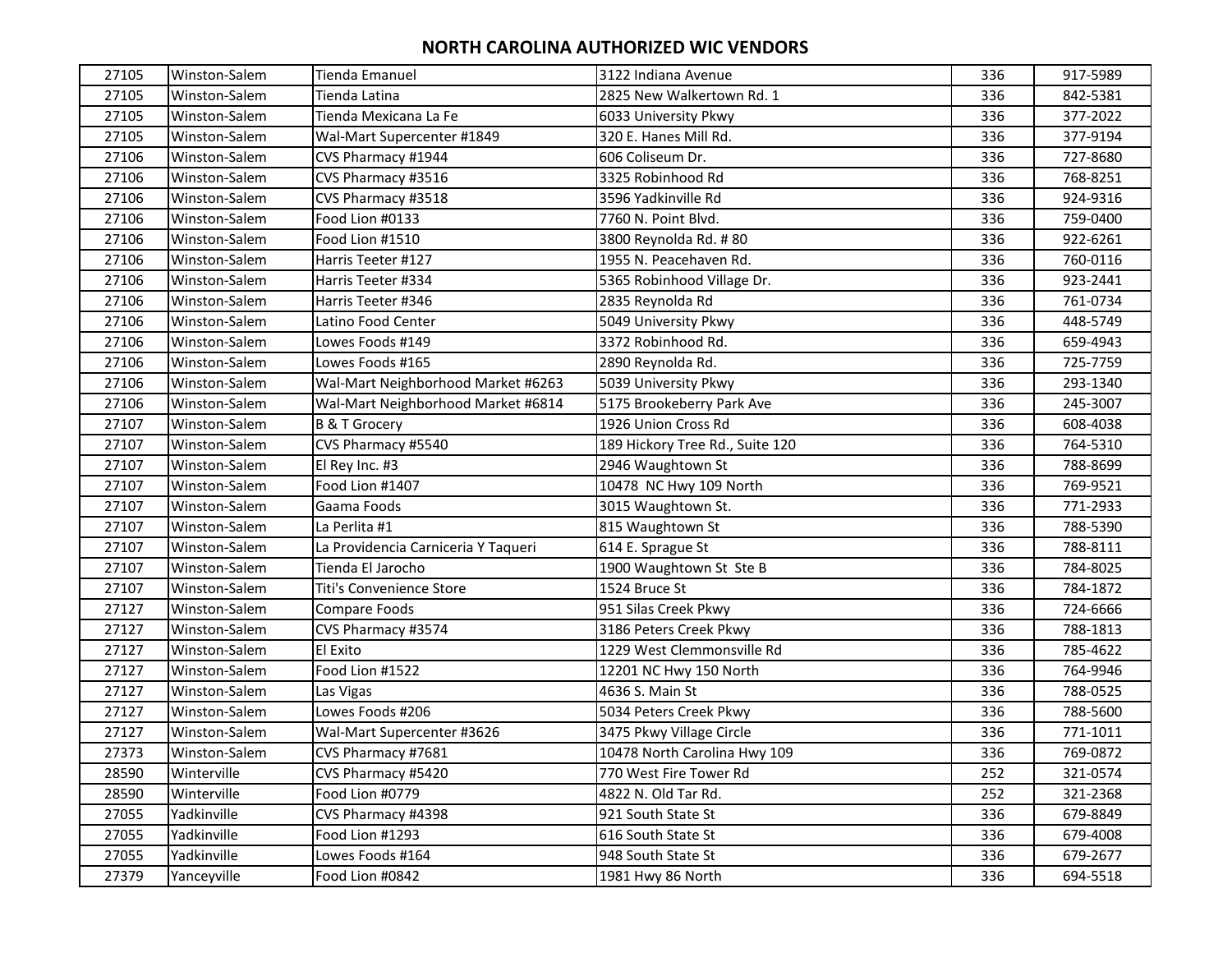# NORTH CAROLINA AUTHORIZED WIC VENDORS

| | | | | | |
|---|---|---|---|---|---|
| 27105 | Winston-Salem | Tienda Emanuel | 3122 Indiana Avenue | 336 | 917-5989 |
| 27105 | Winston-Salem | Tienda Latina | 2825 New Walkertown Rd. 1 | 336 | 842-5381 |
| 27105 | Winston-Salem | Tienda Mexicana La Fe | 6033 University Pkwy | 336 | 377-2022 |
| 27105 | Winston-Salem | Wal-Mart Supercenter #1849 | 320 E. Hanes Mill Rd. | 336 | 377-9194 |
| 27106 | Winston-Salem | CVS Pharmacy #1944 | 606 Coliseum Dr. | 336 | 727-8680 |
| 27106 | Winston-Salem | CVS Pharmacy #3516 | 3325 Robinhood Rd | 336 | 768-8251 |
| 27106 | Winston-Salem | CVS Pharmacy #3518 | 3596 Yadkinville Rd | 336 | 924-9316 |
| 27106 | Winston-Salem | Food Lion #0133 | 7760 N. Point Blvd. | 336 | 759-0400 |
| 27106 | Winston-Salem | Food Lion #1510 | 3800 Reynolda Rd. # 80 | 336 | 922-6261 |
| 27106 | Winston-Salem | Harris Teeter #127 | 1955 N. Peacehaven Rd. | 336 | 760-0116 |
| 27106 | Winston-Salem | Harris Teeter #334 | 5365 Robinhood Village Dr. | 336 | 923-2441 |
| 27106 | Winston-Salem | Harris Teeter #346 | 2835 Reynolda Rd | 336 | 761-0734 |
| 27106 | Winston-Salem | Latino Food Center | 5049 University Pkwy | 336 | 448-5749 |
| 27106 | Winston-Salem | Lowes Foods #149 | 3372 Robinhood Rd. | 336 | 659-4943 |
| 27106 | Winston-Salem | Lowes Foods #165 | 2890 Reynolda Rd. | 336 | 725-7759 |
| 27106 | Winston-Salem | Wal-Mart Neighborhood Market #6263 | 5039 University Pkwy | 336 | 293-1340 |
| 27106 | Winston-Salem | Wal-Mart Neighborhood Market #6814 | 5175 Brookeberry Park Ave | 336 | 245-3007 |
| 27107 | Winston-Salem | B & T Grocery | 1926 Union Cross Rd | 336 | 608-4038 |
| 27107 | Winston-Salem | CVS Pharmacy #5540 | 189 Hickory Tree Rd., Suite 120 | 336 | 764-5310 |
| 27107 | Winston-Salem | El Rey Inc. #3 | 2946 Waughtown St | 336 | 788-8699 |
| 27107 | Winston-Salem | Food Lion #1407 | 10478 NC Hwy 109 North | 336 | 769-9521 |
| 27107 | Winston-Salem | Gaama Foods | 3015 Waughtown St. | 336 | 771-2933 |
| 27107 | Winston-Salem | La Perlita #1 | 815 Waughtown St | 336 | 788-5390 |
| 27107 | Winston-Salem | La Providencia Carniceria Y Taqueri | 614 E. Sprague St | 336 | 788-8111 |
| 27107 | Winston-Salem | Tienda El Jarocho | 1900 Waughtown St Ste B | 336 | 784-8025 |
| 27107 | Winston-Salem | Titi's Convenience Store | 1524 Bruce St | 336 | 784-1872 |
| 27127 | Winston-Salem | Compare Foods | 951 Silas Creek Pkwy | 336 | 724-6666 |
| 27127 | Winston-Salem | CVS Pharmacy #3574 | 3186 Peters Creek Pkwy | 336 | 788-1813 |
| 27127 | Winston-Salem | El Exito | 1229 West Clemmonsville Rd | 336 | 785-4622 |
| 27127 | Winston-Salem | Food Lion #1522 | 12201 NC Hwy 150 North | 336 | 764-9946 |
| 27127 | Winston-Salem | Las Vigas | 4636 S. Main St | 336 | 788-0525 |
| 27127 | Winston-Salem | Lowes Foods #206 | 5034 Peters Creek Pkwy | 336 | 788-5600 |
| 27127 | Winston-Salem | Wal-Mart Supercenter #3626 | 3475 Pkwy Village Circle | 336 | 771-1011 |
| 27373 | Winston-Salem | CVS Pharmacy #7681 | 10478 North Carolina Hwy 109 | 336 | 769-0872 |
| 28590 | Winterville | CVS Pharmacy #5420 | 770 West Fire Tower Rd | 252 | 321-0574 |
| 28590 | Winterville | Food Lion #0779 | 4822 N. Old Tar Rd. | 252 | 321-2368 |
| 27055 | Yadkinville | CVS Pharmacy #4398 | 921 South State St | 336 | 679-8849 |
| 27055 | Yadkinville | Food Lion #1293 | 616 South State St | 336 | 679-4008 |
| 27055 | Yadkinville | Lowes Foods #164 | 948 South State St | 336 | 679-2677 |
| 27379 | Yanceyville | Food Lion #0842 | 1981 Hwy 86 North | 336 | 694-5518 |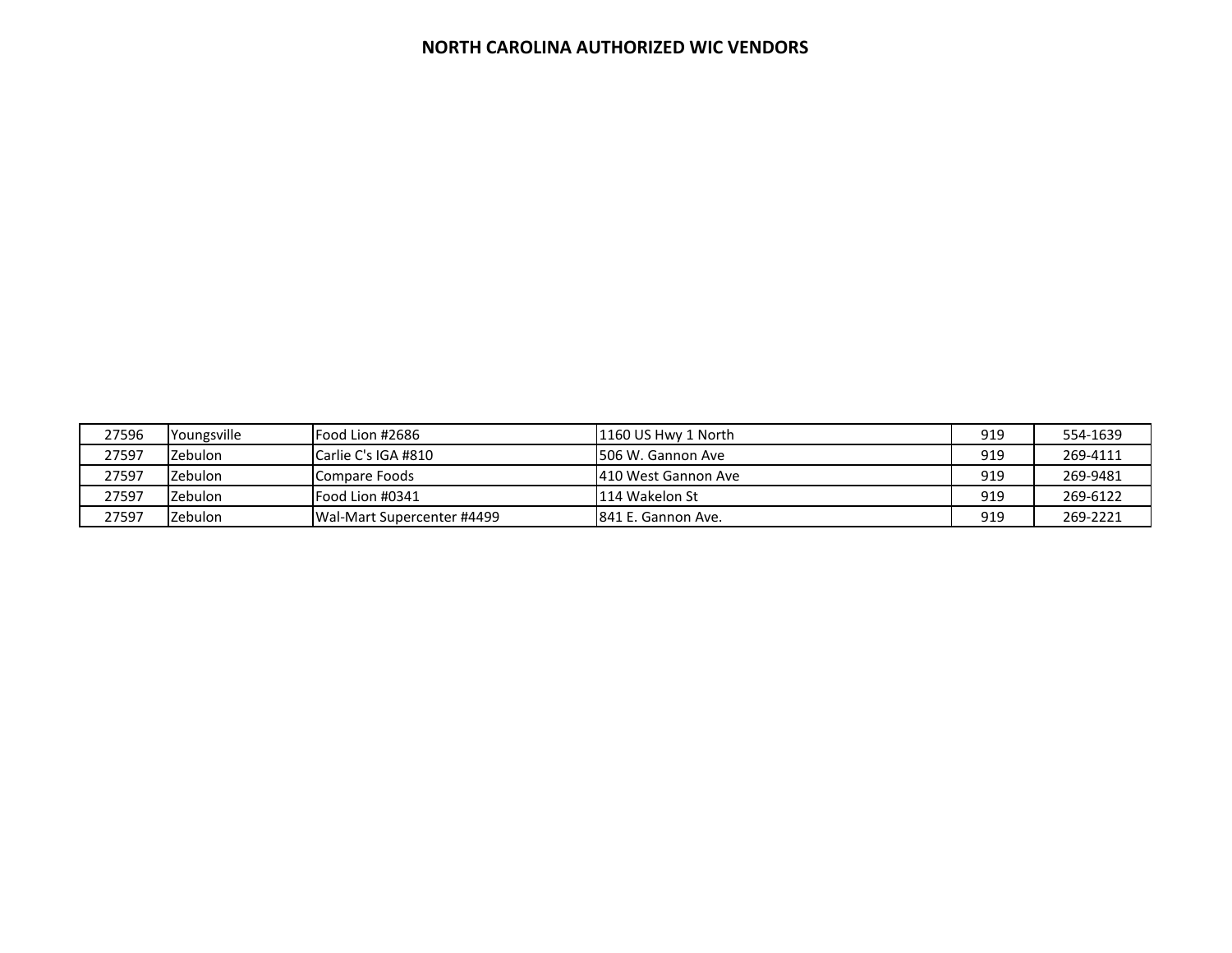**NORTH CAROLINA AUTHORIZED WIC VENDORS**

| | | | | | |
|---|---|---|---|---|---|
| 27596 | Youngsville | Food Lion #2686 | 1160 US Hwy 1 North | 919 | 554-1639 |
| 27597 | Zebulon | Carlie C's IGA #810 | 506 W. Gannon Ave | 919 | 269-4111 |
| 27597 | Zebulon | Compare Foods | 410 West Gannon Ave | 919 | 269-9481 |
| 27597 | Zebulon | Food Lion #0341 | 114 Wakelon St | 919 | 269-6122 |
| 27597 | Zebulon | Wal-Mart Supercenter #4499 | 841 E. Gannon Ave. | 919 | 269-2221 |